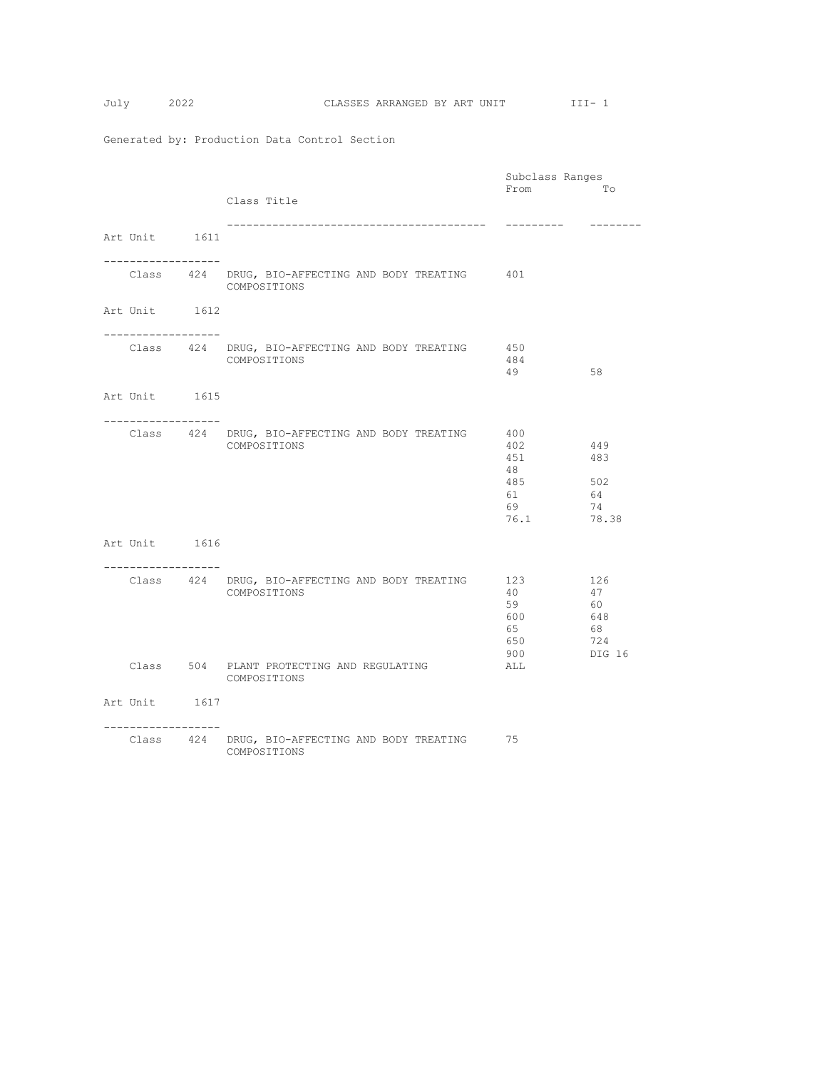# CLASSES ARRANGED BY ART UNIT

Generated by: Production Data Control Section

| Art Unit | Class | Class Title | Subclass Ranges From | To |
|---|---|---|---|---|
| **Art Unit 1611** | | | | |
| | Class 424 | DRUG, BIO-AFFECTING AND BODY TREATING COMPOSITIONS | 401 | |
| **Art Unit 1612** | | | | |
| | Class 424 | DRUG, BIO-AFFECTING AND BODY TREATING COMPOSITIONS | 450 | |
| | | | 484 | |
| | | | 49 | 58 |
| **Art Unit 1615** | | | | |
| | Class 424 | DRUG, BIO-AFFECTING AND BODY TREATING COMPOSITIONS | 400 | |
| | | | 402 | 449 |
| | | | 451 | 483 |
| | | | 48 | |
| | | | 485 | 502 |
| | | | 61 | 64 |
| | | | 69 | 74 |
| | | | 76.1 | 78.38 |
| **Art Unit 1616** | | | | |
| | Class 424 | DRUG, BIO-AFFECTING AND BODY TREATING COMPOSITIONS | 123 | 126 |
| | | | 40 | 47 |
| | | | 59 | 60 |
| | | | 600 | 648 |
| | | | 65 | 68 |
| | | | 650 | 724 |
| | | | 900 | DIG 16 |
| | Class 504 | PLANT PROTECTING AND REGULATING COMPOSITIONS | ALL | |
| **Art Unit 1617** | | | | |
| | Class 424 | DRUG, BIO-AFFECTING AND BODY TREATING COMPOSITIONS | 75 | |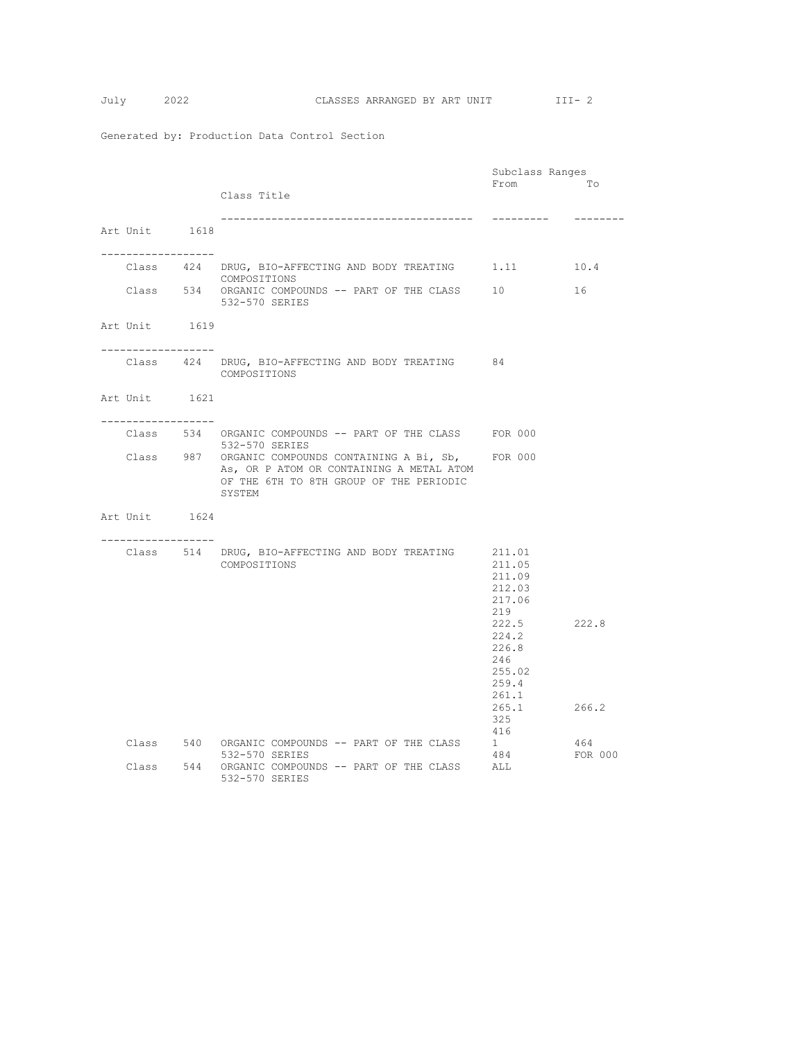Generated by: Production Data Control Section

| Art Unit | Class | Class Title | Subclass Ranges From | To |
|---|---|---|---|---|
| **Art Unit 1618** | | | | |
| | Class 424 | DRUG, BIO-AFFECTING AND BODY TREATING COMPOSITIONS | 1.11 | 10.4 |
| | Class 534 | ORGANIC COMPOUNDS -- PART OF THE CLASS 532-570 SERIES | 10 | 16 |
| **Art Unit 1619** | | | | |
| | Class 424 | DRUG, BIO-AFFECTING AND BODY TREATING COMPOSITIONS | 84 | |
| **Art Unit 1621** | | | | |
| | Class 534 | ORGANIC COMPOUNDS -- PART OF THE CLASS 532-570 SERIES | FOR 000 | |
| | Class 987 | ORGANIC COMPOUNDS CONTAINING A Bi, Sb, As, OR P ATOM OR CONTAINING A METAL ATOM OF THE 6TH TO 8TH GROUP OF THE PERIODIC SYSTEM | FOR 000 | |
| **Art Unit 1624** | | | | |
| | Class 514 | DRUG, BIO-AFFECTING AND BODY TREATING COMPOSITIONS | 211.01 | |
| | | | 211.05 | |
| | | | 211.09 | |
| | | | 212.03 | |
| | | | 217.06 | |
| | | | 219 | |
| | | | 222.5 | 222.8 |
| | | | 224.2 | |
| | | | 226.8 | |
| | | | 246 | |
| | | | 255.02 | |
| | | | 259.4 | |
| | | | 261.1 | |
| | | | 265.1 | 266.2 |
| | | | 325 | |
| | | | 416 | |
| | Class 540 | ORGANIC COMPOUNDS -- PART OF THE CLASS 532-570 SERIES | 1 | 464 |
| | | | 484 | FOR 000 |
| | Class 544 | ORGANIC COMPOUNDS -- PART OF THE CLASS 532-570 SERIES | ALL | |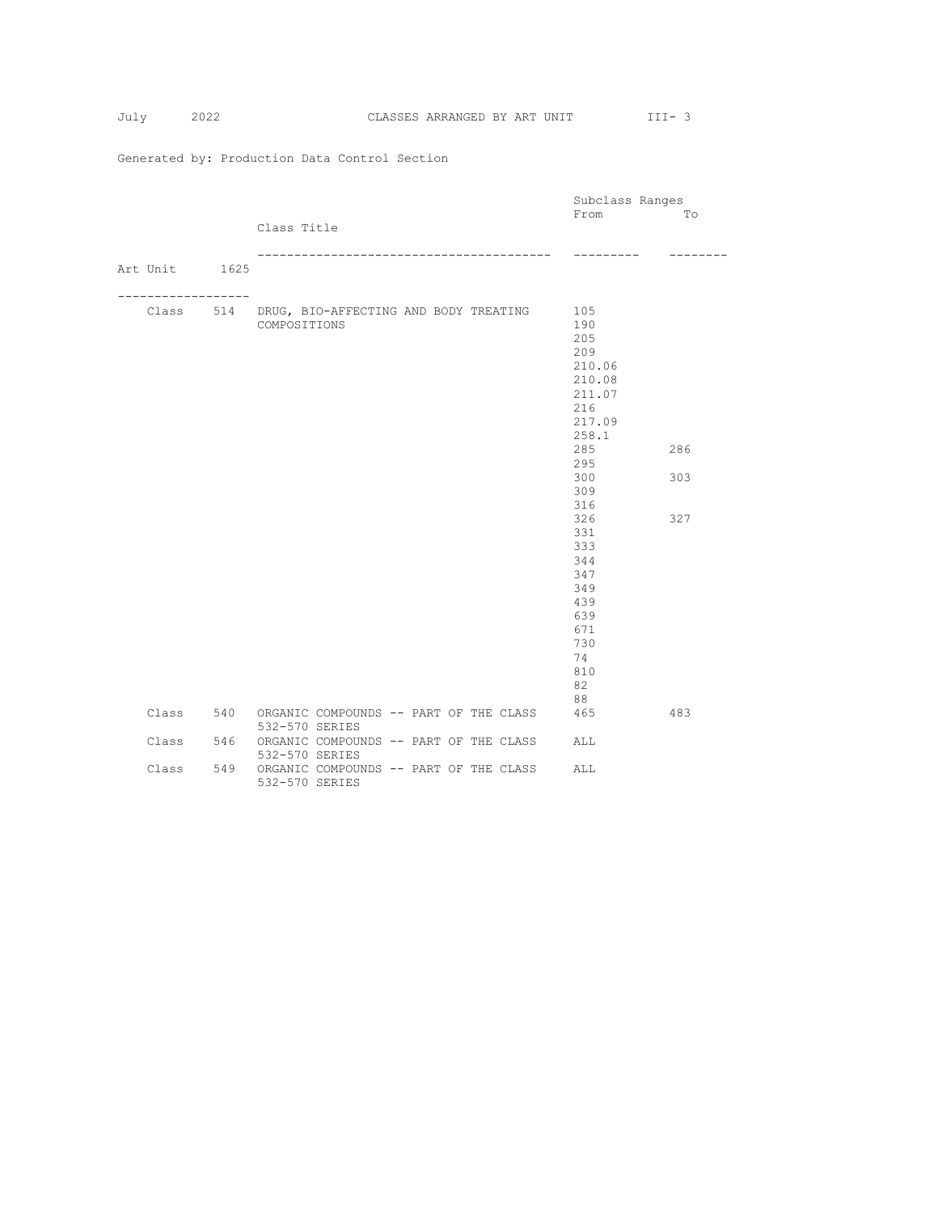Generated by: Production Data Control Section

## Art Unit 1625

| Class | Class Title | Subclass Ranges From | To |
|---|---|---|---|
| Class 514 | DRUG, BIO-AFFECTING AND BODY TREATING COMPOSITIONS | 105 | |
| | | 190 | |
| | | 205 | |
| | | 209 | |
| | | 210.06 | |
| | | 210.08 | |
| | | 211.07 | |
| | | 216 | |
| | | 217.09 | |
| | | 258.1 | |
| | | 285 | 286 |
| | | 295 | |
| | | 300 | 303 |
| | | 309 | |
| | | 316 | |
| | | 326 | 327 |
| | | 331 | |
| | | 333 | |
| | | 344 | |
| | | 347 | |
| | | 349 | |
| | | 439 | |
| | | 639 | |
| | | 671 | |
| | | 730 | |
| | | 74 | |
| | | 810 | |
| | | 82 | |
| | | 88 | |
| Class 540 | ORGANIC COMPOUNDS -- PART OF THE CLASS 532-570 SERIES | 465 | 483 |
| Class 546 | ORGANIC COMPOUNDS -- PART OF THE CLASS 532-570 SERIES | ALL | |
| Class 549 | ORGANIC COMPOUNDS -- PART OF THE CLASS 532-570 SERIES | ALL | |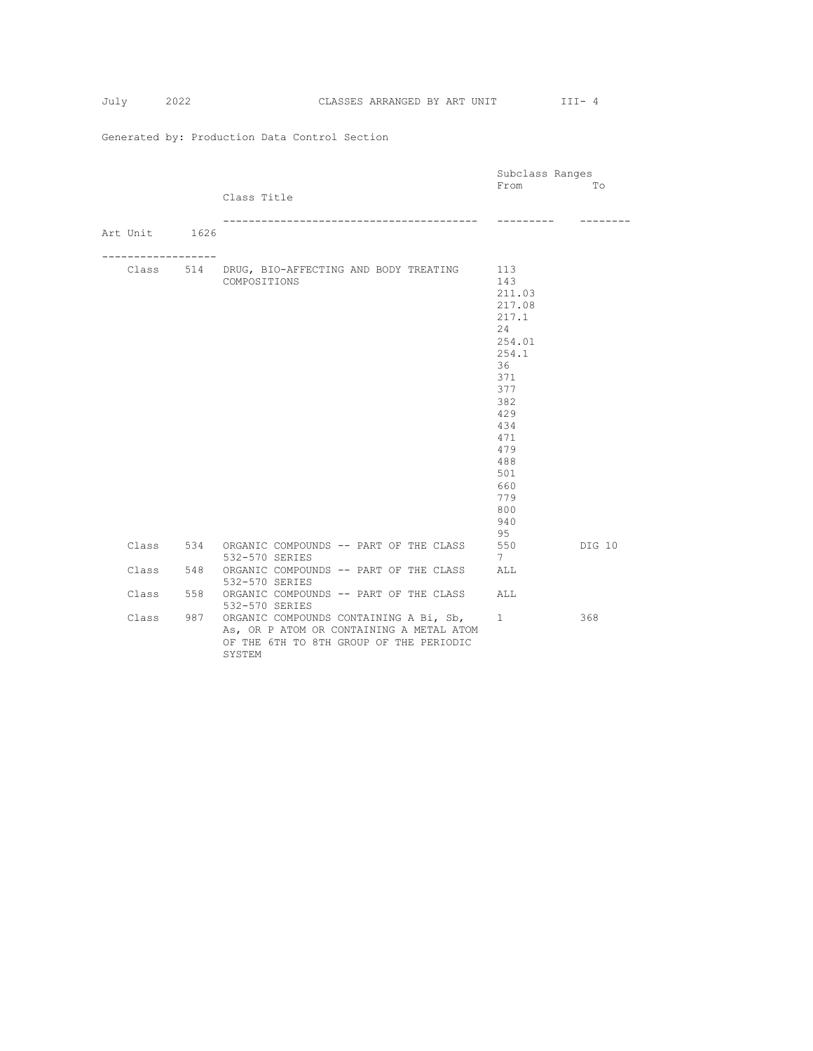Generated by: Production Data Control Section

## Art Unit 1626

| | Class Title | Subclass Ranges From | To |
|---|---|---|---|
| Class 514 | DRUG, BIO-AFFECTING AND BODY TREATING COMPOSITIONS | 113 | |
| | | 143 | |
| | | 211.03 | |
| | | 217.08 | |
| | | 217.1 | |
| | | 24 | |
| | | 254.01 | |
| | | 254.1 | |
| | | 36 | |
| | | 371 | |
| | | 377 | |
| | | 382 | |
| | | 429 | |
| | | 434 | |
| | | 471 | |
| | | 479 | |
| | | 488 | |
| | | 501 | |
| | | 660 | |
| | | 779 | |
| | | 800 | |
| | | 940 | |
| | | 95 | |
| Class 534 | ORGANIC COMPOUNDS -- PART OF THE CLASS 532-570 SERIES | 550 | DIG 10 |
| | | 7 | |
| Class 548 | ORGANIC COMPOUNDS -- PART OF THE CLASS 532-570 SERIES | ALL | |
| Class 558 | ORGANIC COMPOUNDS -- PART OF THE CLASS 532-570 SERIES | ALL | |
| Class 987 | ORGANIC COMPOUNDS CONTAINING A Bi, Sb, As, OR P ATOM OR CONTAINING A METAL ATOM OF THE 6TH TO 8TH GROUP OF THE PERIODIC SYSTEM | 1 | 368 |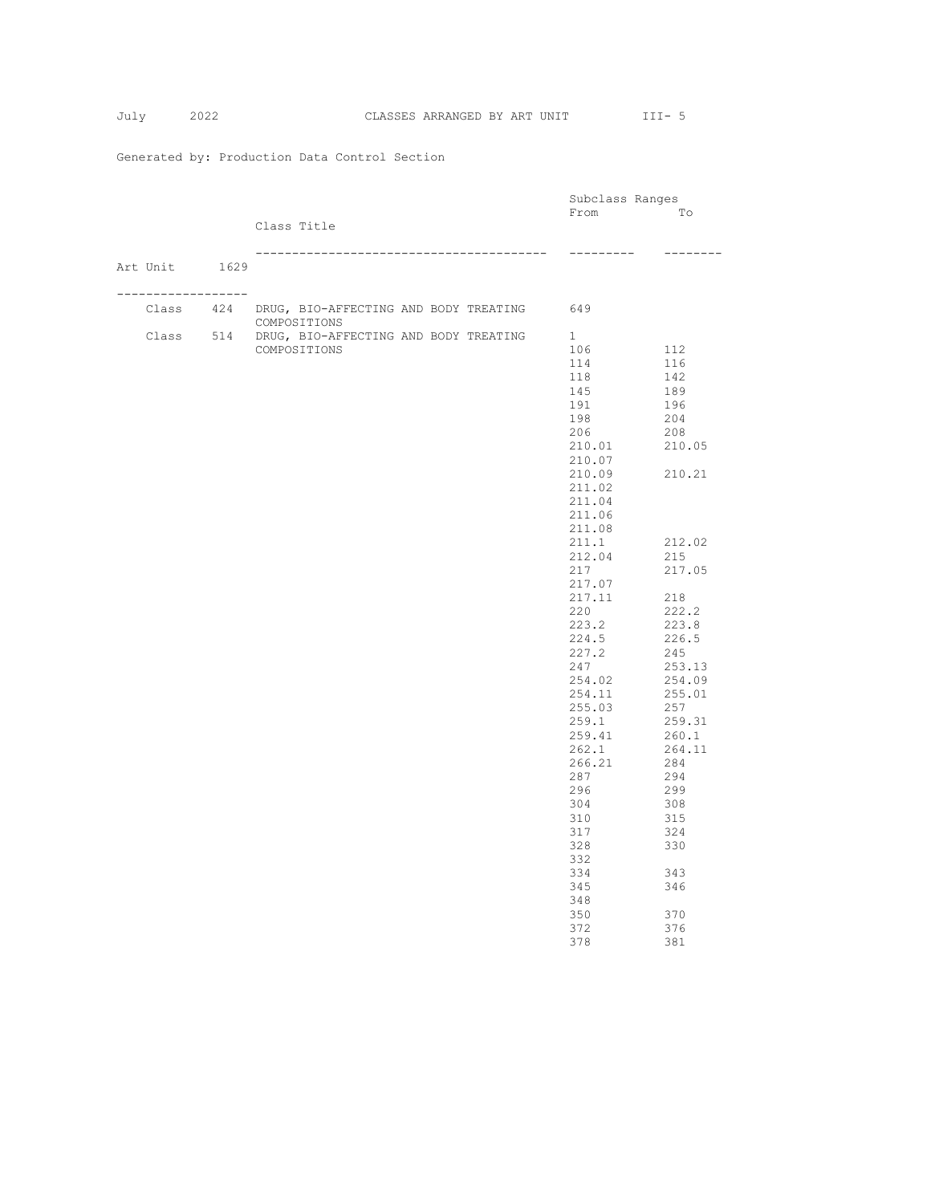Generated by: Production Data Control Section

## Art Unit 1629

| Class | Class Title | Subclass Ranges From | To |
|---|---|---|---|
| Class 424 | DRUG, BIO-AFFECTING AND BODY TREATING COMPOSITIONS | 649 | |
| Class 514 | DRUG, BIO-AFFECTING AND BODY TREATING COMPOSITIONS | 1 | |
| | | 106 | 112 |
| | | 114 | 116 |
| | | 118 | 142 |
| | | 145 | 189 |
| | | 191 | 196 |
| | | 198 | 204 |
| | | 206 | 208 |
| | | 210.01 | 210.05 |
| | | 210.07 | |
| | | 210.09 | 210.21 |
| | | 211.02 | |
| | | 211.04 | |
| | | 211.06 | |
| | | 211.08 | |
| | | 211.1 | 212.02 |
| | | 212.04 | 215 |
| | | 217 | 217.05 |
| | | 217.07 | |
| | | 217.11 | 218 |
| | | 220 | 222.2 |
| | | 223.2 | 223.8 |
| | | 224.5 | 226.5 |
| | | 227.2 | 245 |
| | | 247 | 253.13 |
| | | 254.02 | 254.09 |
| | | 254.11 | 255.01 |
| | | 255.03 | 257 |
| | | 259.1 | 259.31 |
| | | 259.41 | 260.1 |
| | | 262.1 | 264.11 |
| | | 266.21 | 284 |
| | | 287 | 294 |
| | | 296 | 299 |
| | | 304 | 308 |
| | | 310 | 315 |
| | | 317 | 324 |
| | | 328 | 330 |
| | | 332 | |
| | | 334 | 343 |
| | | 345 | 346 |
| | | 348 | |
| | | 350 | 370 |
| | | 372 | 376 |
| | | 378 | 381 |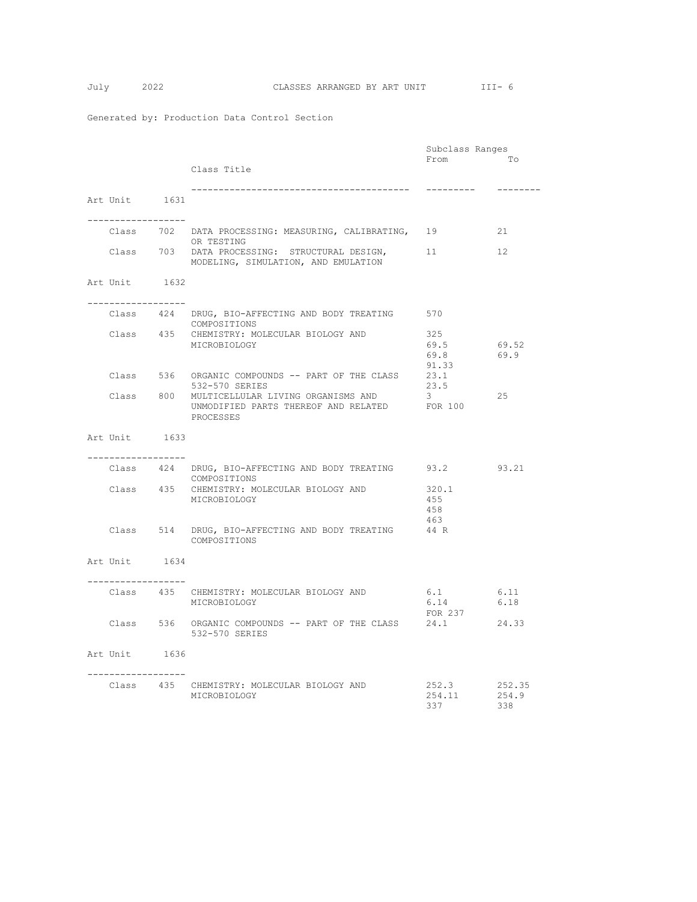Generated by: Production Data Control Section

| Art Unit | Class | Class Title | Subclass Ranges From | To |
|---|---|---|---|---|
| **Art Unit 1631** | | | | |
| | Class 702 | DATA PROCESSING: MEASURING, CALIBRATING, OR TESTING | 19 | 21 |
| | Class 703 | DATA PROCESSING: STRUCTURAL DESIGN, MODELING, SIMULATION, AND EMULATION | 11 | 12 |
| **Art Unit 1632** | | | | |
| | Class 424 | DRUG, BIO-AFFECTING AND BODY TREATING COMPOSITIONS | 570 | |
| | Class 435 | CHEMISTRY: MOLECULAR BIOLOGY AND MICROBIOLOGY | 325 | |
| | | | 69.5 | 69.52 |
| | | | 69.8 | 69.9 |
| | | | 91.33 | |
| | Class 536 | ORGANIC COMPOUNDS -- PART OF THE CLASS 532-570 SERIES | 23.1 | |
| | | | 23.5 | |
| | Class 800 | MULTICELLULAR LIVING ORGANISMS AND UNMODIFIED PARTS THEREOF AND RELATED PROCESSES | 3 | 25 |
| | | | FOR 100 | |
| **Art Unit 1633** | | | | |
| | Class 424 | DRUG, BIO-AFFECTING AND BODY TREATING COMPOSITIONS | 93.2 | 93.21 |
| | Class 435 | CHEMISTRY: MOLECULAR BIOLOGY AND MICROBIOLOGY | 320.1 | |
| | | | 455 | |
| | | | 458 | |
| | | | 463 | |
| | Class 514 | DRUG, BIO-AFFECTING AND BODY TREATING COMPOSITIONS | 44 R | |
| **Art Unit 1634** | | | | |
| | Class 435 | CHEMISTRY: MOLECULAR BIOLOGY AND MICROBIOLOGY | 6.1 | 6.11 |
| | | | 6.14 | 6.18 |
| | | | FOR 237 | |
| | Class 536 | ORGANIC COMPOUNDS -- PART OF THE CLASS 532-570 SERIES | 24.1 | 24.33 |
| **Art Unit 1636** | | | | |
| | Class 435 | CHEMISTRY: MOLECULAR BIOLOGY AND MICROBIOLOGY | 252.3 | 252.35 |
| | | | 254.11 | 254.9 |
| | | | 337 | 338 |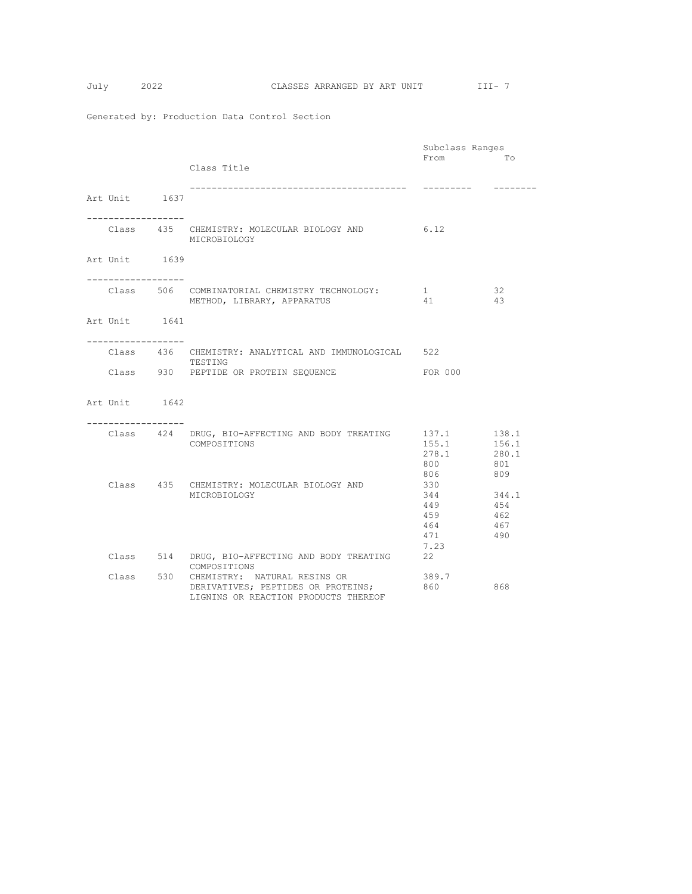Generated by: Production Data Control Section

| Art Unit | Class | Class Title | Subclass Ranges From | To |
|---|---|---|---|---|
| **Art Unit 1637** | | | | |
| | Class 435 | CHEMISTRY: MOLECULAR BIOLOGY AND MICROBIOLOGY | 6.12 | |
| **Art Unit 1639** | | | | |
| | Class 506 | COMBINATORIAL CHEMISTRY TECHNOLOGY: METHOD, LIBRARY, APPARATUS | 1 | 32 |
| | | | 41 | 43 |
| **Art Unit 1641** | | | | |
| | Class 436 | CHEMISTRY: ANALYTICAL AND IMMUNOLOGICAL TESTING | 522 | |
| | Class 930 | PEPTIDE OR PROTEIN SEQUENCE | FOR 000 | |
| **Art Unit 1642** | | | | |
| | Class 424 | DRUG, BIO-AFFECTING AND BODY TREATING COMPOSITIONS | 137.1 | 138.1 |
| | | | 155.1 | 156.1 |
| | | | 278.1 | 280.1 |
| | | | 800 | 801 |
| | | | 806 | 809 |
| | Class 435 | CHEMISTRY: MOLECULAR BIOLOGY AND MICROBIOLOGY | 330 | |
| | | | 344 | 344.1 |
| | | | 449 | 454 |
| | | | 459 | 462 |
| | | | 464 | 467 |
| | | | 471 | 490 |
| | | | 7.23 | |
| | Class 514 | DRUG, BIO-AFFECTING AND BODY TREATING COMPOSITIONS | 22 | |
| | Class 530 | CHEMISTRY: NATURAL RESINS OR DERIVATIVES; PEPTIDES OR PROTEINS; LIGNINS OR REACTION PRODUCTS THEREOF | 389.7 | |
| | | | 860 | 868 |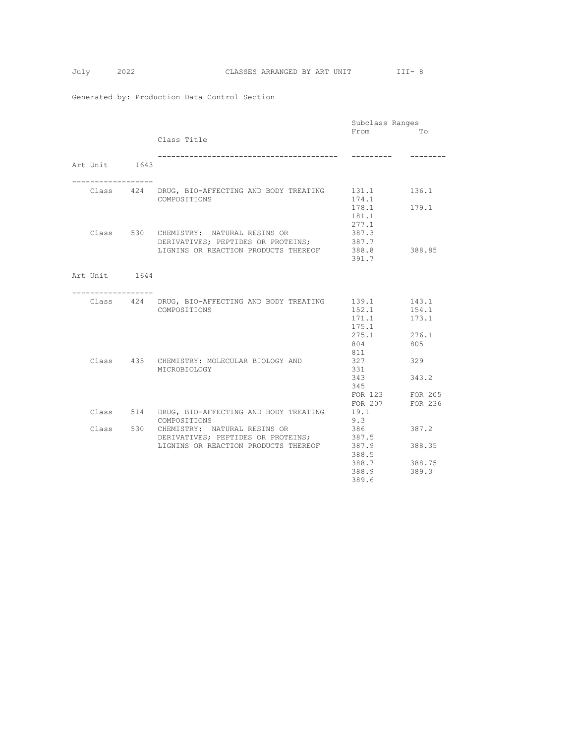Generated by: Production Data Control Section

| | Class Title | Subclass Ranges From | To |
|---|---|---|---|
| **Art Unit 1643** | | | |
| Class 424 | DRUG, BIO-AFFECTING AND BODY TREATING COMPOSITIONS | 131.1 | 136.1 |
| | | 174.1 | |
| | | 178.1 | 179.1 |
| | | 181.1 | |
| | | 277.1 | |
| Class 530 | CHEMISTRY: NATURAL RESINS OR DERIVATIVES; PEPTIDES OR PROTEINS; LIGNINS OR REACTION PRODUCTS THEREOF | 387.3 | |
| | | 387.7 | |
| | | 388.8 | 388.85 |
| | | 391.7 | |
| **Art Unit 1644** | | | |
| Class 424 | DRUG, BIO-AFFECTING AND BODY TREATING COMPOSITIONS | 139.1 | 143.1 |
| | | 152.1 | 154.1 |
| | | 171.1 | 173.1 |
| | | 175.1 | |
| | | 275.1 | 276.1 |
| | | 804 | 805 |
| | | 811 | |
| Class 435 | CHEMISTRY: MOLECULAR BIOLOGY AND MICROBIOLOGY | 327 | 329 |
| | | 331 | |
| | | 343 | 343.2 |
| | | 345 | |
| | | FOR 123 | FOR 205 |
| | | FOR 207 | FOR 236 |
| Class 514 | DRUG, BIO-AFFECTING AND BODY TREATING COMPOSITIONS | 19.1 | |
| | | 9.3 | |
| Class 530 | CHEMISTRY: NATURAL RESINS OR DERIVATIVES; PEPTIDES OR PROTEINS; LIGNINS OR REACTION PRODUCTS THEREOF | 386 | 387.2 |
| | | 387.5 | |
| | | 387.9 | 388.35 |
| | | 388.5 | |
| | | 388.7 | 388.75 |
| | | 388.9 | 389.3 |
| | | 389.6 | |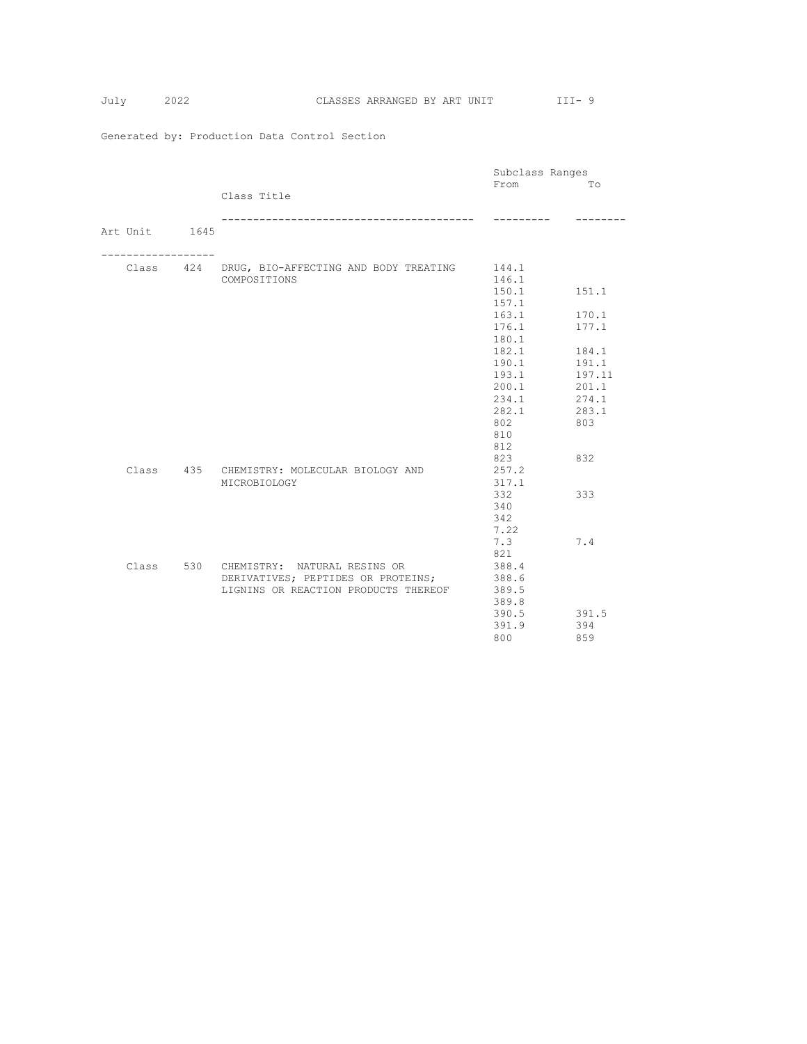Generated by: Production Data Control Section

## Art Unit 1645

| Class | Class Title | Subclass Ranges From | To |
|---|---|---|---|
| Class 424 | DRUG, BIO-AFFECTING AND BODY TREATING COMPOSITIONS | 144.1 | |
| | | 146.1 | |
| | | 150.1 | 151.1 |
| | | 157.1 | |
| | | 163.1 | 170.1 |
| | | 176.1 | 177.1 |
| | | 180.1 | |
| | | 182.1 | 184.1 |
| | | 190.1 | 191.1 |
| | | 193.1 | 197.11 |
| | | 200.1 | 201.1 |
| | | 234.1 | 274.1 |
| | | 282.1 | 283.1 |
| | | 802 | 803 |
| | | 810 | |
| | | 812 | |
| | | 823 | 832 |
| Class 435 | CHEMISTRY: MOLECULAR BIOLOGY AND MICROBIOLOGY | 257.2 | |
| | | 317.1 | |
| | | 332 | 333 |
| | | 340 | |
| | | 342 | |
| | | 7.22 | |
| | | 7.3 | 7.4 |
| | | 821 | |
| Class 530 | CHEMISTRY: NATURAL RESINS OR DERIVATIVES; PEPTIDES OR PROTEINS; LIGNINS OR REACTION PRODUCTS THEREOF | 388.4 | |
| | | 388.6 | |
| | | 389.5 | |
| | | 389.8 | |
| | | 390.5 | 391.5 |
| | | 391.9 | 394 |
| | | 800 | 859 |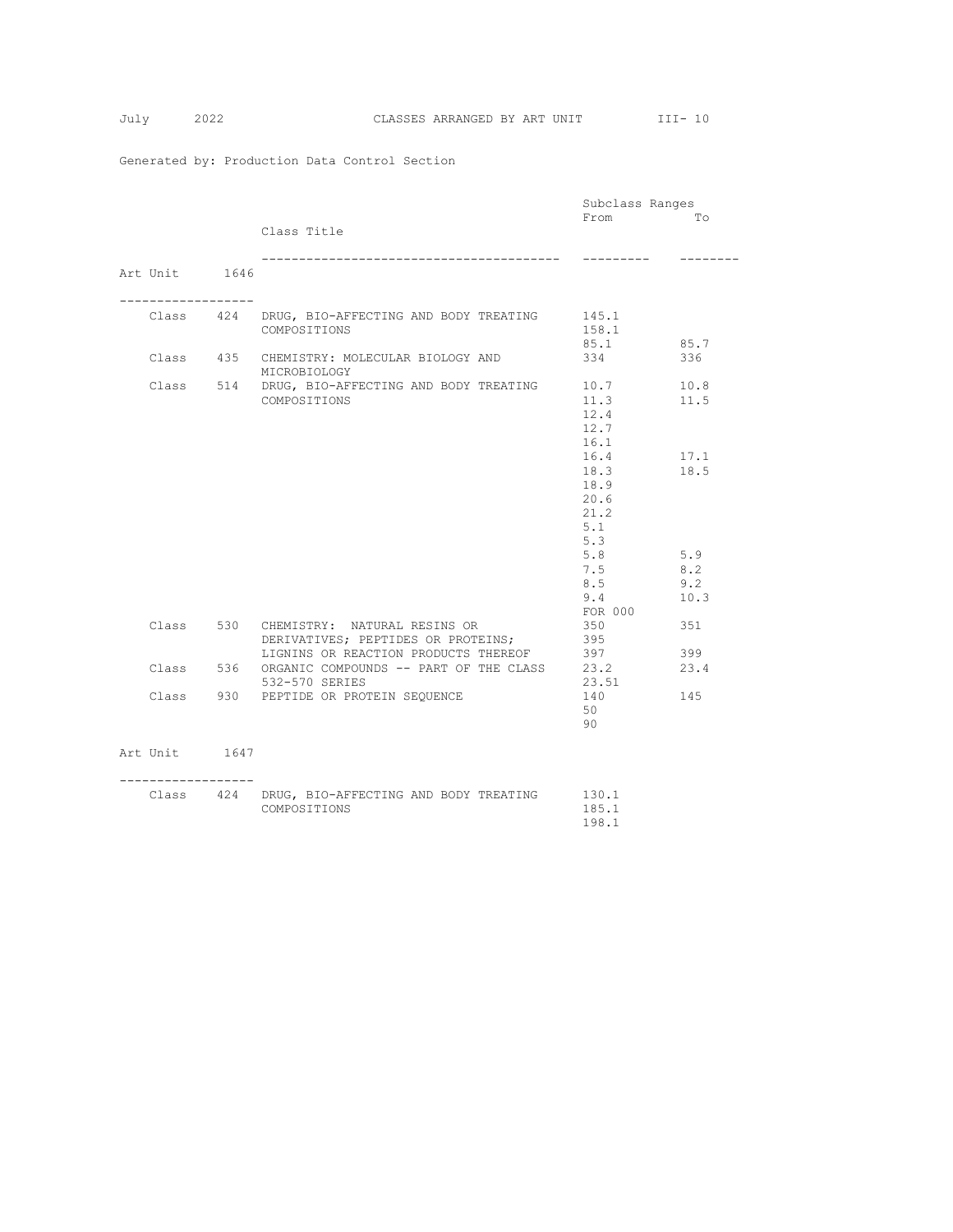Generated by: Production Data Control Section

## Art Unit 1646

| Class | | Class Title | Subclass Ranges From | To |
|---|---|---|---|---|
| Class | 424 | DRUG, BIO-AFFECTING AND BODY TREATING COMPOSITIONS | 145.1 | |
| | | | 158.1 | |
| | | | 85.1 | 85.7 |
| Class | 435 | CHEMISTRY: MOLECULAR BIOLOGY AND MICROBIOLOGY | 334 | 336 |
| Class | 514 | DRUG, BIO-AFFECTING AND BODY TREATING COMPOSITIONS | 10.7 | 10.8 |
| | | | 11.3 | 11.5 |
| | | | 12.4 | |
| | | | 12.7 | |
| | | | 16.1 | |
| | | | 16.4 | 17.1 |
| | | | 18.3 | 18.5 |
| | | | 18.9 | |
| | | | 20.6 | |
| | | | 21.2 | |
| | | | 5.1 | |
| | | | 5.3 | |
| | | | 5.8 | 5.9 |
| | | | 7.5 | 8.2 |
| | | | 8.5 | 9.2 |
| | | | 9.4 | 10.3 |
| | | | FOR 000 | |
| Class | 530 | CHEMISTRY: NATURAL RESINS OR DERIVATIVES; PEPTIDES OR PROTEINS; LIGNINS OR REACTION PRODUCTS THEREOF | 350 | 351 |
| | | | 395 | |
| | | | 397 | 399 |
| Class | 536 | ORGANIC COMPOUNDS -- PART OF THE CLASS 532-570 SERIES | 23.2 | 23.4 |
| | | | 23.51 | |
| Class | 930 | PEPTIDE OR PROTEIN SEQUENCE | 140 | 145 |
| | | | 50 | |
| | | | 90 | |

## Art Unit 1647

| Class | | Class Title | Subclass Ranges From | To |
|---|---|---|---|---|
| Class | 424 | DRUG, BIO-AFFECTING AND BODY TREATING COMPOSITIONS | 130.1 | |
| | | | 185.1 | |
| | | | 198.1 | |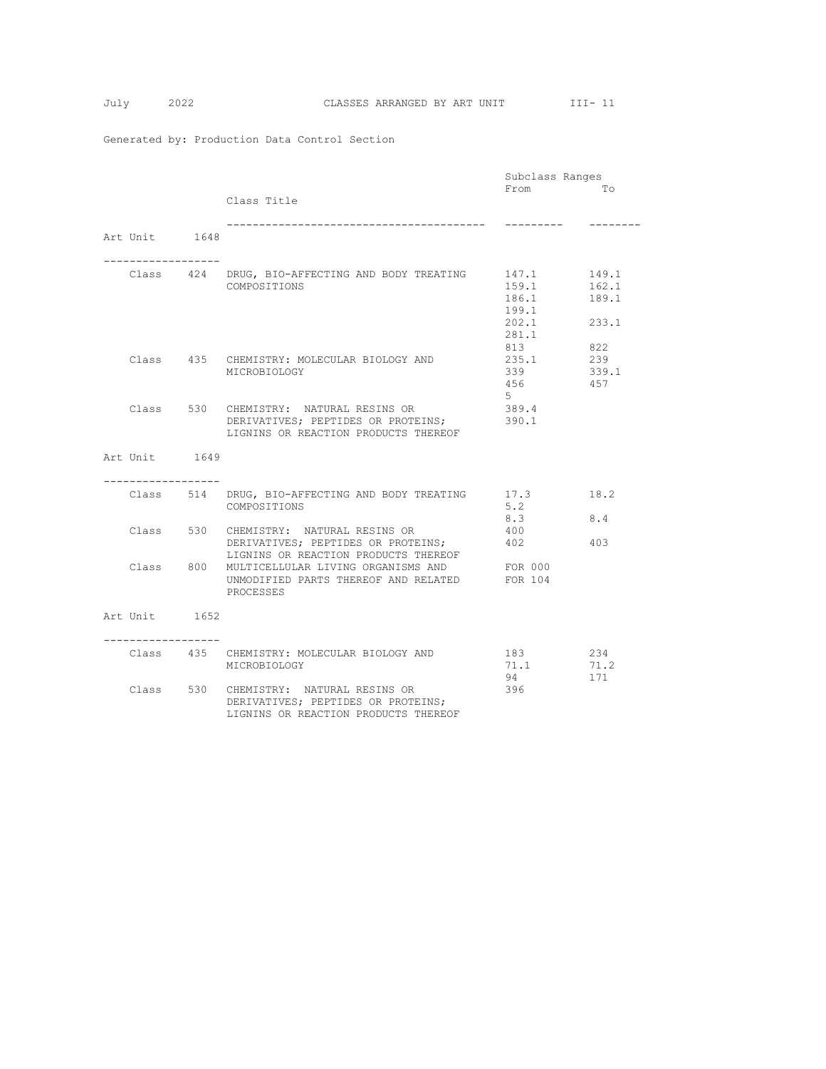Generated by: Production Data Control Section

## Art Unit 1648

| Class | Class Title | Subclass Ranges From | To |
|---|---|---|---|
| Class 424 | DRUG, BIO-AFFECTING AND BODY TREATING COMPOSITIONS | 147.1 | 149.1 |
| | | 159.1 | 162.1 |
| | | 186.1 | 189.1 |
| | | 199.1 | |
| | | 202.1 | 233.1 |
| | | 281.1 | |
| | | 813 | 822 |
| Class 435 | CHEMISTRY: MOLECULAR BIOLOGY AND MICROBIOLOGY | 235.1 | 239 |
| | | 339 | 339.1 |
| | | 456 | 457 |
| | | 5 | |
| Class 530 | CHEMISTRY: NATURAL RESINS OR DERIVATIVES; PEPTIDES OR PROTEINS; LIGNINS OR REACTION PRODUCTS THEREOF | 389.4 | |
| | | 390.1 | |

## Art Unit 1649

| Class | Class Title | Subclass Ranges From | To |
|---|---|---|---|
| Class 514 | DRUG, BIO-AFFECTING AND BODY TREATING COMPOSITIONS | 17.3 | 18.2 |
| | | 5.2 | |
| | | 8.3 | 8.4 |
| Class 530 | CHEMISTRY: NATURAL RESINS OR DERIVATIVES; PEPTIDES OR PROTEINS; LIGNINS OR REACTION PRODUCTS THEREOF | 400 | |
| | | 402 | 403 |
| Class 800 | MULTICELLULAR LIVING ORGANISMS AND UNMODIFIED PARTS THEREOF AND RELATED PROCESSES | FOR 000 | |
| | | FOR 104 | |

## Art Unit 1652

| Class | Class Title | Subclass Ranges From | To |
|---|---|---|---|
| Class 435 | CHEMISTRY: MOLECULAR BIOLOGY AND MICROBIOLOGY | 183 | 234 |
| | | 71.1 | 71.2 |
| | | 94 | 171 |
| Class 530 | CHEMISTRY: NATURAL RESINS OR DERIVATIVES; PEPTIDES OR PROTEINS; LIGNINS OR REACTION PRODUCTS THEREOF | 396 | |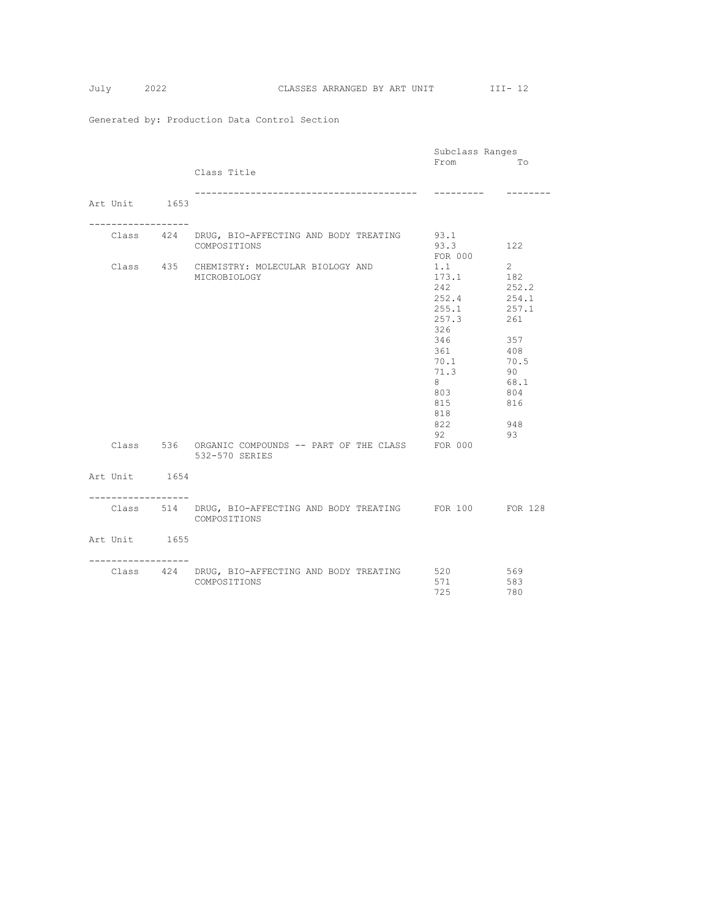Generated by: Production Data Control Section

| Art Unit | Class | Class Title | Subclass Ranges From | To |
|---|---|---|---|---|
| **Art Unit 1653** | | | | |
| | Class 424 | DRUG, BIO-AFFECTING AND BODY TREATING COMPOSITIONS | 93.1 | |
| | | | 93.3 | 122 |
| | | | FOR 000 | |
| | Class 435 | CHEMISTRY: MOLECULAR BIOLOGY AND MICROBIOLOGY | 1.1 | 2 |
| | | | 173.1 | 182 |
| | | | 242 | 252.2 |
| | | | 252.4 | 254.1 |
| | | | 255.1 | 257.1 |
| | | | 257.3 | 261 |
| | | | 326 | |
| | | | 346 | 357 |
| | | | 361 | 408 |
| | | | 70.1 | 70.5 |
| | | | 71.3 | 90 |
| | | | 8 | 68.1 |
| | | | 803 | 804 |
| | | | 815 | 816 |
| | | | 818 | |
| | | | 822 | 948 |
| | | | 92 | 93 |
| | Class 536 | ORGANIC COMPOUNDS -- PART OF THE CLASS 532-570 SERIES | FOR 000 | |
| **Art Unit 1654** | | | | |
| | Class 514 | DRUG, BIO-AFFECTING AND BODY TREATING COMPOSITIONS | FOR 100 | FOR 128 |
| **Art Unit 1655** | | | | |
| | Class 424 | DRUG, BIO-AFFECTING AND BODY TREATING COMPOSITIONS | 520 | 569 |
| | | | 571 | 583 |
| | | | 725 | 780 |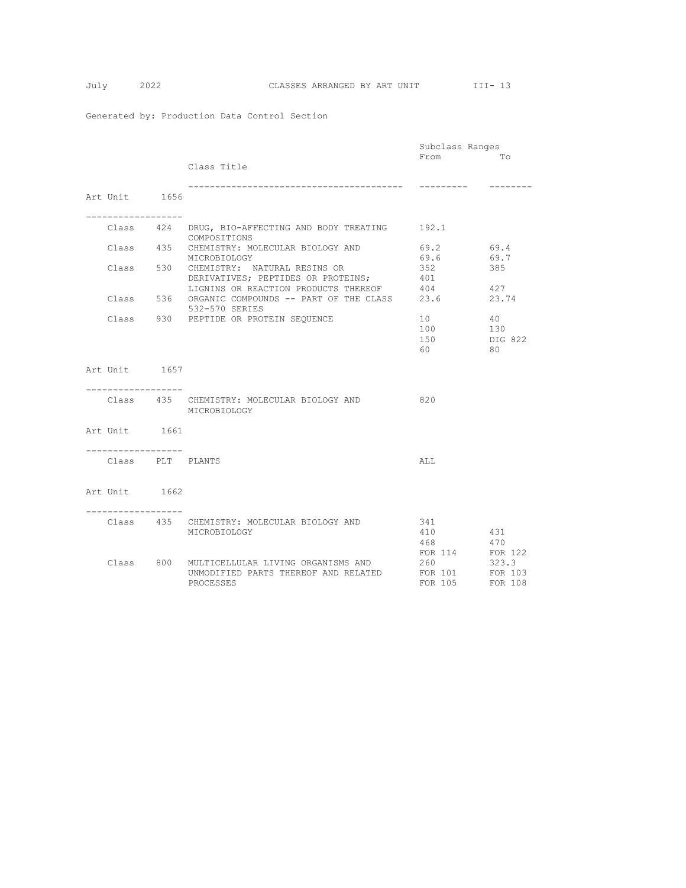Generated by: Production Data Control Section

| | | Class Title | Subclass Ranges From | To |
|---|---|---|---|---|
| **Art Unit 1656** | | | | |
| Class | 424 | DRUG, BIO-AFFECTING AND BODY TREATING COMPOSITIONS | 192.1 | |
| Class | 435 | CHEMISTRY: MOLECULAR BIOLOGY AND MICROBIOLOGY | 69.2 | 69.4 |
| | | | 69.6 | 69.7 |
| Class | 530 | CHEMISTRY: NATURAL RESINS OR DERIVATIVES; PEPTIDES OR PROTEINS; LIGNINS OR REACTION PRODUCTS THEREOF | 352 | 385 |
| | | | 401 | |
| | | | 404 | 427 |
| Class | 536 | ORGANIC COMPOUNDS -- PART OF THE CLASS 532-570 SERIES | 23.6 | 23.74 |
| Class | 930 | PEPTIDE OR PROTEIN SEQUENCE | 10 | 40 |
| | | | 100 | 130 |
| | | | 150 | DIG 822 |
| | | | 60 | 80 |
| **Art Unit 1657** | | | | |
| Class | 435 | CHEMISTRY: MOLECULAR BIOLOGY AND MICROBIOLOGY | 820 | |
| **Art Unit 1661** | | | | |
| Class | PLT | PLANTS | ALL | |
| **Art Unit 1662** | | | | |
| Class | 435 | CHEMISTRY: MOLECULAR BIOLOGY AND MICROBIOLOGY | 341 | |
| | | | 410 | 431 |
| | | | 468 | 470 |
| | | | FOR 114 | FOR 122 |
| Class | 800 | MULTICELLULAR LIVING ORGANISMS AND UNMODIFIED PARTS THEREOF AND RELATED PROCESSES | 260 | 323.3 |
| | | | FOR 101 | FOR 103 |
| | | | FOR 105 | FOR 108 |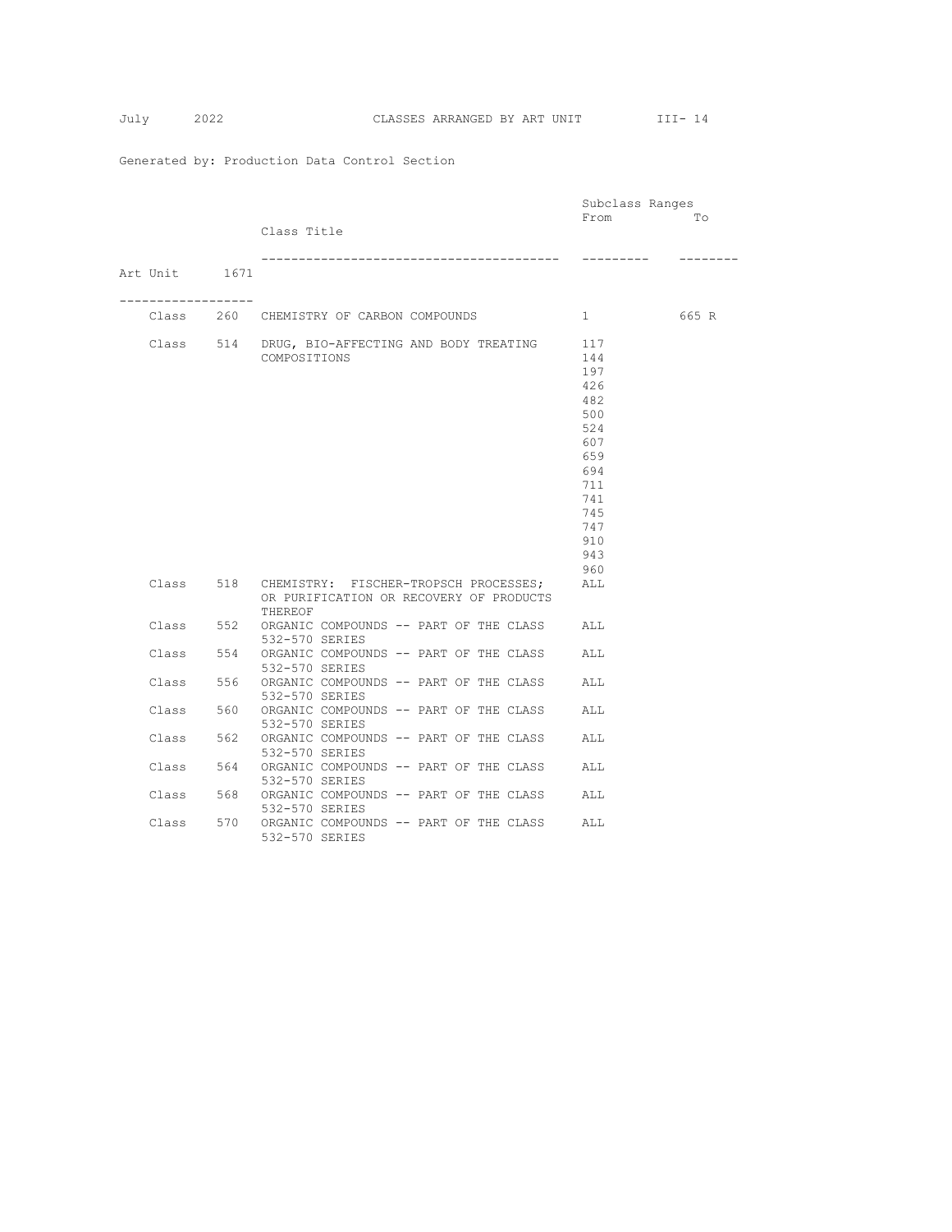Generated by: Production Data Control Section

## Art Unit 1671

| Class | | Class Title | Subclass Ranges From | To |
|---|---|---|---|---|
| Class | 260 | CHEMISTRY OF CARBON COMPOUNDS | 1 | 665 R |
| Class | 514 | DRUG, BIO-AFFECTING AND BODY TREATING COMPOSITIONS | 117 | |
| | | | 144 | |
| | | | 197 | |
| | | | 426 | |
| | | | 482 | |
| | | | 500 | |
| | | | 524 | |
| | | | 607 | |
| | | | 659 | |
| | | | 694 | |
| | | | 711 | |
| | | | 741 | |
| | | | 745 | |
| | | | 747 | |
| | | | 910 | |
| | | | 943 | |
| | | | 960 | |
| Class | 518 | CHEMISTRY: FISCHER-TROPSCH PROCESSES; OR PURIFICATION OR RECOVERY OF PRODUCTS THEREOF | ALL | |
| Class | 552 | ORGANIC COMPOUNDS -- PART OF THE CLASS 532-570 SERIES | ALL | |
| Class | 554 | ORGANIC COMPOUNDS -- PART OF THE CLASS 532-570 SERIES | ALL | |
| Class | 556 | ORGANIC COMPOUNDS -- PART OF THE CLASS 532-570 SERIES | ALL | |
| Class | 560 | ORGANIC COMPOUNDS -- PART OF THE CLASS 532-570 SERIES | ALL | |
| Class | 562 | ORGANIC COMPOUNDS -- PART OF THE CLASS 532-570 SERIES | ALL | |
| Class | 564 | ORGANIC COMPOUNDS -- PART OF THE CLASS 532-570 SERIES | ALL | |
| Class | 568 | ORGANIC COMPOUNDS -- PART OF THE CLASS 532-570 SERIES | ALL | |
| Class | 570 | ORGANIC COMPOUNDS -- PART OF THE CLASS 532-570 SERIES | ALL | |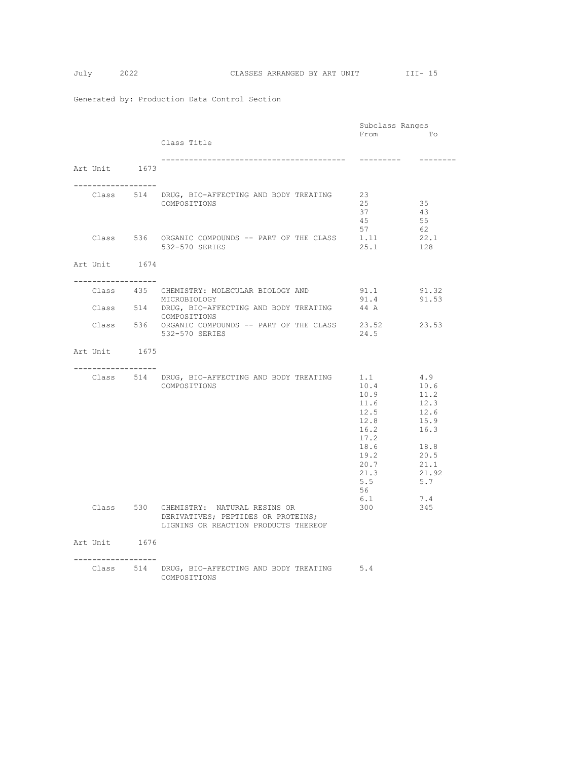Generated by: Production Data Control Section

| Art Unit | Class | Class Title | Subclass Ranges From | To |
|---|---|---|---|---|
| **Art Unit 1673** | | | | |
| | Class 514 | DRUG, BIO-AFFECTING AND BODY TREATING COMPOSITIONS | 23 | |
| | | | 25 | 35 |
| | | | 37 | 43 |
| | | | 45 | 55 |
| | | | 57 | 62 |
| | Class 536 | ORGANIC COMPOUNDS -- PART OF THE CLASS 532-570 SERIES | 1.11 | 22.1 |
| | | | 25.1 | 128 |
| **Art Unit 1674** | | | | |
| | Class 435 | CHEMISTRY: MOLECULAR BIOLOGY AND MICROBIOLOGY | 91.1 | 91.32 |
| | | | 91.4 | 91.53 |
| | Class 514 | DRUG, BIO-AFFECTING AND BODY TREATING COMPOSITIONS | 44 A | |
| | Class 536 | ORGANIC COMPOUNDS -- PART OF THE CLASS 532-570 SERIES | 23.52 | 23.53 |
| | | | 24.5 | |
| **Art Unit 1675** | | | | |
| | Class 514 | DRUG, BIO-AFFECTING AND BODY TREATING COMPOSITIONS | 1.1 | 4.9 |
| | | | 10.4 | 10.6 |
| | | | 10.9 | 11.2 |
| | | | 11.6 | 12.3 |
| | | | 12.5 | 12.6 |
| | | | 12.8 | 15.9 |
| | | | 16.2 | 16.3 |
| | | | 17.2 | |
| | | | 18.6 | 18.8 |
| | | | 19.2 | 20.5 |
| | | | 20.7 | 21.1 |
| | | | 21.3 | 21.92 |
| | | | 5.5 | 5.7 |
| | | | 56 | |
| | | | 6.1 | 7.4 |
| | Class 530 | CHEMISTRY: NATURAL RESINS OR DERIVATIVES; PEPTIDES OR PROTEINS; LIGNINS OR REACTION PRODUCTS THEREOF | 300 | 345 |
| **Art Unit 1676** | | | | |
| | Class 514 | DRUG, BIO-AFFECTING AND BODY TREATING COMPOSITIONS | 5.4 | |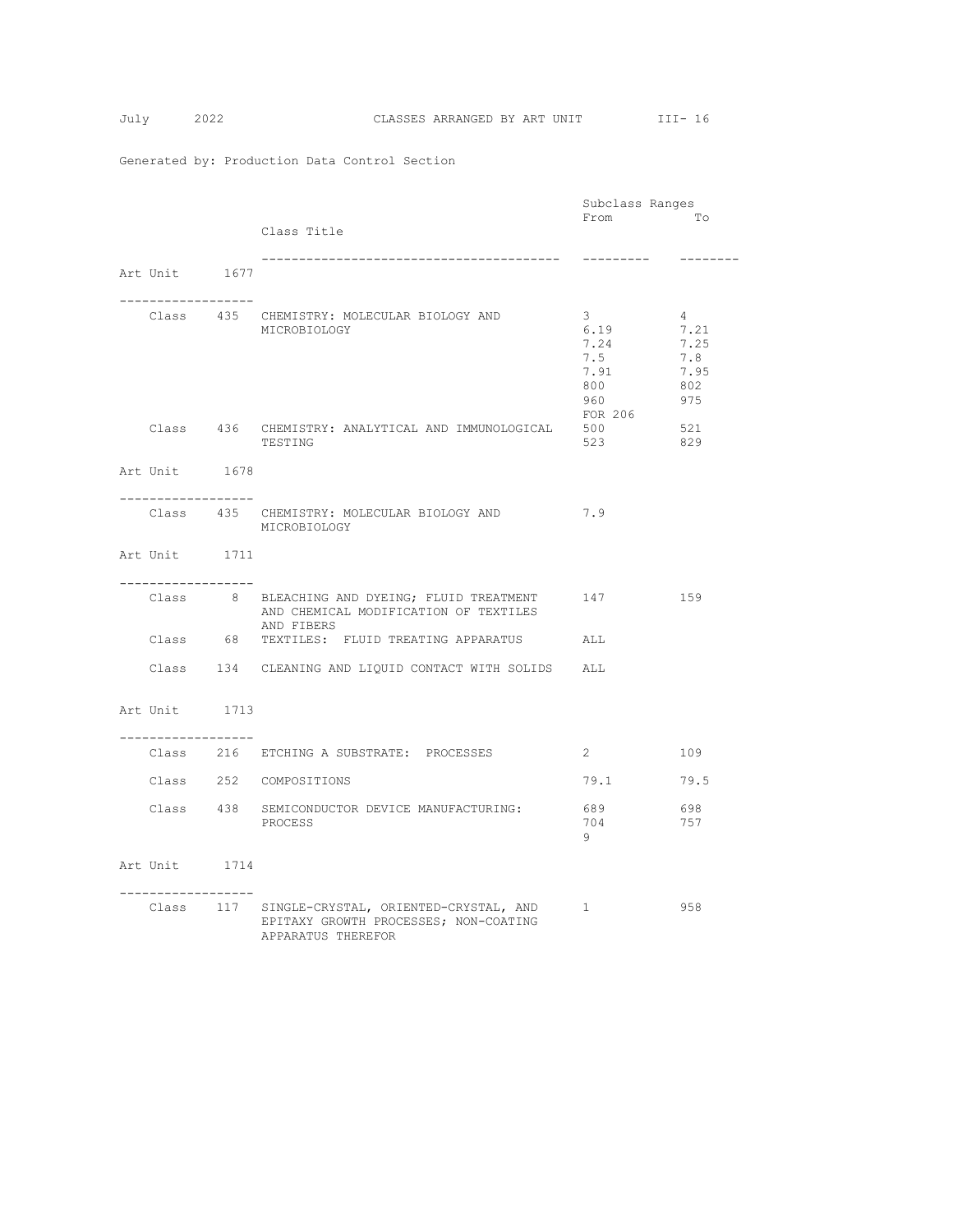Generated by: Production Data Control Section

## Art Unit 1677

| | Class Title | Subclass Ranges From | To |
|---|---|---|---|
| Class 435 | CHEMISTRY: MOLECULAR BIOLOGY AND MICROBIOLOGY | 3 | 4 |
| | | 6.19 | 7.21 |
| | | 7.24 | 7.25 |
| | | 7.5 | 7.8 |
| | | 7.91 | 7.95 |
| | | 800 | 802 |
| | | 960 | 975 |
| | | FOR 206 | |
| Class 436 | CHEMISTRY: ANALYTICAL AND IMMUNOLOGICAL TESTING | 500 | 521 |
| | | 523 | 829 |

## Art Unit 1678

| | Class Title | Subclass Ranges From | To |
|---|---|---|---|
| Class 435 | CHEMISTRY: MOLECULAR BIOLOGY AND MICROBIOLOGY | 7.9 | |

## Art Unit 1711

| | Class Title | Subclass Ranges From | To |
|---|---|---|---|
| Class 8 | BLEACHING AND DYEING; FLUID TREATMENT AND CHEMICAL MODIFICATION OF TEXTILES AND FIBERS | 147 | 159 |
| Class 68 | TEXTILES: FLUID TREATING APPARATUS | ALL | |
| Class 134 | CLEANING AND LIQUID CONTACT WITH SOLIDS | ALL | |

## Art Unit 1713

| | Class Title | Subclass Ranges From | To |
|---|---|---|---|
| Class 216 | ETCHING A SUBSTRATE: PROCESSES | 2 | 109 |
| Class 252 | COMPOSITIONS | 79.1 | 79.5 |
| Class 438 | SEMICONDUCTOR DEVICE MANUFACTURING: PROCESS | 689 | 698 |
| | | 704 | 757 |
| | | 9 | |

## Art Unit 1714

| | Class Title | Subclass Ranges From | To |
|---|---|---|---|
| Class 117 | SINGLE-CRYSTAL, ORIENTED-CRYSTAL, AND EPITAXY GROWTH PROCESSES; NON-COATING APPARATUS THEREFOR | 1 | 958 |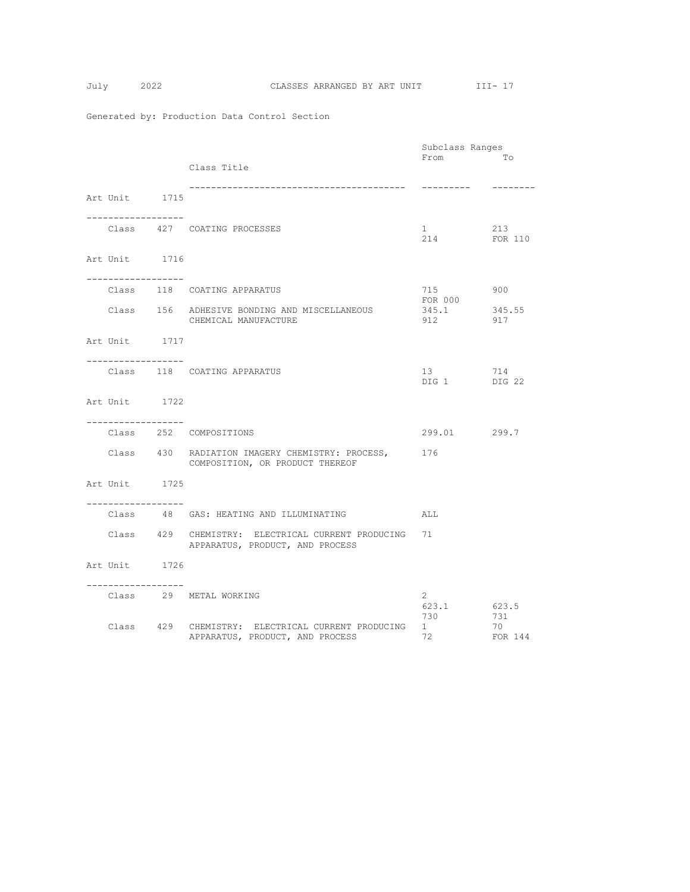Generated by: Production Data Control Section

| Art Unit | Class | Class Title | Subclass Ranges From | To |
|---|---|---|---|---|
| **Art Unit 1715** | | | | |
| | Class 427 | COATING PROCESSES | 1 | 213 |
| | | | 214 | FOR 110 |
| **Art Unit 1716** | | | | |
| | Class 118 | COATING APPARATUS | 715 | 900 |
| | | | FOR 000 | |
| | Class 156 | ADHESIVE BONDING AND MISCELLANEOUS CHEMICAL MANUFACTURE | 345.1 | 345.55 |
| | | | 912 | 917 |
| **Art Unit 1717** | | | | |
| | Class 118 | COATING APPARATUS | 13 | 714 |
| | | | DIG 1 | DIG 22 |
| **Art Unit 1722** | | | | |
| | Class 252 | COMPOSITIONS | 299.01 | 299.7 |
| | Class 430 | RADIATION IMAGERY CHEMISTRY: PROCESS, COMPOSITION, OR PRODUCT THEREOF | 176 | |
| **Art Unit 1725** | | | | |
| | Class 48 | GAS: HEATING AND ILLUMINATING | ALL | |
| | Class 429 | CHEMISTRY: ELECTRICAL CURRENT PRODUCING APPARATUS, PRODUCT, AND PROCESS | 71 | |
| **Art Unit 1726** | | | | |
| | Class 29 | METAL WORKING | 2 | |
| | | | 623.1 | 623.5 |
| | | | 730 | 731 |
| | Class 429 | CHEMISTRY: ELECTRICAL CURRENT PRODUCING APPARATUS, PRODUCT, AND PROCESS | 1 | 70 |
| | | | 72 | FOR 144 |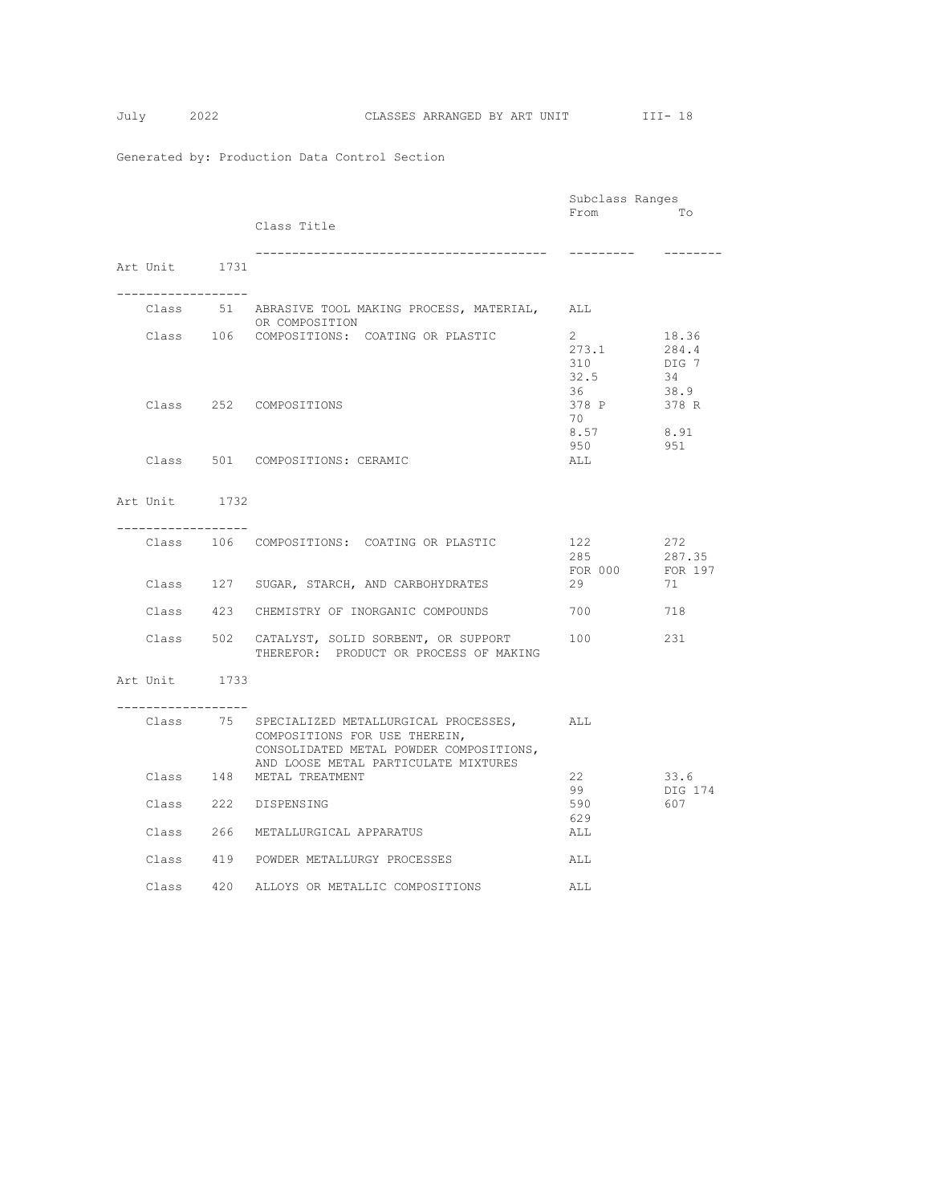Generated by: Production Data Control Section

## Art Unit 1731

| Class | | Class Title | Subclass Ranges From | To |
|---|---|---|---|---|
| Class | 51 | ABRASIVE TOOL MAKING PROCESS, MATERIAL, OR COMPOSITION | ALL | |
| Class | 106 | COMPOSITIONS: COATING OR PLASTIC | 2 | 18.36 |
| | | | 273.1 | 284.4 |
| | | | 310 | DIG 7 |
| | | | 32.5 | 34 |
| | | | 36 | 38.9 |
| Class | 252 | COMPOSITIONS | 378 P | 378 R |
| | | | 70 | |
| | | | 8.57 | 8.91 |
| | | | 950 | 951 |
| Class | 501 | COMPOSITIONS: CERAMIC | ALL | |

## Art Unit 1732

| Class | | Class Title | Subclass Ranges From | To |
|---|---|---|---|---|
| Class | 106 | COMPOSITIONS: COATING OR PLASTIC | 122 | 272 |
| | | | 285 | 287.35 |
| | | | FOR 000 | FOR 197 |
| Class | 127 | SUGAR, STARCH, AND CARBOHYDRATES | 29 | 71 |
| Class | 423 | CHEMISTRY OF INORGANIC COMPOUNDS | 700 | 718 |
| Class | 502 | CATALYST, SOLID SORBENT, OR SUPPORT THEREFOR: PRODUCT OR PROCESS OF MAKING | 100 | 231 |

## Art Unit 1733

| Class | | Class Title | Subclass Ranges From | To |
|---|---|---|---|---|
| Class | 75 | SPECIALIZED METALLURGICAL PROCESSES, COMPOSITIONS FOR USE THEREIN, CONSOLIDATED METAL POWDER COMPOSITIONS, AND LOOSE METAL PARTICULATE MIXTURES | ALL | |
| Class | 148 | METAL TREATMENT | 22 | 33.6 |
| | | | 99 | DIG 174 |
| Class | 222 | DISPENSING | 590 | 607 |
| | | | 629 | |
| Class | 266 | METALLURGICAL APPARATUS | ALL | |
| Class | 419 | POWDER METALLURGY PROCESSES | ALL | |
| Class | 420 | ALLOYS OR METALLIC COMPOSITIONS | ALL | |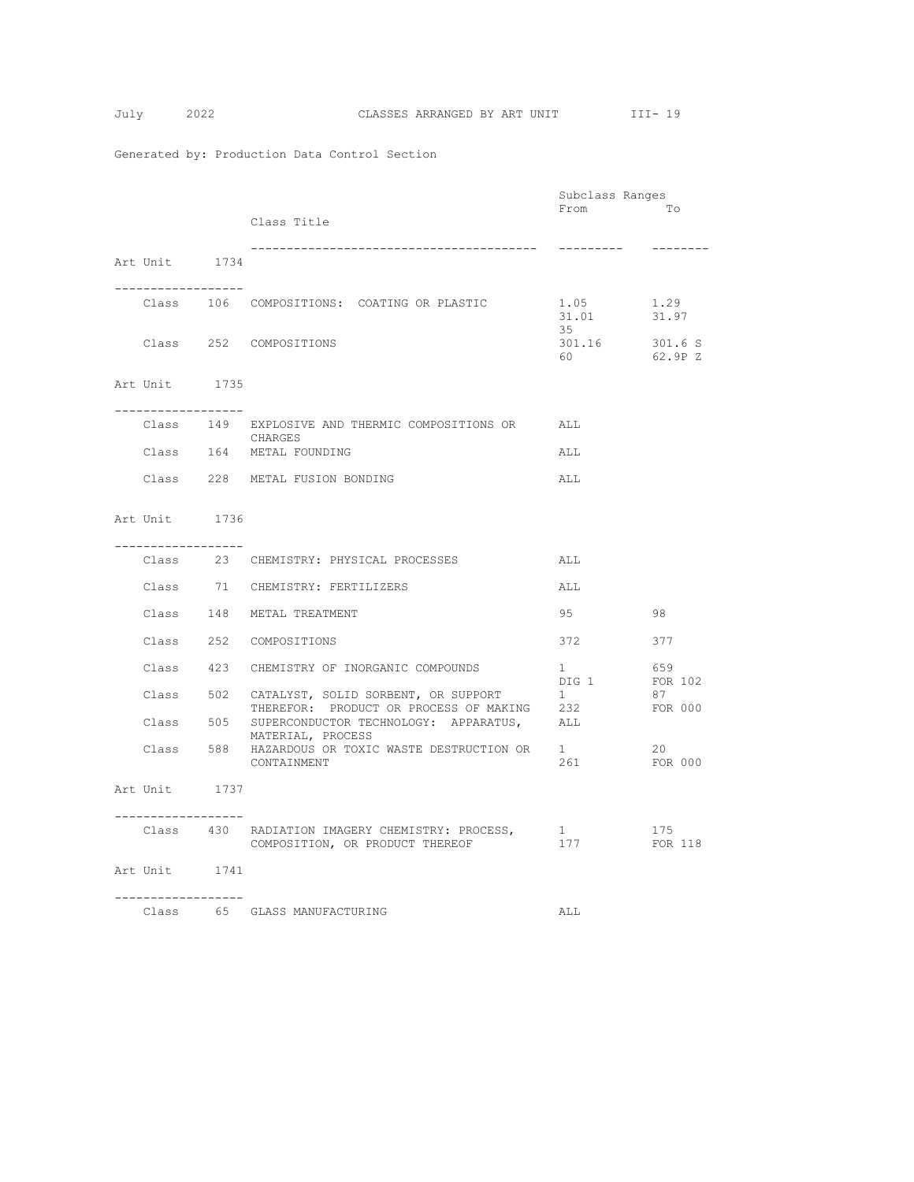Generated by: Production Data Control Section

| | | Class Title | Subclass Ranges From | To |
|---|---|---|---|---|
| **Art Unit 1734** | | | | |
| Class | 106 | COMPOSITIONS: COATING OR PLASTIC | 1.05 | 1.29 |
| | | | 31.01 | 31.97 |
| | | | 35 | |
| Class | 252 | COMPOSITIONS | 301.16 | 301.6 S |
| | | | 60 | 62.9P Z |
| **Art Unit 1735** | | | | |
| Class | 149 | EXPLOSIVE AND THERMIC COMPOSITIONS OR CHARGES | ALL | |
| Class | 164 | METAL FOUNDING | ALL | |
| Class | 228 | METAL FUSION BONDING | ALL | |
| **Art Unit 1736** | | | | |
| Class | 23 | CHEMISTRY: PHYSICAL PROCESSES | ALL | |
| Class | 71 | CHEMISTRY: FERTILIZERS | ALL | |
| Class | 148 | METAL TREATMENT | 95 | 98 |
| Class | 252 | COMPOSITIONS | 372 | 377 |
| Class | 423 | CHEMISTRY OF INORGANIC COMPOUNDS | 1 | 659 |
| | | | DIG 1 | FOR 102 |
| Class | 502 | CATALYST, SOLID SORBENT, OR SUPPORT THEREFOR: PRODUCT OR PROCESS OF MAKING | 1 | 87 |
| | | | 232 | FOR 000 |
| Class | 505 | SUPERCONDUCTOR TECHNOLOGY: APPARATUS, MATERIAL, PROCESS | ALL | |
| Class | 588 | HAZARDOUS OR TOXIC WASTE DESTRUCTION OR CONTAINMENT | 1 | 20 |
| | | | 261 | FOR 000 |
| **Art Unit 1737** | | | | |
| Class | 430 | RADIATION IMAGERY CHEMISTRY: PROCESS, COMPOSITION, OR PRODUCT THEREOF | 1 | 175 |
| | | | 177 | FOR 118 |
| **Art Unit 1741** | | | | |
| Class | 65 | GLASS MANUFACTURING | ALL | |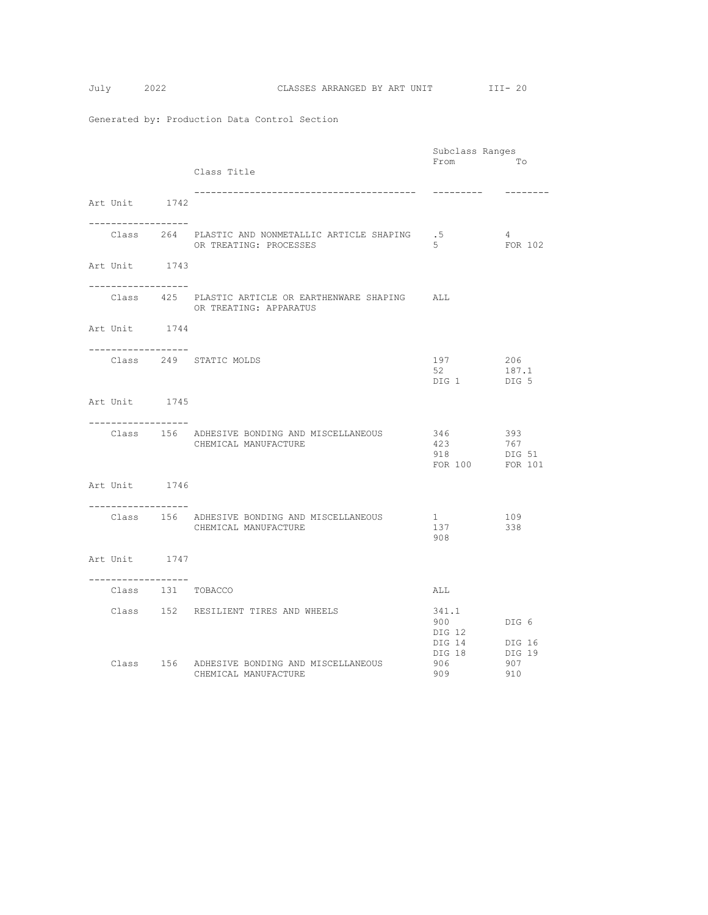Generated by: Production Data Control Section

| Art Unit | Class | Class Title | Subclass Ranges From | To |
|---|---|---|---|---|
| **Art Unit 1742** | | | | |
| | Class 264 | PLASTIC AND NONMETALLIC ARTICLE SHAPING OR TREATING: PROCESSES | .5 | 4 |
| | | | 5 | FOR 102 |
| **Art Unit 1743** | | | | |
| | Class 425 | PLASTIC ARTICLE OR EARTHENWARE SHAPING OR TREATING: APPARATUS | ALL | |
| **Art Unit 1744** | | | | |
| | Class 249 | STATIC MOLDS | 197 | 206 |
| | | | 52 | 187.1 |
| | | | DIG 1 | DIG 5 |
| **Art Unit 1745** | | | | |
| | Class 156 | ADHESIVE BONDING AND MISCELLANEOUS CHEMICAL MANUFACTURE | 346 | 393 |
| | | | 423 | 767 |
| | | | 918 | DIG 51 |
| | | | FOR 100 | FOR 101 |
| **Art Unit 1746** | | | | |
| | Class 156 | ADHESIVE BONDING AND MISCELLANEOUS CHEMICAL MANUFACTURE | 1 | 109 |
| | | | 137 | 338 |
| | | | 908 | |
| **Art Unit 1747** | | | | |
| | Class 131 | TOBACCO | ALL | |
| | Class 152 | RESILIENT TIRES AND WHEELS | 341.1 | |
| | | | 900 | DIG 6 |
| | | | DIG 12 | |
| | | | DIG 14 | DIG 16 |
| | | | DIG 18 | DIG 19 |
| | Class 156 | ADHESIVE BONDING AND MISCELLANEOUS CHEMICAL MANUFACTURE | 906 | 907 |
| | | | 909 | 910 |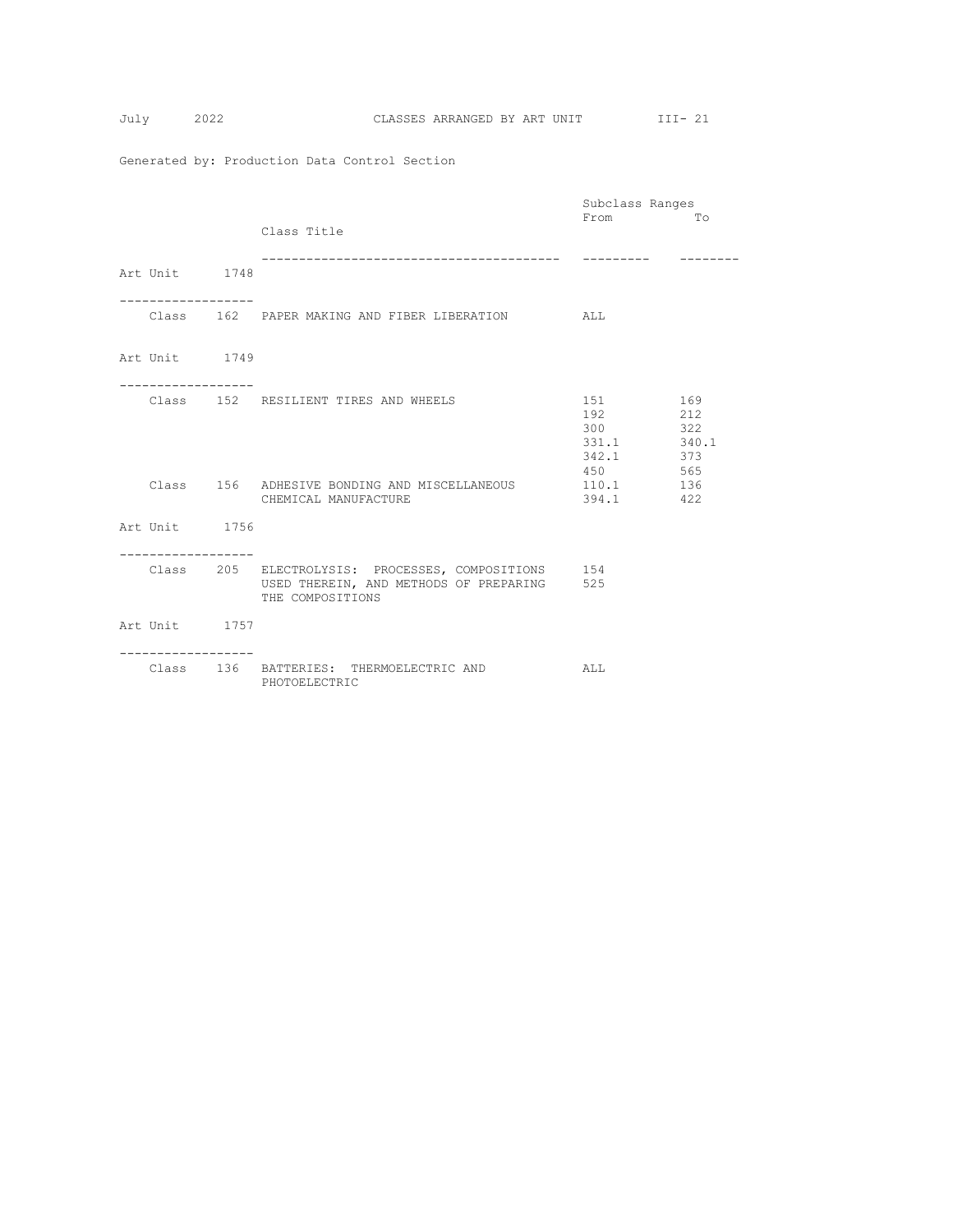Generated by: Production Data Control Section

| Art Unit | Class | Class Title | Subclass Ranges From | To |
|---|---|---|---|---|
| Art Unit 1748 | | | | |
| | Class 162 | PAPER MAKING AND FIBER LIBERATION | ALL | |
| Art Unit 1749 | | | | |
| | Class 152 | RESILIENT TIRES AND WHEELS | 151 | 169 |
| | | | 192 | 212 |
| | | | 300 | 322 |
| | | | 331.1 | 340.1 |
| | | | 342.1 | 373 |
| | | | 450 | 565 |
| | Class 156 | ADHESIVE BONDING AND MISCELLANEOUS CHEMICAL MANUFACTURE | 110.1 | 136 |
| | | | 394.1 | 422 |
| Art Unit 1756 | | | | |
| | Class 205 | ELECTROLYSIS: PROCESSES, COMPOSITIONS USED THEREIN, AND METHODS OF PREPARING THE COMPOSITIONS | 154 | |
| | | | 525 | |
| Art Unit 1757 | | | | |
| | Class 136 | BATTERIES: THERMOELECTRIC AND PHOTOELECTRIC | ALL | |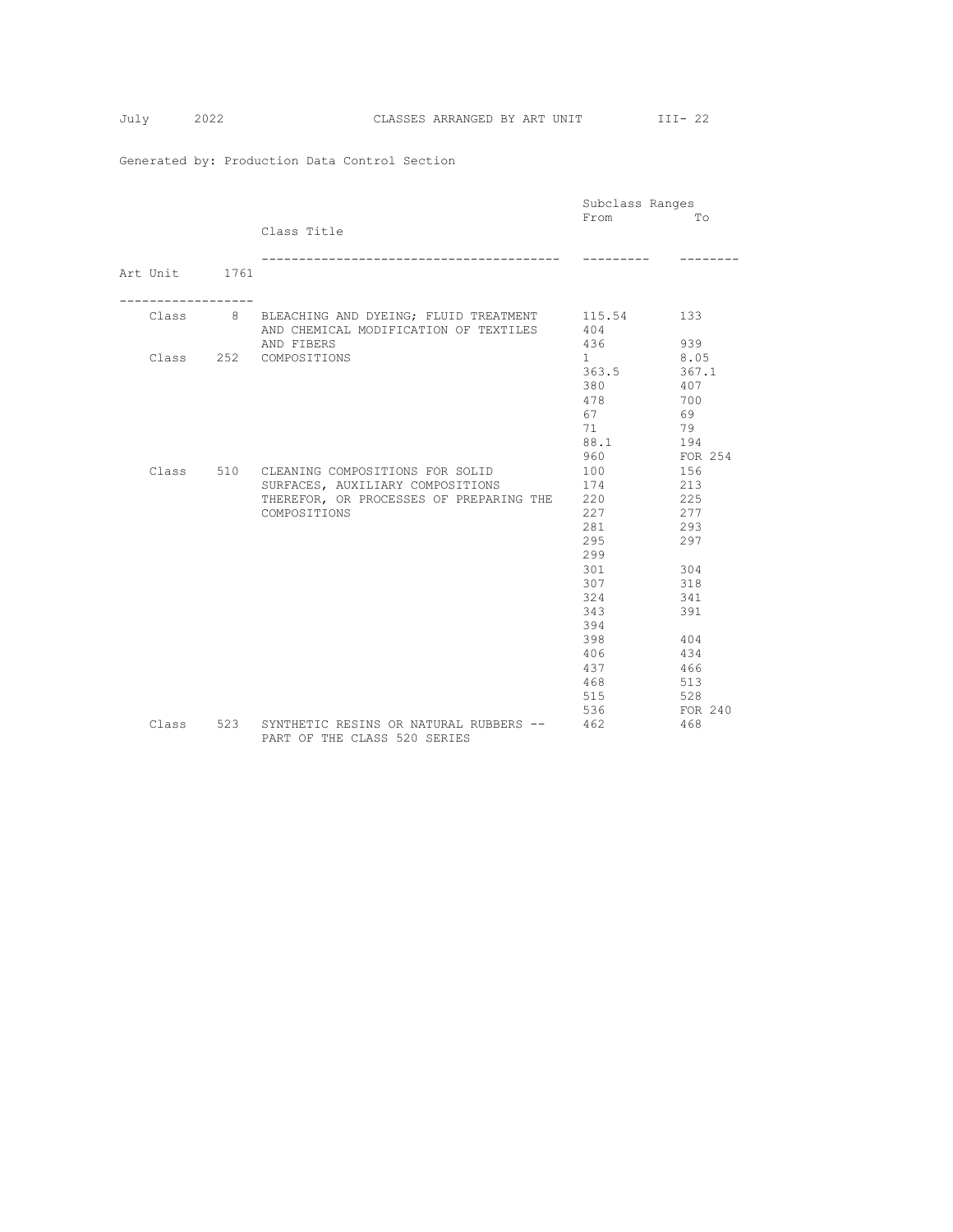Generated by: Production Data Control Section

## Art Unit 1761

| Class | | Class Title | Subclass Ranges From | To |
|---|---|---|---|---|
| Class | 8 | BLEACHING AND DYEING; FLUID TREATMENT AND CHEMICAL MODIFICATION OF TEXTILES AND FIBERS | 115.54 | 133 |
| | | | 404 | |
| | | | 436 | 939 |
| Class | 252 | COMPOSITIONS | 1 | 8.05 |
| | | | 363.5 | 367.1 |
| | | | 380 | 407 |
| | | | 478 | 700 |
| | | | 67 | 69 |
| | | | 71 | 79 |
| | | | 88.1 | 194 |
| | | | 960 | FOR 254 |
| Class | 510 | CLEANING COMPOSITIONS FOR SOLID SURFACES, AUXILIARY COMPOSITIONS THEREFOR, OR PROCESSES OF PREPARING THE COMPOSITIONS | 100 | 156 |
| | | | 174 | 213 |
| | | | 220 | 225 |
| | | | 227 | 277 |
| | | | 281 | 293 |
| | | | 295 | 297 |
| | | | 299 | |
| | | | 301 | 304 |
| | | | 307 | 318 |
| | | | 324 | 341 |
| | | | 343 | 391 |
| | | | 394 | |
| | | | 398 | 404 |
| | | | 406 | 434 |
| | | | 437 | 466 |
| | | | 468 | 513 |
| | | | 515 | 528 |
| | | | 536 | FOR 240 |
| Class | 523 | SYNTHETIC RESINS OR NATURAL RUBBERS -- PART OF THE CLASS 520 SERIES | 462 | 468 |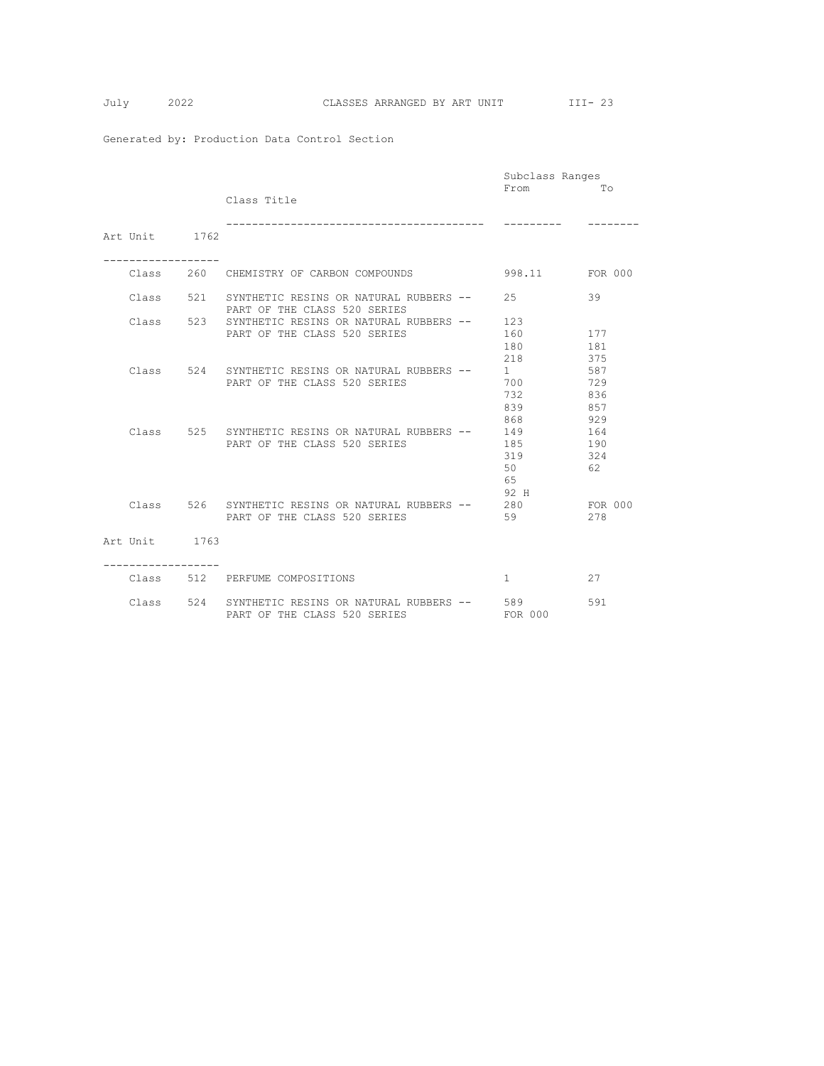Generated by: Production Data Control Section

## Art Unit 1762

| | | Class Title | Subclass Ranges From | To |
|---|---|---|---|---|
| Class | 260 | CHEMISTRY OF CARBON COMPOUNDS | 998.11 | FOR 000 |
| Class | 521 | SYNTHETIC RESINS OR NATURAL RUBBERS -- PART OF THE CLASS 520 SERIES | 25 | 39 |
| Class | 523 | SYNTHETIC RESINS OR NATURAL RUBBERS -- PART OF THE CLASS 520 SERIES | 123 | |
| | | | 160 | 177 |
| | | | 180 | 181 |
| | | | 218 | 375 |
| Class | 524 | SYNTHETIC RESINS OR NATURAL RUBBERS -- PART OF THE CLASS 520 SERIES | 1 | 587 |
| | | | 700 | 729 |
| | | | 732 | 836 |
| | | | 839 | 857 |
| | | | 868 | 929 |
| Class | 525 | SYNTHETIC RESINS OR NATURAL RUBBERS -- PART OF THE CLASS 520 SERIES | 149 | 164 |
| | | | 185 | 190 |
| | | | 319 | 324 |
| | | | 50 | 62 |
| | | | 65 | |
| | | | 92 H | |
| Class | 526 | SYNTHETIC RESINS OR NATURAL RUBBERS -- PART OF THE CLASS 520 SERIES | 280 | FOR 000 |
| | | | 59 | 278 |

## Art Unit 1763

| | | Class Title | Subclass Ranges From | To |
|---|---|---|---|---|
| Class | 512 | PERFUME COMPOSITIONS | 1 | 27 |
| Class | 524 | SYNTHETIC RESINS OR NATURAL RUBBERS -- PART OF THE CLASS 520 SERIES | 589 | 591 |
| | | | FOR 000 | |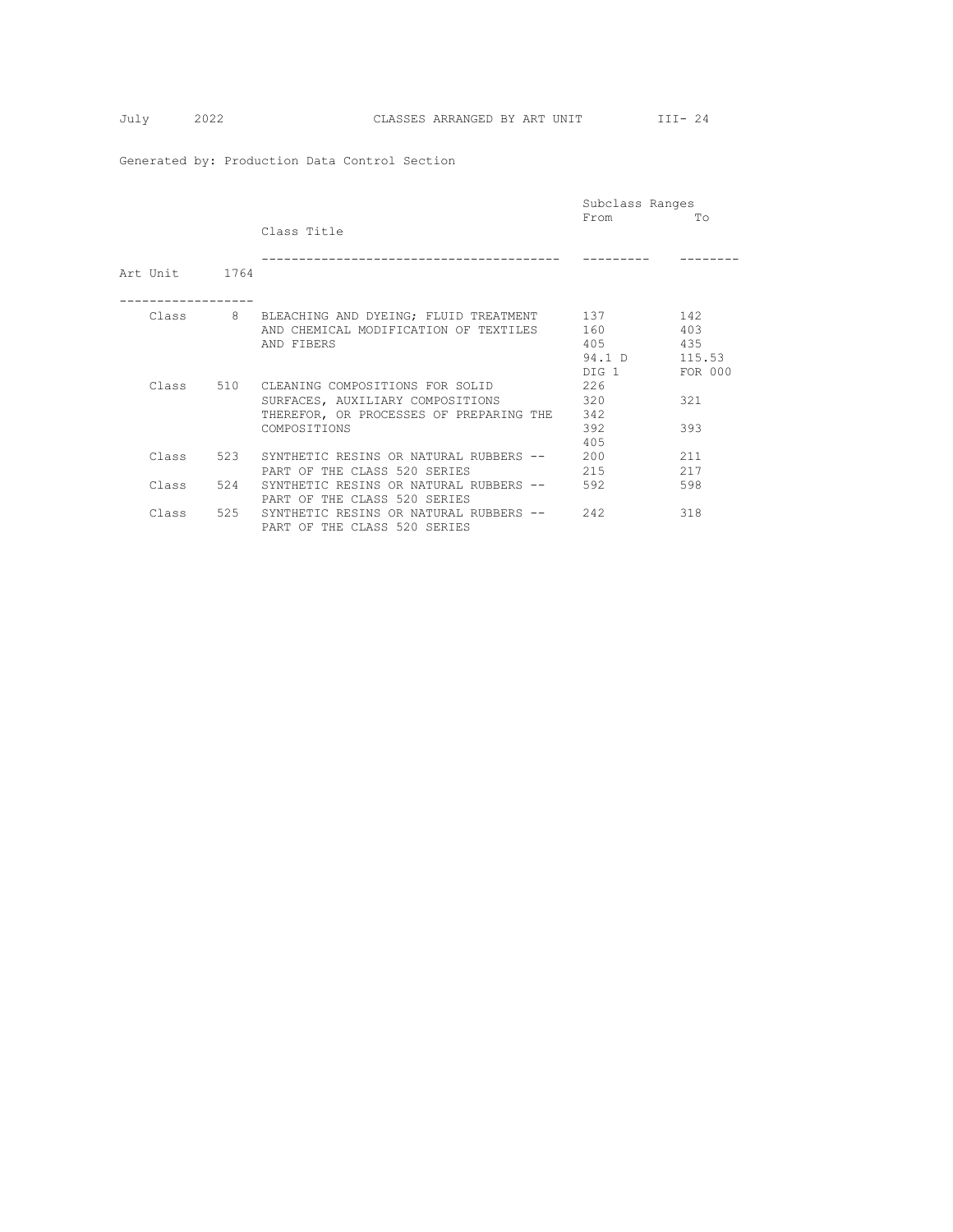Generated by: Production Data Control Section

## Art Unit 1764

| | Class Title | Subclass Ranges From | To |
|---|---|---|---|
| Class 8 | BLEACHING AND DYEING; FLUID TREATMENT AND CHEMICAL MODIFICATION OF TEXTILES AND FIBERS | 137 | 142 |
| | | 160 | 403 |
| | | 405 | 435 |
| | | 94.1 D | 115.53 |
| | | DIG 1 | FOR 000 |
| Class 510 | CLEANING COMPOSITIONS FOR SOLID SURFACES, AUXILIARY COMPOSITIONS THEREFOR, OR PROCESSES OF PREPARING THE COMPOSITIONS | 226 | |
| | | 320 | 321 |
| | | 342 | |
| | | 392 | 393 |
| | | 405 | |
| Class 523 | SYNTHETIC RESINS OR NATURAL RUBBERS -- PART OF THE CLASS 520 SERIES | 200 | 211 |
| | | 215 | 217 |
| Class 524 | SYNTHETIC RESINS OR NATURAL RUBBERS -- PART OF THE CLASS 520 SERIES | 592 | 598 |
| Class 525 | SYNTHETIC RESINS OR NATURAL RUBBERS -- PART OF THE CLASS 520 SERIES | 242 | 318 |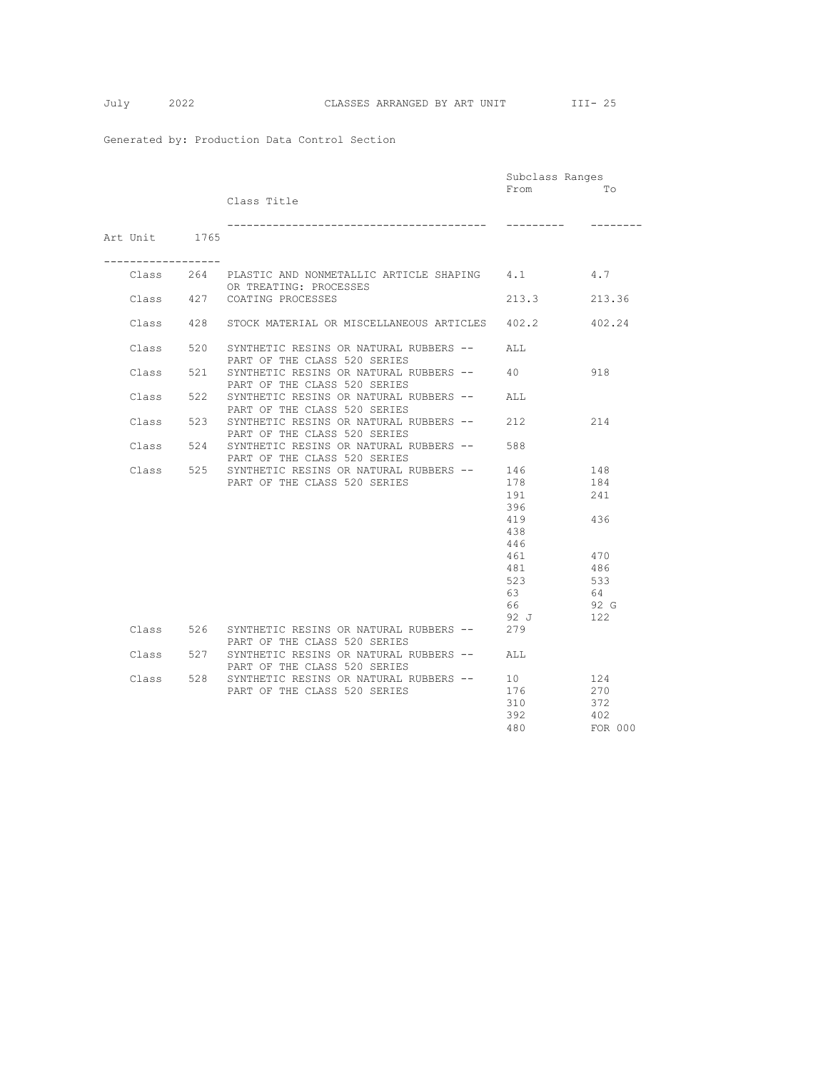Generated by: Production Data Control Section

## Art Unit 1765

| | Class Title | Subclass Ranges From | To |
|---|---|---|---|
| Class 264 | PLASTIC AND NONMETALLIC ARTICLE SHAPING OR TREATING: PROCESSES | 4.1 | 4.7 |
| Class 427 | COATING PROCESSES | 213.3 | 213.36 |
| Class 428 | STOCK MATERIAL OR MISCELLANEOUS ARTICLES | 402.2 | 402.24 |
| Class 520 | SYNTHETIC RESINS OR NATURAL RUBBERS -- PART OF THE CLASS 520 SERIES | ALL | |
| Class 521 | SYNTHETIC RESINS OR NATURAL RUBBERS -- PART OF THE CLASS 520 SERIES | 40 | 918 |
| Class 522 | SYNTHETIC RESINS OR NATURAL RUBBERS -- PART OF THE CLASS 520 SERIES | ALL | |
| Class 523 | SYNTHETIC RESINS OR NATURAL RUBBERS -- PART OF THE CLASS 520 SERIES | 212 | 214 |
| Class 524 | SYNTHETIC RESINS OR NATURAL RUBBERS -- PART OF THE CLASS 520 SERIES | 588 | |
| Class 525 | SYNTHETIC RESINS OR NATURAL RUBBERS -- PART OF THE CLASS 520 SERIES | 146 | 148 |
| | | 178 | 184 |
| | | 191 | 241 |
| | | 396 | |
| | | 419 | 436 |
| | | 438 | |
| | | 446 | |
| | | 461 | 470 |
| | | 481 | 486 |
| | | 523 | 533 |
| | | 63 | 64 |
| | | 66 | 92 G |
| | | 92 J | 122 |
| Class 526 | SYNTHETIC RESINS OR NATURAL RUBBERS -- PART OF THE CLASS 520 SERIES | 279 | |
| Class 527 | SYNTHETIC RESINS OR NATURAL RUBBERS -- PART OF THE CLASS 520 SERIES | ALL | |
| Class 528 | SYNTHETIC RESINS OR NATURAL RUBBERS -- PART OF THE CLASS 520 SERIES | 10 | 124 |
| | | 176 | 270 |
| | | 310 | 372 |
| | | 392 | 402 |
| | | 480 | FOR 000 |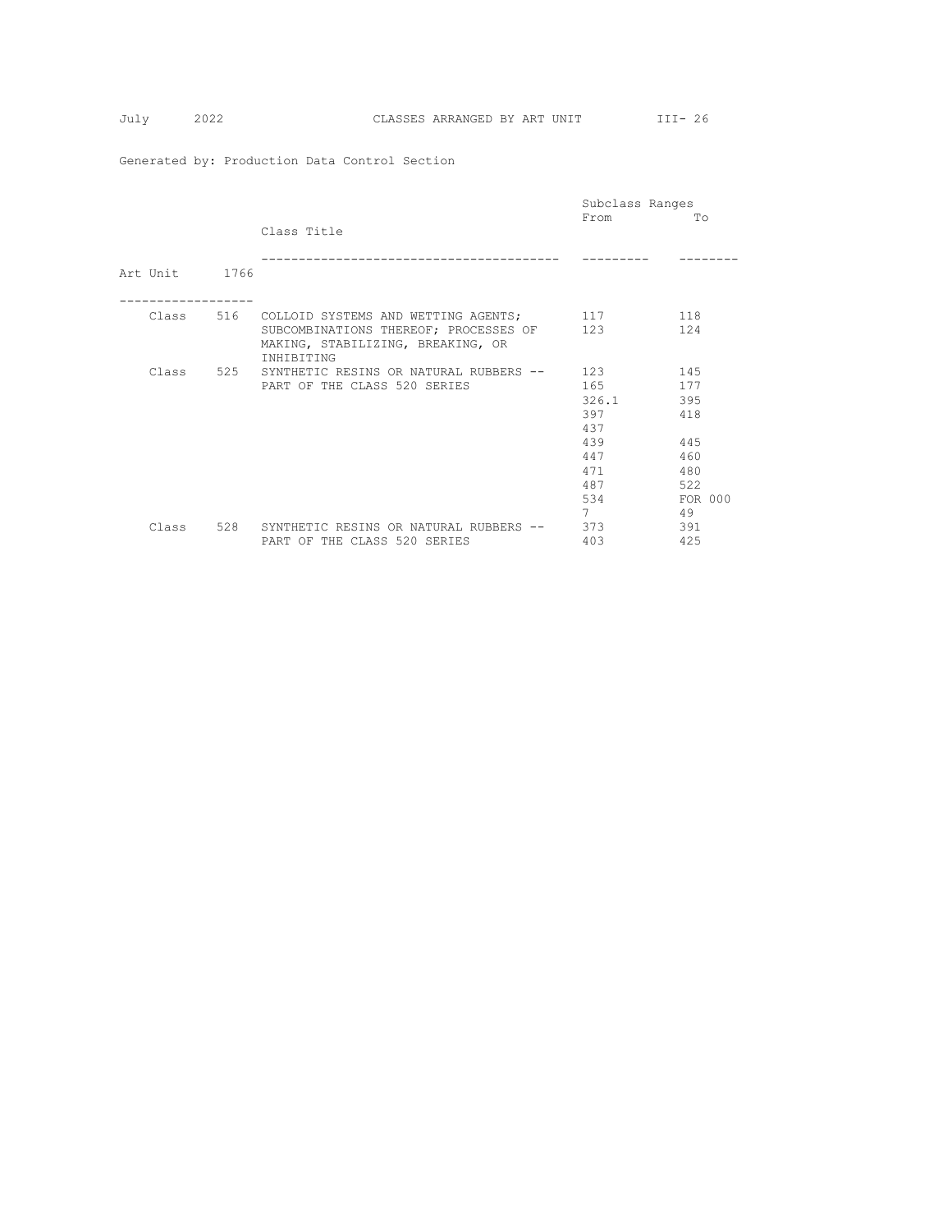Generated by: Production Data Control Section

| | | Class Title | Subclass Ranges From | To |
|---|---|---|---|---|
| **Art Unit 1766** | | | | |
| Class | 516 | COLLOID SYSTEMS AND WETTING AGENTS; SUBCOMBINATIONS THEREOF; PROCESSES OF MAKING, STABILIZING, BREAKING, OR INHIBITING | 117 | 118 |
| | | | 123 | 124 |
| Class | 525 | SYNTHETIC RESINS OR NATURAL RUBBERS -- PART OF THE CLASS 520 SERIES | 123 | 145 |
| | | | 165 | 177 |
| | | | 326.1 | 395 |
| | | | 397 | 418 |
| | | | 437 | |
| | | | 439 | 445 |
| | | | 447 | 460 |
| | | | 471 | 480 |
| | | | 487 | 522 |
| | | | 534 | FOR 000 |
| | | | 7 | 49 |
| Class | 528 | SYNTHETIC RESINS OR NATURAL RUBBERS -- PART OF THE CLASS 520 SERIES | 373 | 391 |
| | | | 403 | 425 |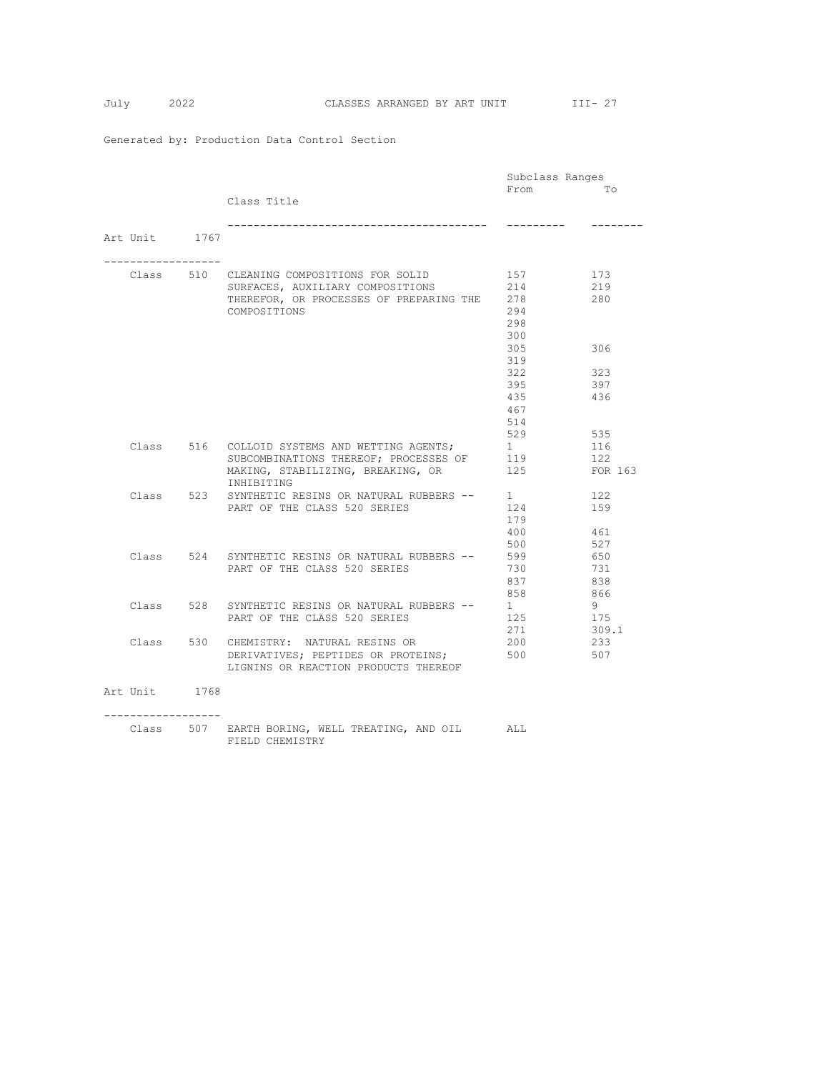Generated by: Production Data Control Section

## Art Unit 1767

| Class | Class Title | Subclass Ranges From | To |
|---|---|---|---|
| Class 510 | CLEANING COMPOSITIONS FOR SOLID SURFACES, AUXILIARY COMPOSITIONS THEREFOR, OR PROCESSES OF PREPARING THE COMPOSITIONS | 157 | 173 |
| | | 214 | 219 |
| | | 278 | 280 |
| | | 294 | |
| | | 298 | |
| | | 300 | |
| | | 305 | 306 |
| | | 319 | |
| | | 322 | 323 |
| | | 395 | 397 |
| | | 435 | 436 |
| | | 467 | |
| | | 514 | |
| | | 529 | 535 |
| Class 516 | COLLOID SYSTEMS AND WETTING AGENTS; SUBCOMBINATIONS THEREOF; PROCESSES OF MAKING, STABILIZING, BREAKING, OR INHIBITING | 1 | 116 |
| | | 119 | 122 |
| | | 125 | FOR 163 |
| Class 523 | SYNTHETIC RESINS OR NATURAL RUBBERS -- PART OF THE CLASS 520 SERIES | 1 | 122 |
| | | 124 | 159 |
| | | 179 | |
| | | 400 | 461 |
| | | 500 | 527 |
| Class 524 | SYNTHETIC RESINS OR NATURAL RUBBERS -- PART OF THE CLASS 520 SERIES | 599 | 650 |
| | | 730 | 731 |
| | | 837 | 838 |
| | | 858 | 866 |
| Class 528 | SYNTHETIC RESINS OR NATURAL RUBBERS -- PART OF THE CLASS 520 SERIES | 1 | 9 |
| | | 125 | 175 |
| | | 271 | 309.1 |
| Class 530 | CHEMISTRY: NATURAL RESINS OR DERIVATIVES; PEPTIDES OR PROTEINS; LIGNINS OR REACTION PRODUCTS THEREOF | 200 | 233 |
| | | 500 | 507 |

## Art Unit 1768

| Class | Class Title | Subclass Ranges From | To |
|---|---|---|---|
| Class 507 | EARTH BORING, WELL TREATING, AND OIL FIELD CHEMISTRY | ALL | |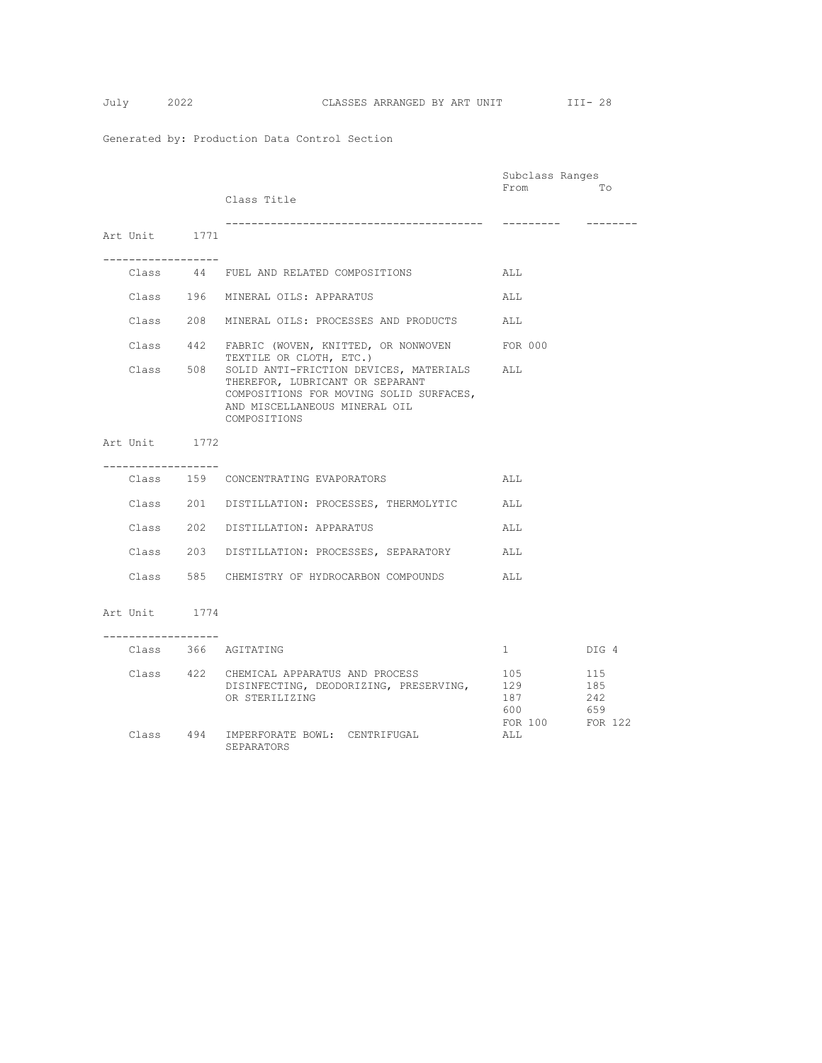Generated by: Production Data Control Section

| | | Class Title | Subclass Ranges From | To |
|---|---|---|---|---|
| **Art Unit 1771** | | | | |
| Class | 44 | FUEL AND RELATED COMPOSITIONS | ALL | |
| Class | 196 | MINERAL OILS: APPARATUS | ALL | |
| Class | 208 | MINERAL OILS: PROCESSES AND PRODUCTS | ALL | |
| Class | 442 | FABRIC (WOVEN, KNITTED, OR NONWOVEN TEXTILE OR CLOTH, ETC.) | FOR 000 | |
| Class | 508 | SOLID ANTI-FRICTION DEVICES, MATERIALS THEREFOR, LUBRICANT OR SEPARANT COMPOSITIONS FOR MOVING SOLID SURFACES, AND MISCELLANEOUS MINERAL OIL COMPOSITIONS | ALL | |
| **Art Unit 1772** | | | | |
| Class | 159 | CONCENTRATING EVAPORATORS | ALL | |
| Class | 201 | DISTILLATION: PROCESSES, THERMOLYTIC | ALL | |
| Class | 202 | DISTILLATION: APPARATUS | ALL | |
| Class | 203 | DISTILLATION: PROCESSES, SEPARATORY | ALL | |
| Class | 585 | CHEMISTRY OF HYDROCARBON COMPOUNDS | ALL | |
| **Art Unit 1774** | | | | |
| Class | 366 | AGITATING | 1 | DIG 4 |
| Class | 422 | CHEMICAL APPARATUS AND PROCESS DISINFECTING, DEODORIZING, PRESERVING, OR STERILIZING | 105 | 115 |
| | | | 129 | 185 |
| | | | 187 | 242 |
| | | | 600 | 659 |
| | | | FOR 100 | FOR 122 |
| Class | 494 | IMPERFORATE BOWL: CENTRIFUGAL SEPARATORS | ALL | |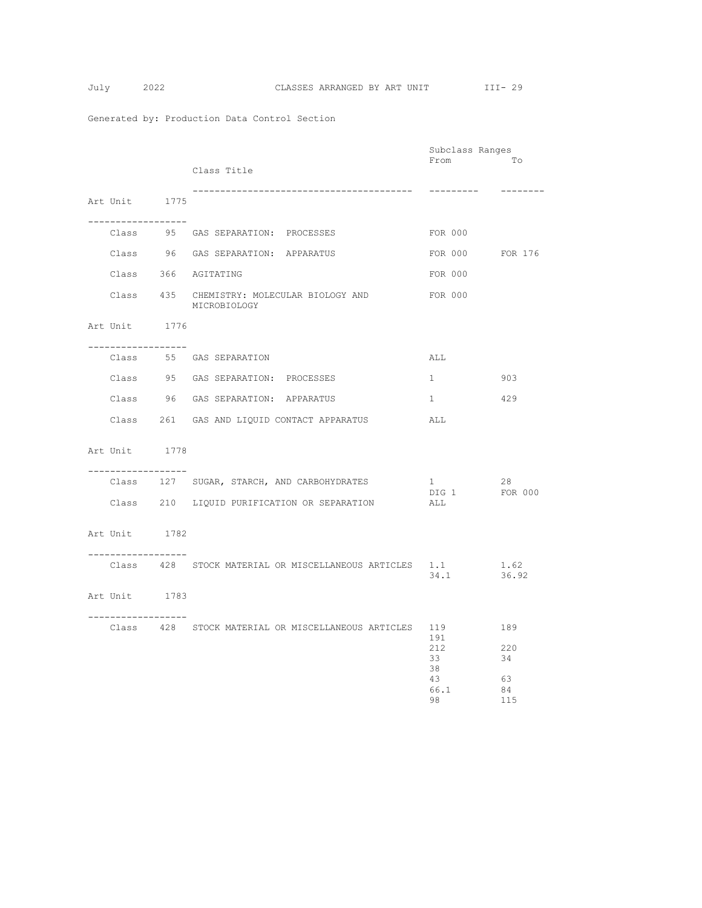Generated by: Production Data Control Section

## Art Unit 1775

| | Class Title | Subclass Ranges From | To |
|---|---|---|---|
| Class 95 | GAS SEPARATION: PROCESSES | FOR 000 | |
| Class 96 | GAS SEPARATION: APPARATUS | FOR 000 | FOR 176 |
| Class 366 | AGITATING | FOR 000 | |
| Class 435 | CHEMISTRY: MOLECULAR BIOLOGY AND MICROBIOLOGY | FOR 000 | |

## Art Unit 1776

| | Class Title | Subclass Ranges From | To |
|---|---|---|---|
| Class 55 | GAS SEPARATION | ALL | |
| Class 95 | GAS SEPARATION: PROCESSES | 1 | 903 |
| Class 96 | GAS SEPARATION: APPARATUS | 1 | 429 |
| Class 261 | GAS AND LIQUID CONTACT APPARATUS | ALL | |

## Art Unit 1778

| | Class Title | Subclass Ranges From | To |
|---|---|---|---|
| Class 127 | SUGAR, STARCH, AND CARBOHYDRATES | 1 | 28 |
| | | DIG 1 | FOR 000 |
| Class 210 | LIQUID PURIFICATION OR SEPARATION | ALL | |

## Art Unit 1782

| | Class Title | Subclass Ranges From | To |
|---|---|---|---|
| Class 428 | STOCK MATERIAL OR MISCELLANEOUS ARTICLES | 1.1 | 1.62 |
| | | 34.1 | 36.92 |

## Art Unit 1783

| | Class Title | Subclass Ranges From | To |
|---|---|---|---|
| Class 428 | STOCK MATERIAL OR MISCELLANEOUS ARTICLES | 119 | 189 |
| | | 191 | |
| | | 212 | 220 |
| | | 33 | 34 |
| | | 38 | |
| | | 43 | 63 |
| | | 66.1 | 84 |
| | | 98 | 115 |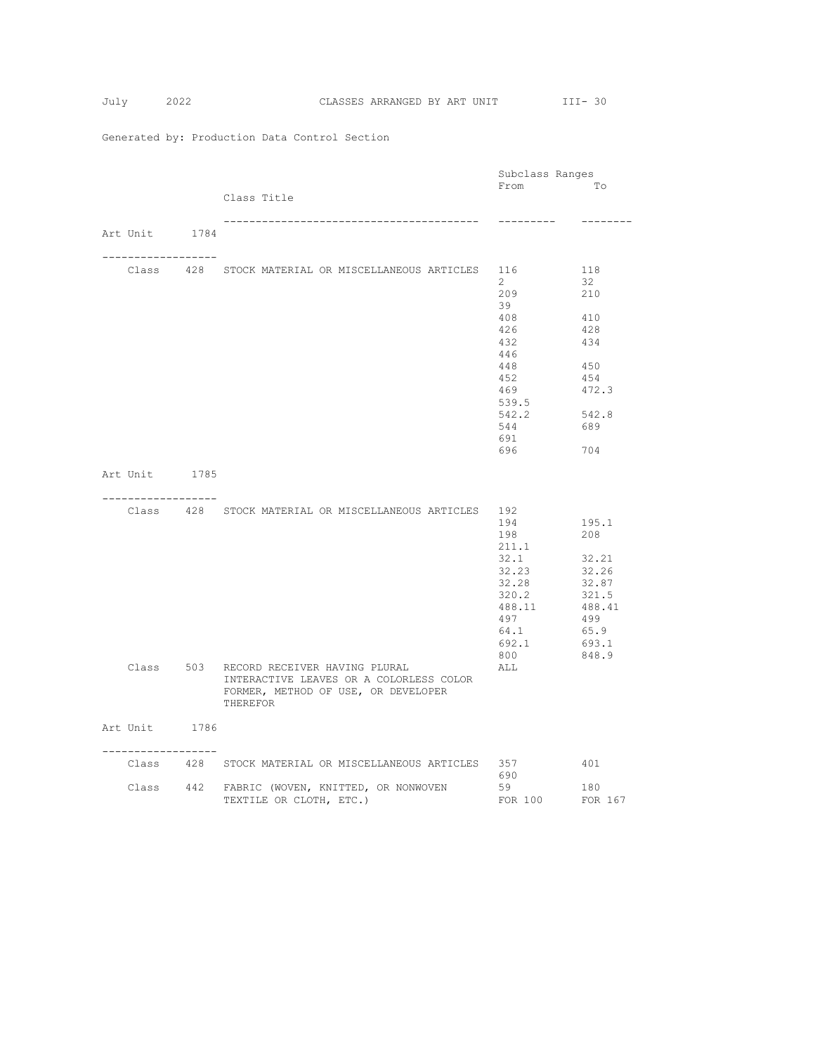Generated by: Production Data Control Section

## Art Unit 1784

| | Class Title | Subclass Ranges From | To |
|---|---|---|---|
| Class 428 | STOCK MATERIAL OR MISCELLANEOUS ARTICLES | 116 | 118 |
| | | 2 | 32 |
| | | 209 | 210 |
| | | 39 | |
| | | 408 | 410 |
| | | 426 | 428 |
| | | 432 | 434 |
| | | 446 | |
| | | 448 | 450 |
| | | 452 | 454 |
| | | 469 | 472.3 |
| | | 539.5 | |
| | | 542.2 | 542.8 |
| | | 544 | 689 |
| | | 691 | |
| | | 696 | 704 |

## Art Unit 1785

| | Class Title | Subclass Ranges From | To |
|---|---|---|---|
| Class 428 | STOCK MATERIAL OR MISCELLANEOUS ARTICLES | 192 | |
| | | 194 | 195.1 |
| | | 198 | 208 |
| | | 211.1 | |
| | | 32.1 | 32.21 |
| | | 32.23 | 32.26 |
| | | 32.28 | 32.87 |
| | | 320.2 | 321.5 |
| | | 488.11 | 488.41 |
| | | 497 | 499 |
| | | 64.1 | 65.9 |
| | | 692.1 | 693.1 |
| | | 800 | 848.9 |
| Class 503 | RECORD RECEIVER HAVING PLURAL INTERACTIVE LEAVES OR A COLORLESS COLOR FORMER, METHOD OF USE, OR DEVELOPER THEREFOR | ALL | |

## Art Unit 1786

| | Class Title | Subclass Ranges From | To |
|---|---|---|---|
| Class 428 | STOCK MATERIAL OR MISCELLANEOUS ARTICLES | 357 | 401 |
| | | 690 | |
| Class 442 | FABRIC (WOVEN, KNITTED, OR NONWOVEN TEXTILE OR CLOTH, ETC.) | 59 | 180 |
| | | FOR 100 | FOR 167 |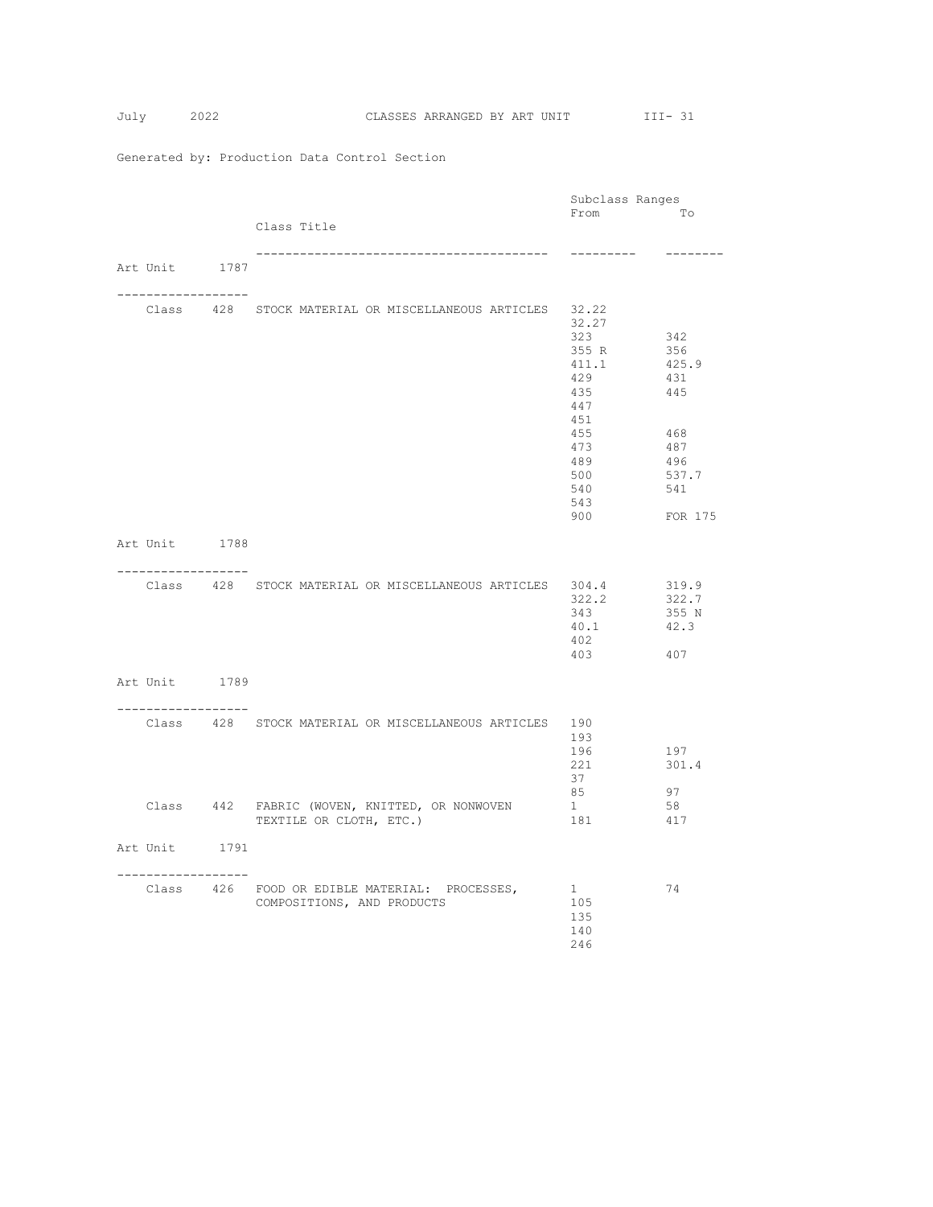Generated by: Production Data Control Section

## Art Unit 1787

| Class | Class Title | Subclass Ranges From | To |
|---|---|---|---|
| 428 | STOCK MATERIAL OR MISCELLANEOUS ARTICLES | 32.22 | |
| | | 32.27 | |
| | | 323 | 342 |
| | | 355 R | 356 |
| | | 411.1 | 425.9 |
| | | 429 | 431 |
| | | 435 | 445 |
| | | 447 | |
| | | 451 | |
| | | 455 | 468 |
| | | 473 | 487 |
| | | 489 | 496 |
| | | 500 | 537.7 |
| | | 540 | 541 |
| | | 543 | |
| | | 900 | FOR 175 |

## Art Unit 1788

| Class | Class Title | Subclass Ranges From | To |
|---|---|---|---|
| 428 | STOCK MATERIAL OR MISCELLANEOUS ARTICLES | 304.4 | 319.9 |
| | | 322.2 | 322.7 |
| | | 343 | 355 N |
| | | 40.1 | 42.3 |
| | | 402 | |
| | | 403 | 407 |

## Art Unit 1789

| Class | Class Title | Subclass Ranges From | To |
|---|---|---|---|
| 428 | STOCK MATERIAL OR MISCELLANEOUS ARTICLES | 190 | |
| | | 193 | |
| | | 196 | 197 |
| | | 221 | 301.4 |
| | | 37 | |
| | | 85 | 97 |
| 442 | FABRIC (WOVEN, KNITTED, OR NONWOVEN TEXTILE OR CLOTH, ETC.) | 1 | 58 |
| | | 181 | 417 |

## Art Unit 1791

| Class | Class Title | Subclass Ranges From | To |
|---|---|---|---|
| 426 | FOOD OR EDIBLE MATERIAL: PROCESSES, COMPOSITIONS, AND PRODUCTS | 1 | 74 |
| | | 105 | |
| | | 135 | |
| | | 140 | |
| | | 246 | |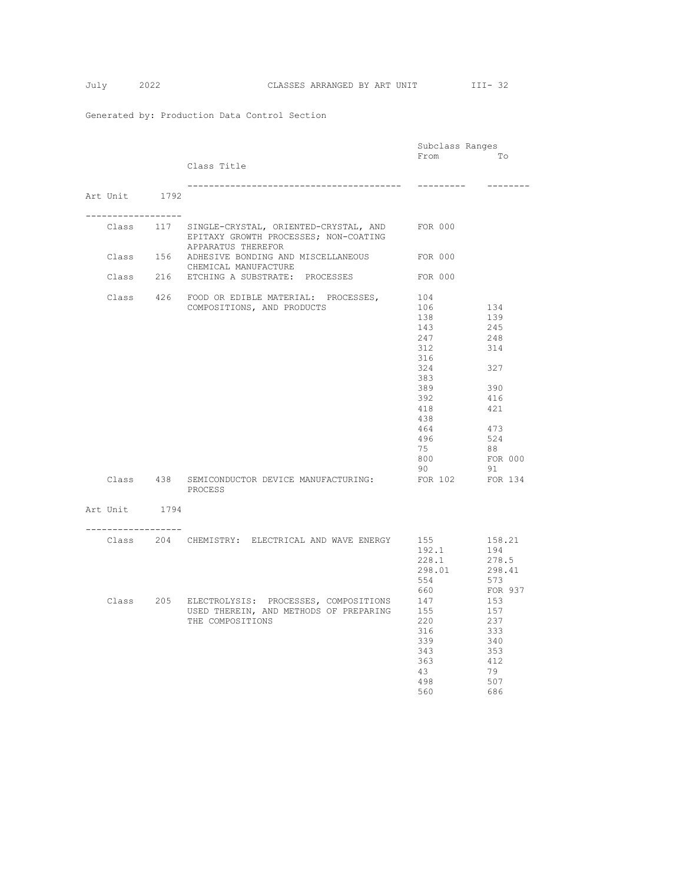Generated by: Production Data Control Section

## Art Unit 1792

| Class | Class Title | Subclass Ranges From | To |
|---|---|---|---|
| Class 117 | SINGLE-CRYSTAL, ORIENTED-CRYSTAL, AND EPITAXY GROWTH PROCESSES; NON-COATING APPARATUS THEREFOR | FOR 000 | |
| Class 156 | ADHESIVE BONDING AND MISCELLANEOUS CHEMICAL MANUFACTURE | FOR 000 | |
| Class 216 | ETCHING A SUBSTRATE: PROCESSES | FOR 000 | |
| Class 426 | FOOD OR EDIBLE MATERIAL: PROCESSES, COMPOSITIONS, AND PRODUCTS | 104 | |
| | | 106 | 134 |
| | | 138 | 139 |
| | | 143 | 245 |
| | | 247 | 248 |
| | | 312 | 314 |
| | | 316 | |
| | | 324 | 327 |
| | | 383 | |
| | | 389 | 390 |
| | | 392 | 416 |
| | | 418 | 421 |
| | | 438 | |
| | | 464 | 473 |
| | | 496 | 524 |
| | | 75 | 88 |
| | | 800 | FOR 000 |
| | | 90 | 91 |
| Class 438 | SEMICONDUCTOR DEVICE MANUFACTURING: PROCESS | FOR 102 | FOR 134 |

## Art Unit 1794

| Class | Class Title | Subclass Ranges From | To |
|---|---|---|---|
| Class 204 | CHEMISTRY: ELECTRICAL AND WAVE ENERGY | 155 | 158.21 |
| | | 192.1 | 194 |
| | | 228.1 | 278.5 |
| | | 298.01 | 298.41 |
| | | 554 | 573 |
| | | 660 | FOR 937 |
| Class 205 | ELECTROLYSIS: PROCESSES, COMPOSITIONS USED THEREIN, AND METHODS OF PREPARING THE COMPOSITIONS | 147 | 153 |
| | | 155 | 157 |
| | | 220 | 237 |
| | | 316 | 333 |
| | | 339 | 340 |
| | | 343 | 353 |
| | | 363 | 412 |
| | | 43 | 79 |
| | | 498 | 507 |
| | | 560 | 686 |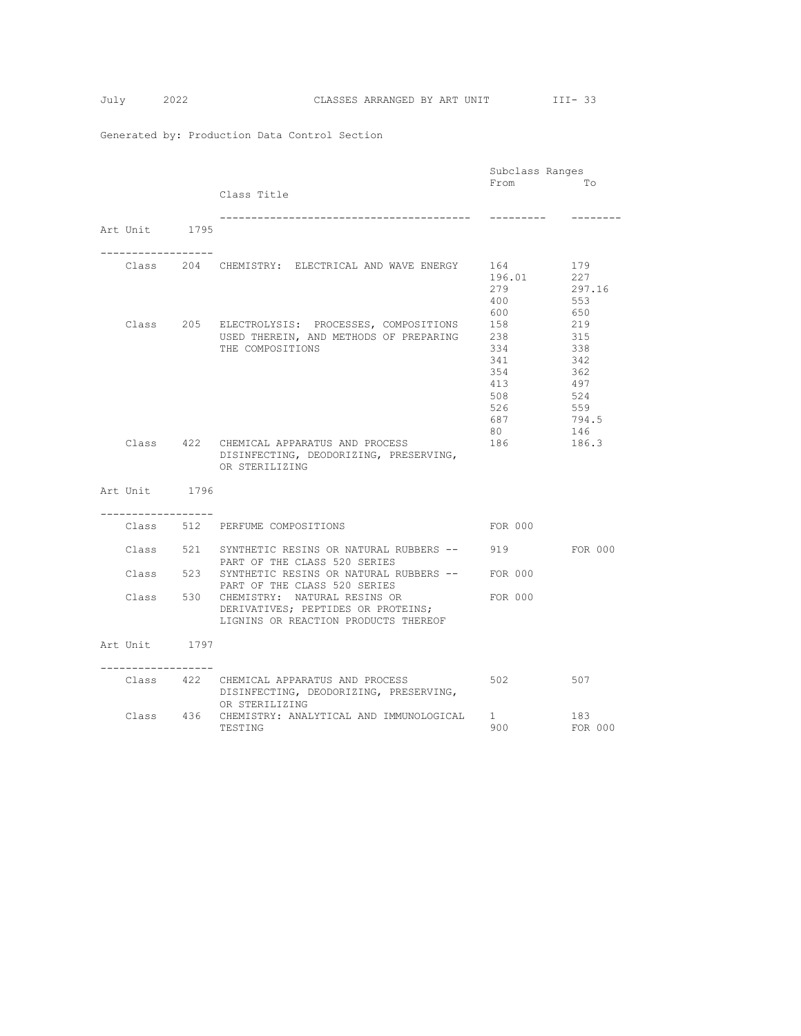Generated by: Production Data Control Section

## Art Unit 1795

| | Class Title | Subclass Ranges From | To |
|---|---|---|---|
| Class 204 | CHEMISTRY: ELECTRICAL AND WAVE ENERGY | 164 | 179 |
| | | 196.01 | 227 |
| | | 279 | 297.16 |
| | | 400 | 553 |
| | | 600 | 650 |
| Class 205 | ELECTROLYSIS: PROCESSES, COMPOSITIONS USED THEREIN, AND METHODS OF PREPARING THE COMPOSITIONS | 158 | 219 |
| | | 238 | 315 |
| | | 334 | 338 |
| | | 341 | 342 |
| | | 354 | 362 |
| | | 413 | 497 |
| | | 508 | 524 |
| | | 526 | 559 |
| | | 687 | 794.5 |
| | | 80 | 146 |
| Class 422 | CHEMICAL APPARATUS AND PROCESS DISINFECTING, DEODORIZING, PRESERVING, OR STERILIZING | 186 | 186.3 |

## Art Unit 1796

| | Class Title | Subclass Ranges From | To |
|---|---|---|---|
| Class 512 | PERFUME COMPOSITIONS | FOR 000 | |
| Class 521 | SYNTHETIC RESINS OR NATURAL RUBBERS -- PART OF THE CLASS 520 SERIES | 919 | FOR 000 |
| Class 523 | SYNTHETIC RESINS OR NATURAL RUBBERS -- PART OF THE CLASS 520 SERIES | FOR 000 | |
| Class 530 | CHEMISTRY: NATURAL RESINS OR DERIVATIVES; PEPTIDES OR PROTEINS; LIGNINS OR REACTION PRODUCTS THEREOF | FOR 000 | |

## Art Unit 1797

| | Class Title | Subclass Ranges From | To |
|---|---|---|---|
| Class 422 | CHEMICAL APPARATUS AND PROCESS DISINFECTING, DEODORIZING, PRESERVING, OR STERILIZING | 502 | 507 |
| Class 436 | CHEMISTRY: ANALYTICAL AND IMMUNOLOGICAL TESTING | 1 | 183 |
| | | 900 | FOR 000 |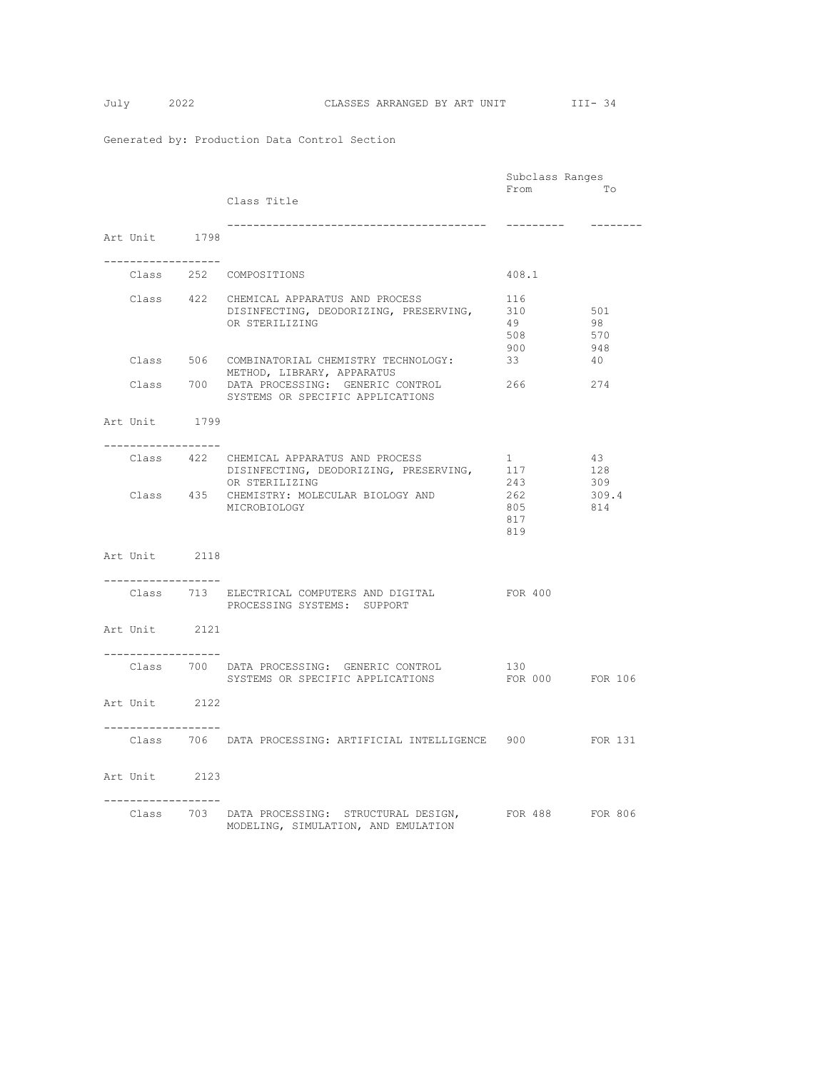Generated by: Production Data Control Section

| | | Class Title | Subclass Ranges From | To |
|---|---|---|---|---|
| **Art Unit 1798** | | | | |
| Class | 252 | COMPOSITIONS | 408.1 | |
| Class | 422 | CHEMICAL APPARATUS AND PROCESS DISINFECTING, DEODORIZING, PRESERVING, OR STERILIZING | 116 | |
| | | | 310 | 501 |
| | | | 49 | 98 |
| | | | 508 | 570 |
| | | | 900 | 948 |
| Class | 506 | COMBINATORIAL CHEMISTRY TECHNOLOGY: METHOD, LIBRARY, APPARATUS | 33 | 40 |
| Class | 700 | DATA PROCESSING: GENERIC CONTROL SYSTEMS OR SPECIFIC APPLICATIONS | 266 | 274 |
| **Art Unit 1799** | | | | |
| Class | 422 | CHEMICAL APPARATUS AND PROCESS DISINFECTING, DEODORIZING, PRESERVING, OR STERILIZING | 1 | 43 |
| | | | 117 | 128 |
| | | | 243 | 309 |
| Class | 435 | CHEMISTRY: MOLECULAR BIOLOGY AND MICROBIOLOGY | 262 | 309.4 |
| | | | 805 | 814 |
| | | | 817 | |
| | | | 819 | |
| **Art Unit 2118** | | | | |
| Class | 713 | ELECTRICAL COMPUTERS AND DIGITAL PROCESSING SYSTEMS: SUPPORT | FOR 400 | |
| **Art Unit 2121** | | | | |
| Class | 700 | DATA PROCESSING: GENERIC CONTROL SYSTEMS OR SPECIFIC APPLICATIONS | 130 | |
| | | | FOR 000 | FOR 106 |
| **Art Unit 2122** | | | | |
| Class | 706 | DATA PROCESSING: ARTIFICIAL INTELLIGENCE | 900 | FOR 131 |
| **Art Unit 2123** | | | | |
| Class | 703 | DATA PROCESSING: STRUCTURAL DESIGN, MODELING, SIMULATION, AND EMULATION | FOR 488 | FOR 806 |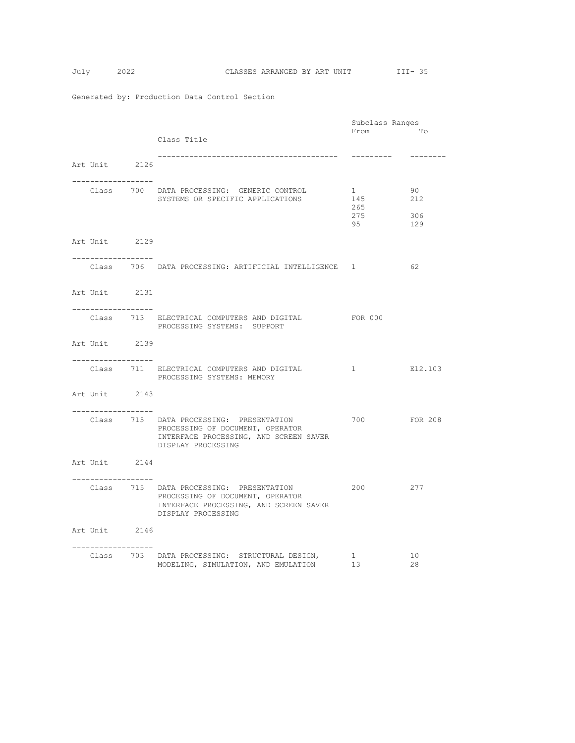Generated by: Production Data Control Section

| Art Unit | Class | Class Title | Subclass Ranges From | To |
|---|---|---|---|---|
| **Art Unit 2126** | | | | |
| | Class 700 | DATA PROCESSING: GENERIC CONTROL SYSTEMS OR SPECIFIC APPLICATIONS | 1 | 90 |
| | | | 145 | 212 |
| | | | 265 | |
| | | | 275 | 306 |
| | | | 95 | 129 |
| **Art Unit 2129** | | | | |
| | Class 706 | DATA PROCESSING: ARTIFICIAL INTELLIGENCE | 1 | 62 |
| **Art Unit 2131** | | | | |
| | Class 713 | ELECTRICAL COMPUTERS AND DIGITAL PROCESSING SYSTEMS: SUPPORT | FOR 000 | |
| **Art Unit 2139** | | | | |
| | Class 711 | ELECTRICAL COMPUTERS AND DIGITAL PROCESSING SYSTEMS: MEMORY | 1 | E12.103 |
| **Art Unit 2143** | | | | |
| | Class 715 | DATA PROCESSING: PRESENTATION PROCESSING OF DOCUMENT, OPERATOR INTERFACE PROCESSING, AND SCREEN SAVER DISPLAY PROCESSING | 700 | FOR 208 |
| **Art Unit 2144** | | | | |
| | Class 715 | DATA PROCESSING: PRESENTATION PROCESSING OF DOCUMENT, OPERATOR INTERFACE PROCESSING, AND SCREEN SAVER DISPLAY PROCESSING | 200 | 277 |
| **Art Unit 2146** | | | | |
| | Class 703 | DATA PROCESSING: STRUCTURAL DESIGN, MODELING, SIMULATION, AND EMULATION | 1 | 10 |
| | | | 13 | 28 |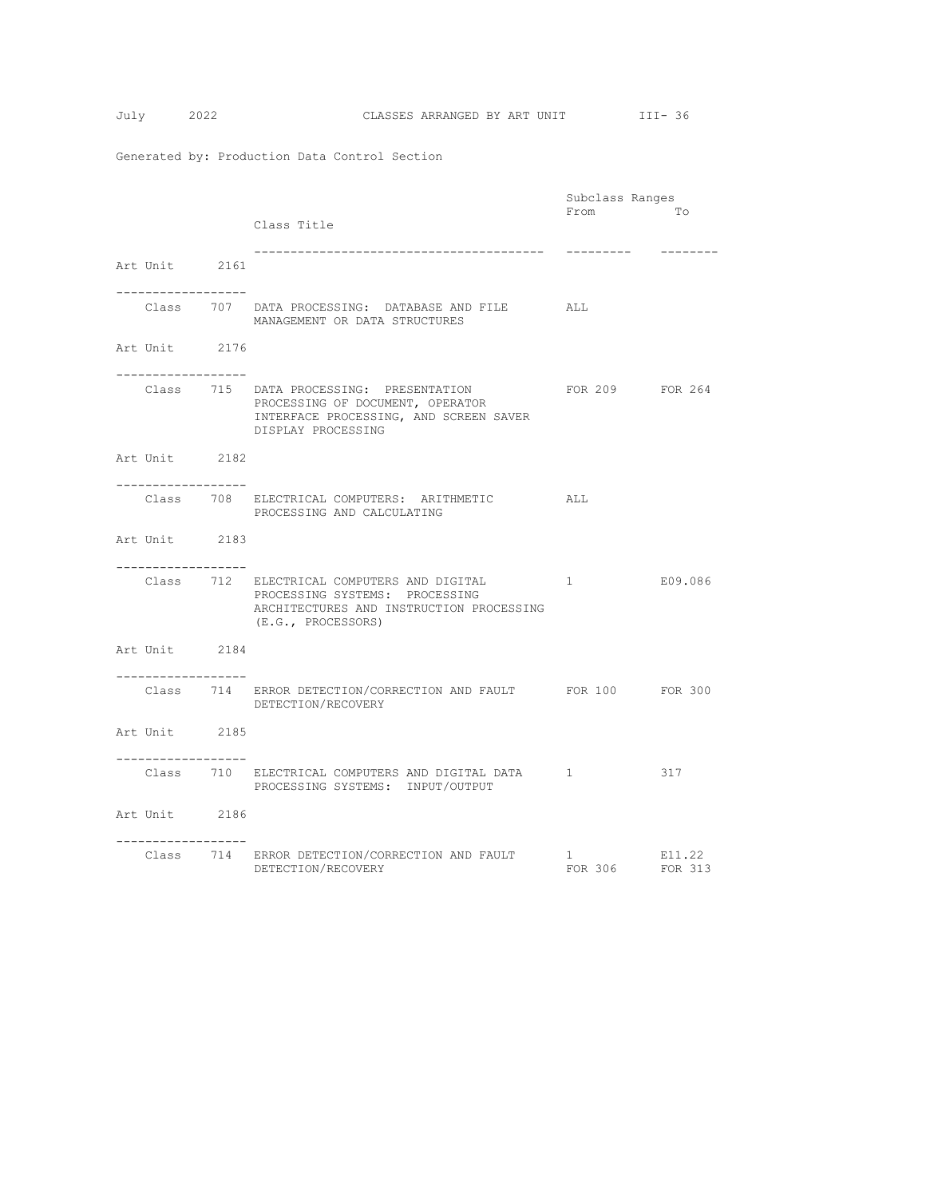Generated by: Production Data Control Section

| | Class Title | Subclass Ranges From | To |
|---|---|---|---|
| **Art Unit 2161** | | | |
| Class 707 | DATA PROCESSING: DATABASE AND FILE MANAGEMENT OR DATA STRUCTURES | ALL | |
| **Art Unit 2176** | | | |
| Class 715 | DATA PROCESSING: PRESENTATION PROCESSING OF DOCUMENT, OPERATOR INTERFACE PROCESSING, AND SCREEN SAVER DISPLAY PROCESSING | FOR 209 | FOR 264 |
| **Art Unit 2182** | | | |
| Class 708 | ELECTRICAL COMPUTERS: ARITHMETIC PROCESSING AND CALCULATING | ALL | |
| **Art Unit 2183** | | | |
| Class 712 | ELECTRICAL COMPUTERS AND DIGITAL PROCESSING SYSTEMS: PROCESSING ARCHITECTURES AND INSTRUCTION PROCESSING (E.G., PROCESSORS) | 1 | E09.086 |
| **Art Unit 2184** | | | |
| Class 714 | ERROR DETECTION/CORRECTION AND FAULT DETECTION/RECOVERY | FOR 100 | FOR 300 |
| **Art Unit 2185** | | | |
| Class 710 | ELECTRICAL COMPUTERS AND DIGITAL DATA PROCESSING SYSTEMS: INPUT/OUTPUT | 1 | 317 |
| **Art Unit 2186** | | | |
| Class 714 | ERROR DETECTION/CORRECTION AND FAULT DETECTION/RECOVERY | 1 | E11.22 |
| | | FOR 306 | FOR 313 |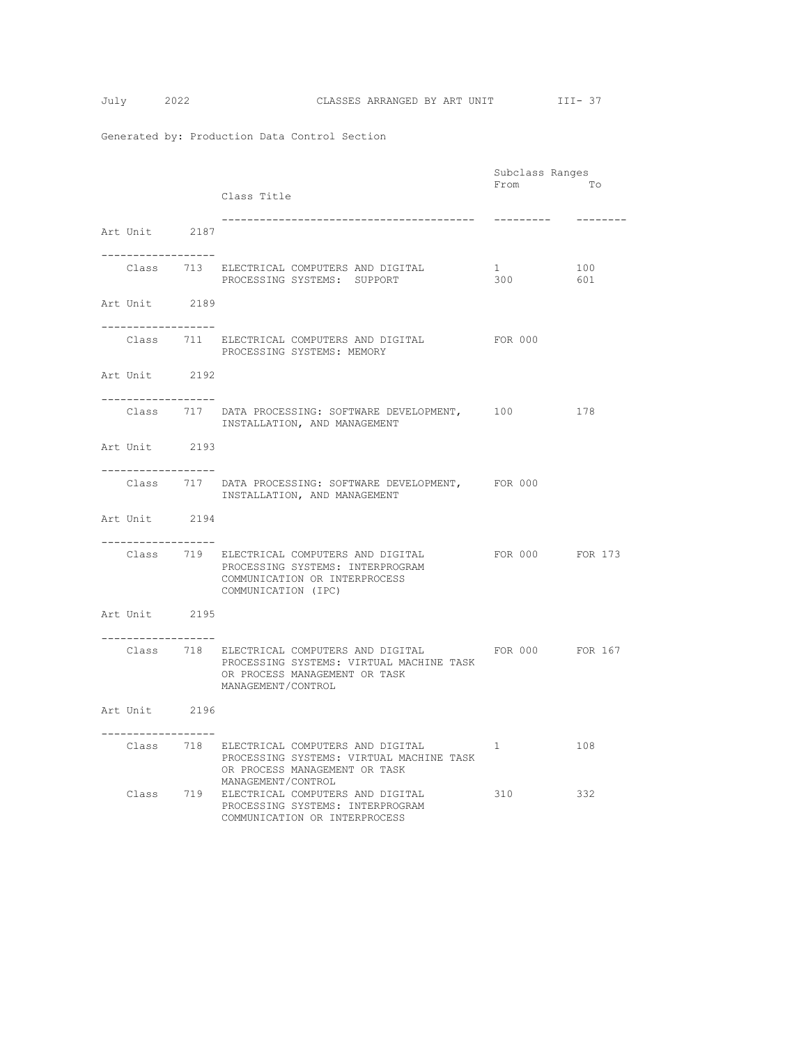Generated by: Production Data Control Section

| | Class Title | Subclass Ranges From | To |
|---|---|---|---|
| **Art Unit 2187** | | | |
| Class 713 | ELECTRICAL COMPUTERS AND DIGITAL PROCESSING SYSTEMS: SUPPORT | 1 | 100 |
| | | 300 | 601 |
| **Art Unit 2189** | | | |
| Class 711 | ELECTRICAL COMPUTERS AND DIGITAL PROCESSING SYSTEMS: MEMORY | FOR 000 | |
| **Art Unit 2192** | | | |
| Class 717 | DATA PROCESSING: SOFTWARE DEVELOPMENT, INSTALLATION, AND MANAGEMENT | 100 | 178 |
| **Art Unit 2193** | | | |
| Class 717 | DATA PROCESSING: SOFTWARE DEVELOPMENT, INSTALLATION, AND MANAGEMENT | FOR 000 | |
| **Art Unit 2194** | | | |
| Class 719 | ELECTRICAL COMPUTERS AND DIGITAL PROCESSING SYSTEMS: INTERPROGRAM COMMUNICATION OR INTERPROCESS COMMUNICATION (IPC) | FOR 000 | FOR 173 |
| **Art Unit 2195** | | | |
| Class 718 | ELECTRICAL COMPUTERS AND DIGITAL PROCESSING SYSTEMS: VIRTUAL MACHINE TASK OR PROCESS MANAGEMENT OR TASK MANAGEMENT/CONTROL | FOR 000 | FOR 167 |
| **Art Unit 2196** | | | |
| Class 718 | ELECTRICAL COMPUTERS AND DIGITAL PROCESSING SYSTEMS: VIRTUAL MACHINE TASK OR PROCESS MANAGEMENT OR TASK MANAGEMENT/CONTROL | 1 | 108 |
| Class 719 | ELECTRICAL COMPUTERS AND DIGITAL PROCESSING SYSTEMS: INTERPROGRAM COMMUNICATION OR INTERPROCESS | 310 | 332 |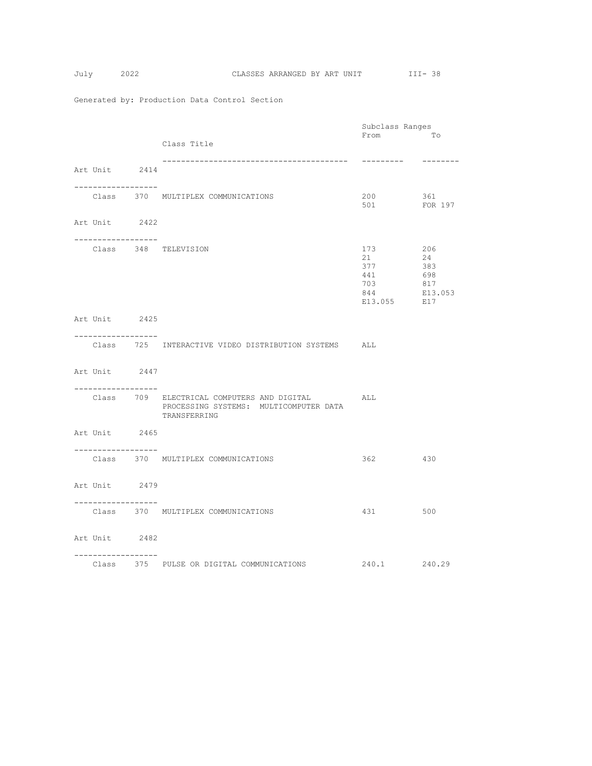Generated by: Production Data Control Section

| Art Unit | Class | Class Title | Subclass Ranges From | To |
|---|---|---|---|---|
| 2414 | | | | |
| | 370 | MULTIPLEX COMMUNICATIONS | 200 | 361 |
| | | | 501 | FOR 197 |
| 2422 | | | | |
| | 348 | TELEVISION | 173 | 206 |
| | | | 21 | 24 |
| | | | 377 | 383 |
| | | | 441 | 698 |
| | | | 703 | 817 |
| | | | 844 | E13.053 |
| | | | E13.055 | E17 |
| 2425 | | | | |
| | 725 | INTERACTIVE VIDEO DISTRIBUTION SYSTEMS | ALL | |
| 2447 | | | | |
| | 709 | ELECTRICAL COMPUTERS AND DIGITAL PROCESSING SYSTEMS: MULTICOMPUTER DATA TRANSFERRING | ALL | |
| 2465 | | | | |
| | 370 | MULTIPLEX COMMUNICATIONS | 362 | 430 |
| 2479 | | | | |
| | 370 | MULTIPLEX COMMUNICATIONS | 431 | 500 |
| 2482 | | | | |
| | 375 | PULSE OR DIGITAL COMMUNICATIONS | 240.1 | 240.29 |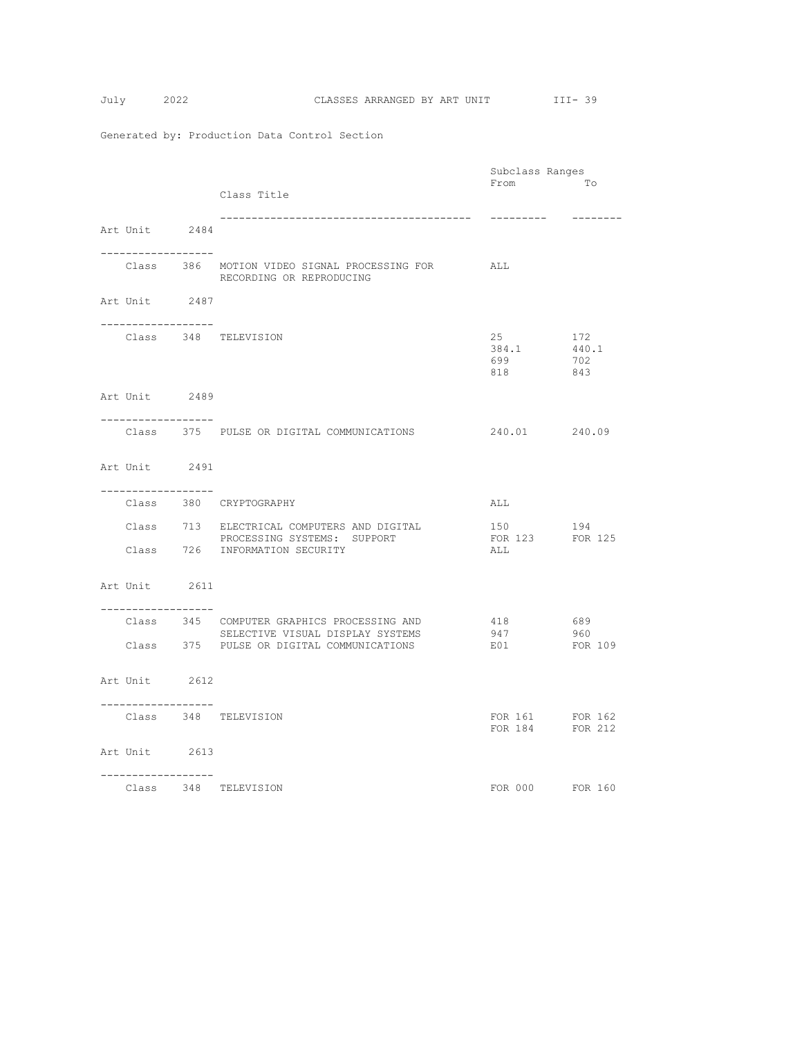Generated by: Production Data Control Section

| Art Unit | Class | Class Title | Subclass Ranges From | To |
|---|---|---|---|---|
| **Art Unit 2484** | | | | |
| | Class 386 | MOTION VIDEO SIGNAL PROCESSING FOR RECORDING OR REPRODUCING | ALL | |
| **Art Unit 2487** | | | | |
| | Class 348 | TELEVISION | 25 | 172 |
| | | | 384.1 | 440.1 |
| | | | 699 | 702 |
| | | | 818 | 843 |
| **Art Unit 2489** | | | | |
| | Class 375 | PULSE OR DIGITAL COMMUNICATIONS | 240.01 | 240.09 |
| **Art Unit 2491** | | | | |
| | Class 380 | CRYPTOGRAPHY | ALL | |
| | Class 713 | ELECTRICAL COMPUTERS AND DIGITAL PROCESSING SYSTEMS: SUPPORT | 150 | 194 |
| | | | FOR 123 | FOR 125 |
| | Class 726 | INFORMATION SECURITY | ALL | |
| **Art Unit 2611** | | | | |
| | Class 345 | COMPUTER GRAPHICS PROCESSING AND SELECTIVE VISUAL DISPLAY SYSTEMS | 418 | 689 |
| | | | 947 | 960 |
| | Class 375 | PULSE OR DIGITAL COMMUNICATIONS | E01 | FOR 109 |
| **Art Unit 2612** | | | | |
| | Class 348 | TELEVISION | FOR 161 | FOR 162 |
| | | | FOR 184 | FOR 212 |
| **Art Unit 2613** | | | | |
| | Class 348 | TELEVISION | FOR 000 | FOR 160 |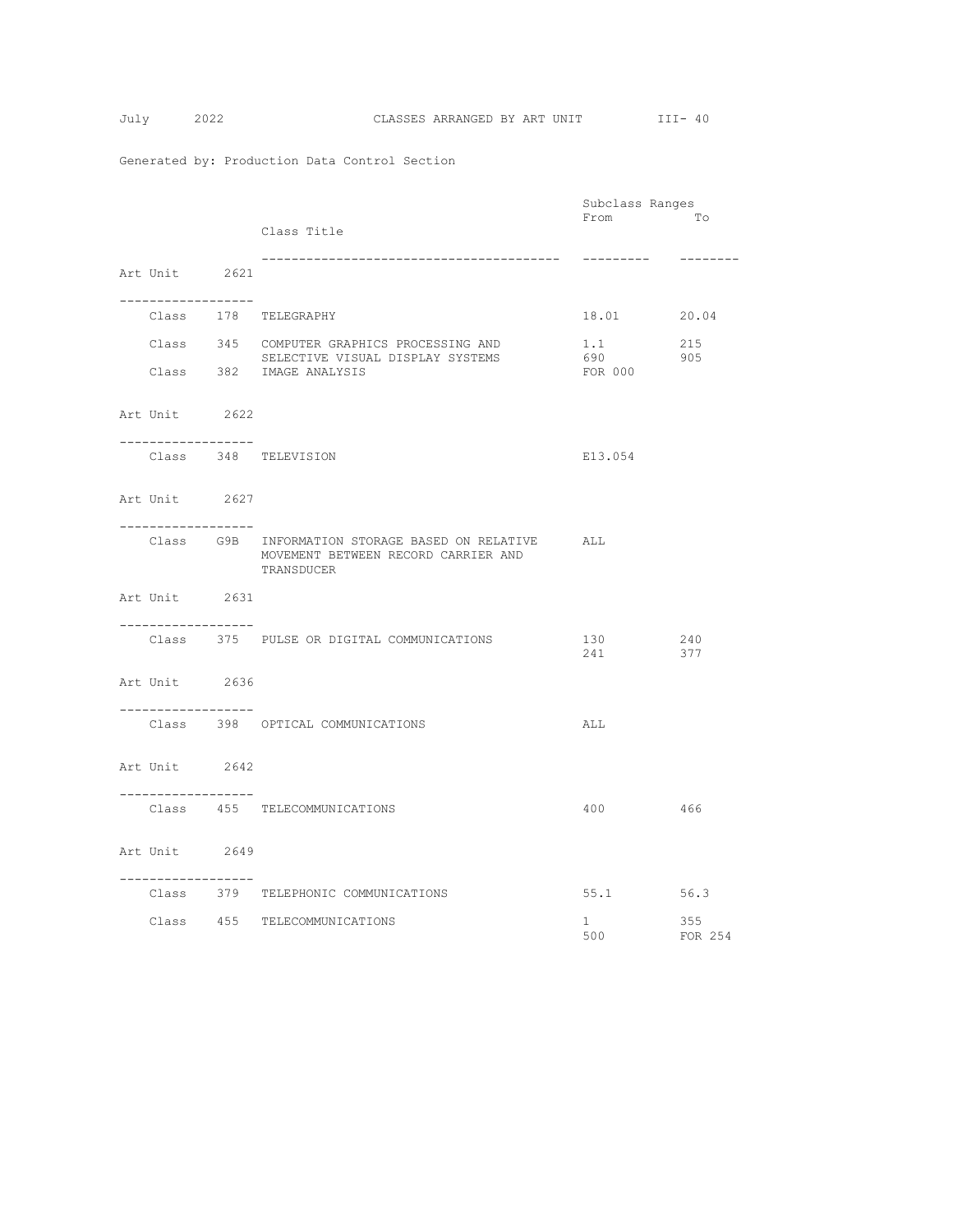Generated by: Production Data Control Section

| | | Class Title | Subclass Ranges From | To |
|---|---|---|---|---|
| **Art Unit 2621** | | | | |
| Class | 178 | TELEGRAPHY | 18.01 | 20.04 |
| Class | 345 | COMPUTER GRAPHICS PROCESSING AND SELECTIVE VISUAL DISPLAY SYSTEMS | 1.1 | 215 |
| | | | 690 | 905 |
| Class | 382 | IMAGE ANALYSIS | FOR 000 | |
| **Art Unit 2622** | | | | |
| Class | 348 | TELEVISION | E13.054 | |
| **Art Unit 2627** | | | | |
| Class | G9B | INFORMATION STORAGE BASED ON RELATIVE MOVEMENT BETWEEN RECORD CARRIER AND TRANSDUCER | ALL | |
| **Art Unit 2631** | | | | |
| Class | 375 | PULSE OR DIGITAL COMMUNICATIONS | 130 | 240 |
| | | | 241 | 377 |
| **Art Unit 2636** | | | | |
| Class | 398 | OPTICAL COMMUNICATIONS | ALL | |
| **Art Unit 2642** | | | | |
| Class | 455 | TELECOMMUNICATIONS | 400 | 466 |
| **Art Unit 2649** | | | | |
| Class | 379 | TELEPHONIC COMMUNICATIONS | 55.1 | 56.3 |
| Class | 455 | TELECOMMUNICATIONS | 1 | 355 |
| | | | 500 | FOR 254 |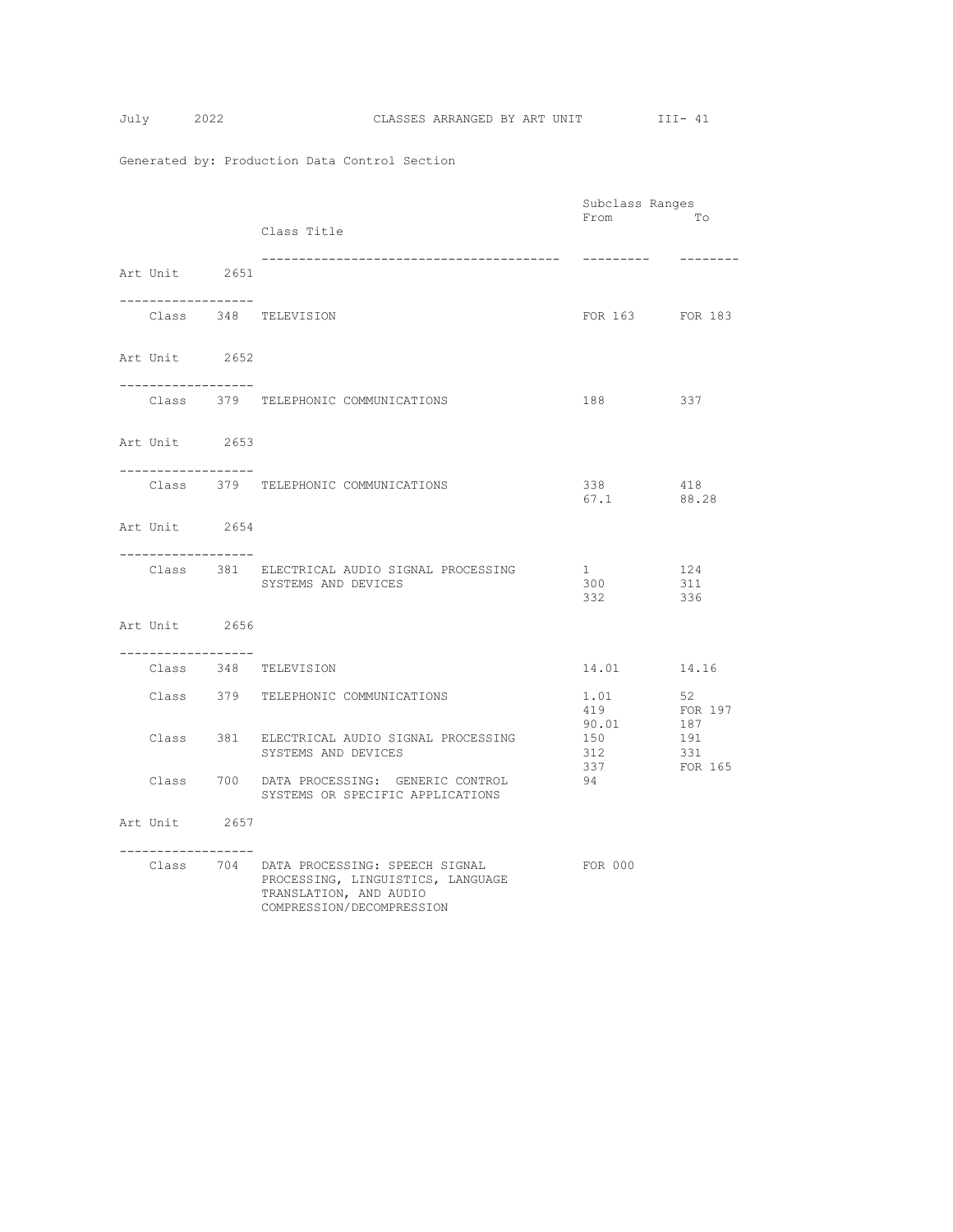Generated by: Production Data Control Section

| Art Unit | Class | Class Title | Subclass Ranges From | To |
|---|---|---|---|---|
| **Art Unit 2651** | | | | |
| | Class 348 | TELEVISION | FOR 163 | FOR 183 |
| **Art Unit 2652** | | | | |
| | Class 379 | TELEPHONIC COMMUNICATIONS | 188 | 337 |
| **Art Unit 2653** | | | | |
| | Class 379 | TELEPHONIC COMMUNICATIONS | 338 | 418 |
| | | | 67.1 | 88.28 |
| **Art Unit 2654** | | | | |
| | Class 381 | ELECTRICAL AUDIO SIGNAL PROCESSING SYSTEMS AND DEVICES | 1 | 124 |
| | | | 300 | 311 |
| | | | 332 | 336 |
| **Art Unit 2656** | | | | |
| | Class 348 | TELEVISION | 14.01 | 14.16 |
| | Class 379 | TELEPHONIC COMMUNICATIONS | 1.01 | 52 |
| | | | 419 | FOR 197 |
| | | | 90.01 | 187 |
| | Class 381 | ELECTRICAL AUDIO SIGNAL PROCESSING SYSTEMS AND DEVICES | 150 | 191 |
| | | | 312 | 331 |
| | | | 337 | FOR 165 |
| | Class 700 | DATA PROCESSING: GENERIC CONTROL SYSTEMS OR SPECIFIC APPLICATIONS | 94 | |
| **Art Unit 2657** | | | | |
| | Class 704 | DATA PROCESSING: SPEECH SIGNAL PROCESSING, LINGUISTICS, LANGUAGE TRANSLATION, AND AUDIO COMPRESSION/DECOMPRESSION | FOR 000 | |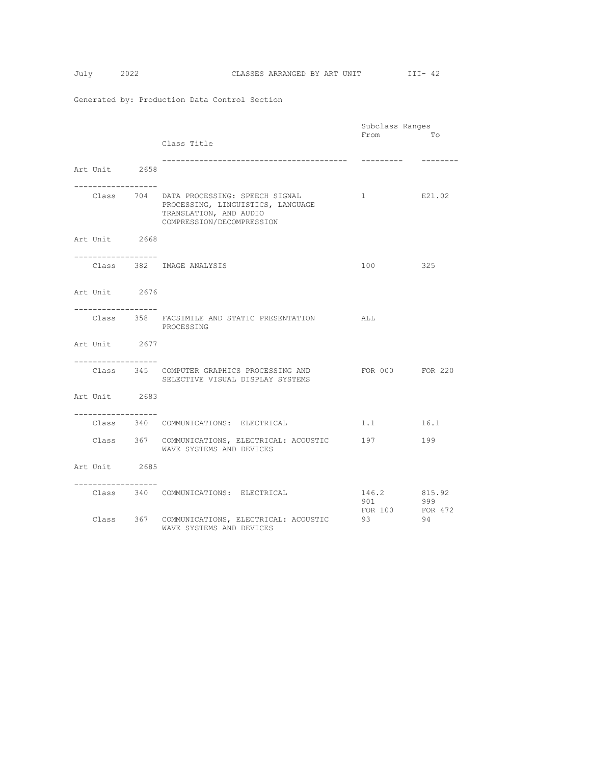Generated by: Production Data Control Section

| Art Unit | Class | Class Title | Subclass Ranges From | To |
|---|---|---|---|---|
| 2658 | | | | |
| | Class 704 | DATA PROCESSING: SPEECH SIGNAL PROCESSING, LINGUISTICS, LANGUAGE TRANSLATION, AND AUDIO COMPRESSION/DECOMPRESSION | 1 | E21.02 |
| 2668 | | | | |
| | Class 382 | IMAGE ANALYSIS | 100 | 325 |
| 2676 | | | | |
| | Class 358 | FACSIMILE AND STATIC PRESENTATION PROCESSING | ALL | |
| 2677 | | | | |
| | Class 345 | COMPUTER GRAPHICS PROCESSING AND SELECTIVE VISUAL DISPLAY SYSTEMS | FOR 000 | FOR 220 |
| 2683 | | | | |
| | Class 340 | COMMUNICATIONS: ELECTRICAL | 1.1 | 16.1 |
| | Class 367 | COMMUNICATIONS, ELECTRICAL: ACOUSTIC WAVE SYSTEMS AND DEVICES | 197 | 199 |
| 2685 | | | | |
| | Class 340 | COMMUNICATIONS: ELECTRICAL | 146.2 | 815.92 |
| | | | 901 | 999 |
| | | | FOR 100 | FOR 472 |
| | Class 367 | COMMUNICATIONS, ELECTRICAL: ACOUSTIC WAVE SYSTEMS AND DEVICES | 93 | 94 |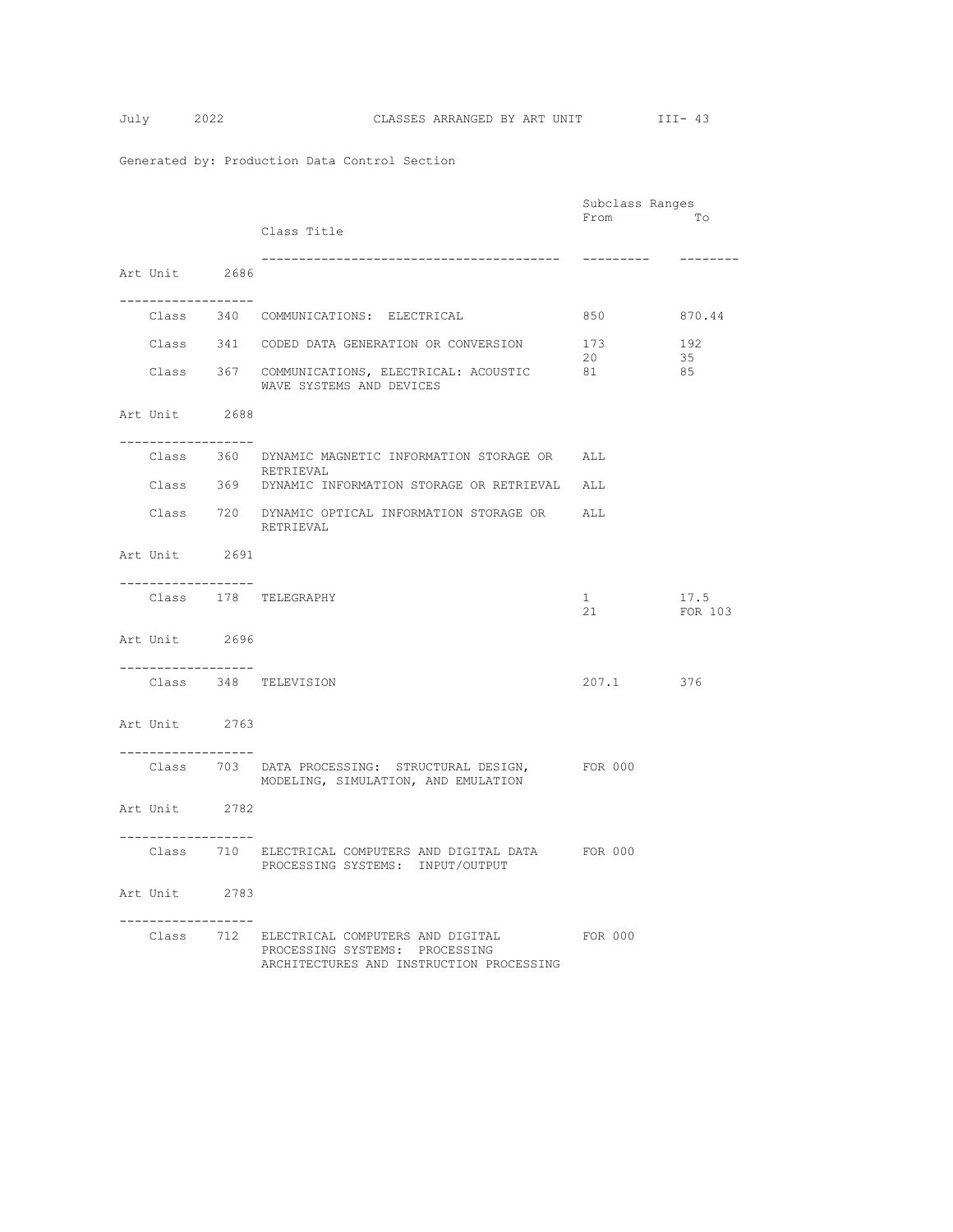Generated by: Production Data Control Section

## Art Unit 2686

| | Class Title | Subclass Ranges From | To |
|---|---|---|---|
| Class 340 | COMMUNICATIONS: ELECTRICAL | 850 | 870.44 |
| Class 341 | CODED DATA GENERATION OR CONVERSION | 173 | 192 |
| | | 20 | 35 |
| Class 367 | COMMUNICATIONS, ELECTRICAL: ACOUSTIC WAVE SYSTEMS AND DEVICES | 81 | 85 |

## Art Unit 2688

| | Class Title | Subclass Ranges From | To |
|---|---|---|---|
| Class 360 | DYNAMIC MAGNETIC INFORMATION STORAGE OR RETRIEVAL | ALL | |
| Class 369 | DYNAMIC INFORMATION STORAGE OR RETRIEVAL | ALL | |
| Class 720 | DYNAMIC OPTICAL INFORMATION STORAGE OR RETRIEVAL | ALL | |

## Art Unit 2691

| | Class Title | Subclass Ranges From | To |
|---|---|---|---|
| Class 178 | TELEGRAPHY | 1 | 17.5 |
| | | 21 | FOR 103 |

## Art Unit 2696

| | Class Title | Subclass Ranges From | To |
|---|---|---|---|
| Class 348 | TELEVISION | 207.1 | 376 |

## Art Unit 2763

| | Class Title | Subclass Ranges From | To |
|---|---|---|---|
| Class 703 | DATA PROCESSING: STRUCTURAL DESIGN, MODELING, SIMULATION, AND EMULATION | FOR 000 | |

## Art Unit 2782

| | Class Title | Subclass Ranges From | To |
|---|---|---|---|
| Class 710 | ELECTRICAL COMPUTERS AND DIGITAL DATA PROCESSING SYSTEMS: INPUT/OUTPUT | FOR 000 | |

## Art Unit 2783

| | Class Title | Subclass Ranges From | To |
|---|---|---|---|
| Class 712 | ELECTRICAL COMPUTERS AND DIGITAL PROCESSING SYSTEMS: PROCESSING ARCHITECTURES AND INSTRUCTION PROCESSING | FOR 000 | |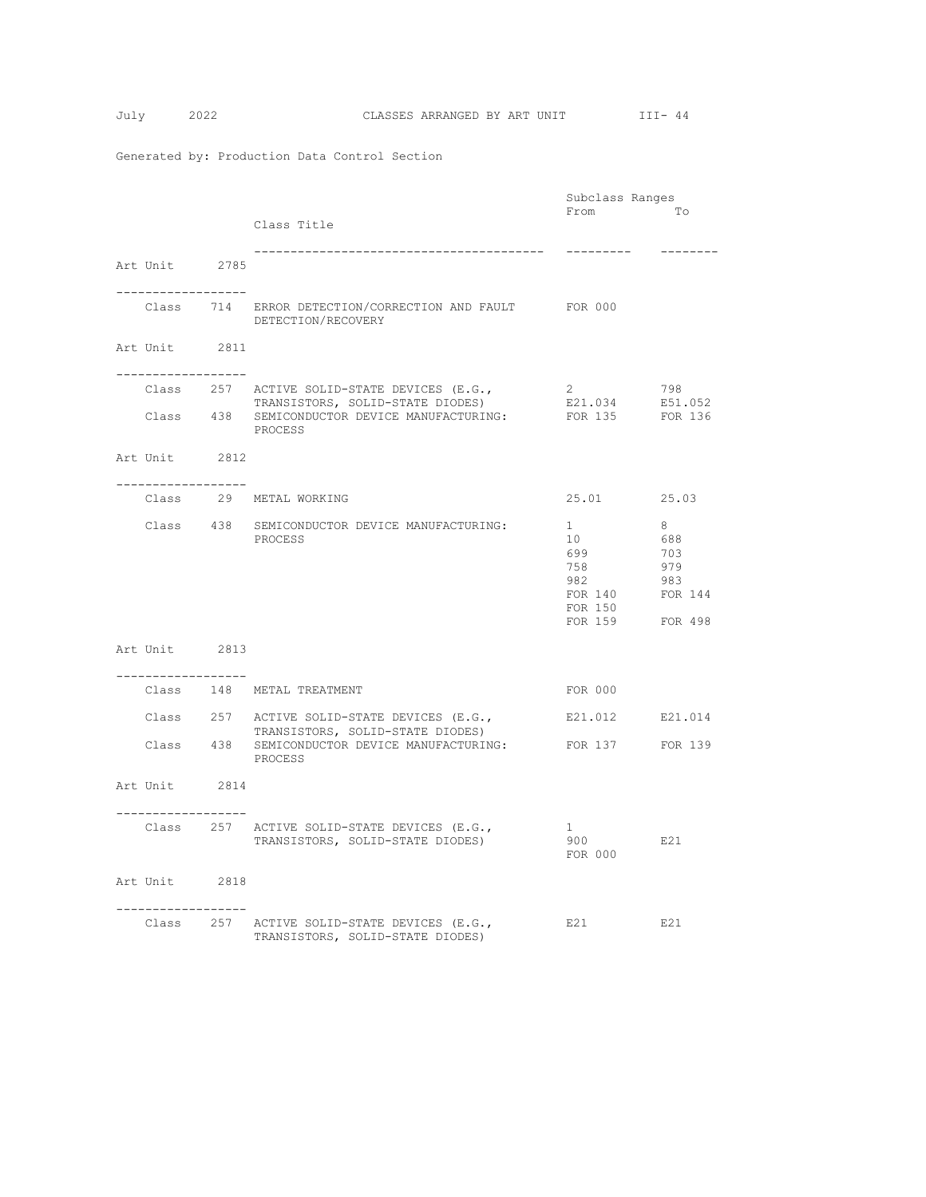Generated by: Production Data Control Section

| | | Class Title | Subclass Ranges From | To |
|---|---|---|---|---|
| **Art Unit 2785** | | | | |
| Class | 714 | ERROR DETECTION/CORRECTION AND FAULT DETECTION/RECOVERY | FOR 000 | |
| **Art Unit 2811** | | | | |
| Class | 257 | ACTIVE SOLID-STATE DEVICES (E.G., TRANSISTORS, SOLID-STATE DIODES) | 2 | 798 |
| | | | E21.034 | E51.052 |
| Class | 438 | SEMICONDUCTOR DEVICE MANUFACTURING: PROCESS | FOR 135 | FOR 136 |
| **Art Unit 2812** | | | | |
| Class | 29 | METAL WORKING | 25.01 | 25.03 |
| Class | 438 | SEMICONDUCTOR DEVICE MANUFACTURING: PROCESS | 1 | 8 |
| | | | 10 | 688 |
| | | | 699 | 703 |
| | | | 758 | 979 |
| | | | 982 | 983 |
| | | | FOR 140 | FOR 144 |
| | | | FOR 150 | |
| | | | FOR 159 | FOR 498 |
| **Art Unit 2813** | | | | |
| Class | 148 | METAL TREATMENT | FOR 000 | |
| Class | 257 | ACTIVE SOLID-STATE DEVICES (E.G., TRANSISTORS, SOLID-STATE DIODES) | E21.012 | E21.014 |
| Class | 438 | SEMICONDUCTOR DEVICE MANUFACTURING: PROCESS | FOR 137 | FOR 139 |
| **Art Unit 2814** | | | | |
| Class | 257 | ACTIVE SOLID-STATE DEVICES (E.G., TRANSISTORS, SOLID-STATE DIODES) | 1 | |
| | | | 900 | E21 |
| | | | FOR 000 | |
| **Art Unit 2818** | | | | |
| Class | 257 | ACTIVE SOLID-STATE DEVICES (E.G., TRANSISTORS, SOLID-STATE DIODES) | E21 | E21 |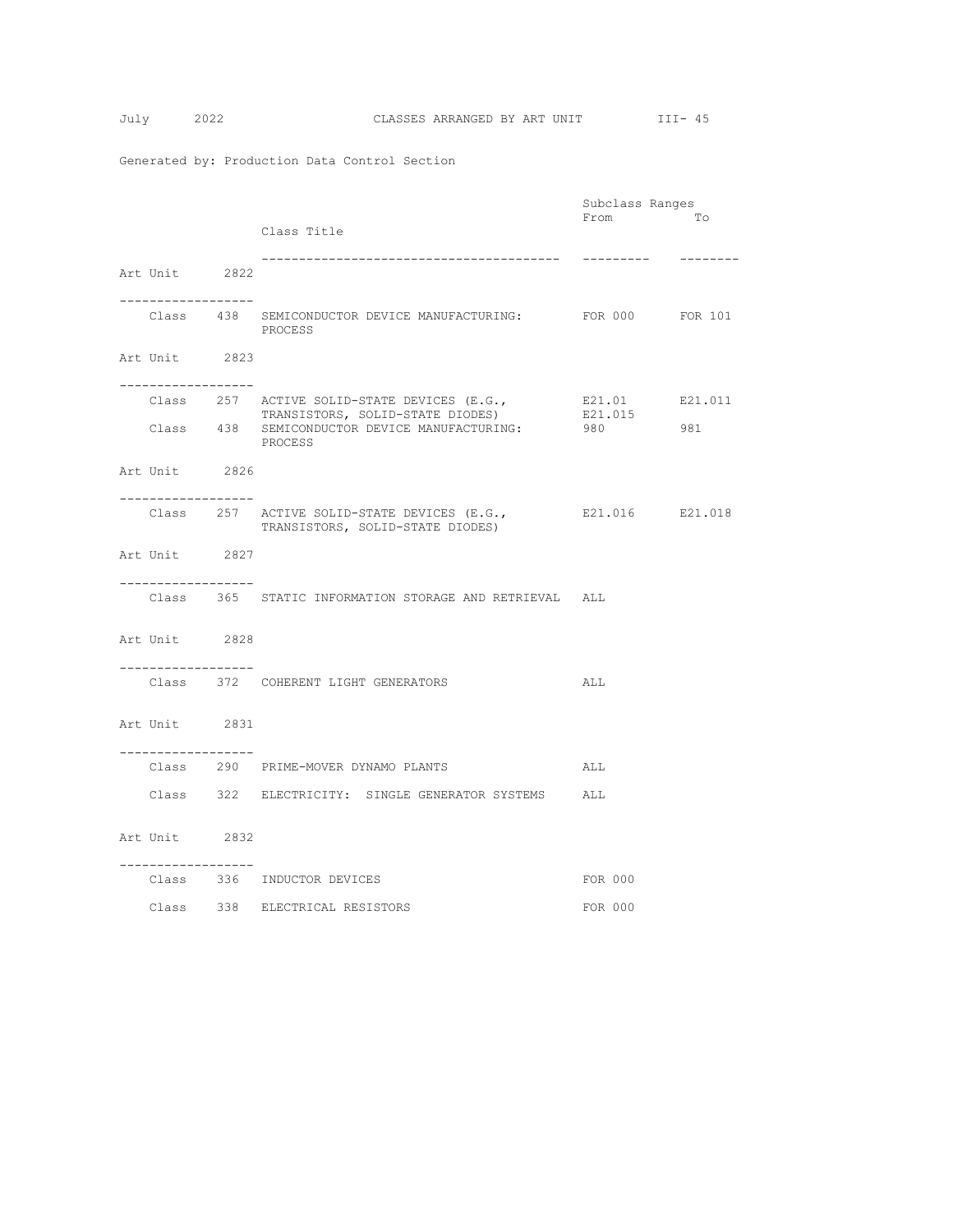Generated by: Production Data Control Section

| | | Class Title | Subclass Ranges From | To |
|---|---|---|---|---|
| **Art Unit 2822** | | | | |
| Class | 438 | SEMICONDUCTOR DEVICE MANUFACTURING: PROCESS | FOR 000 | FOR 101 |
| **Art Unit 2823** | | | | |
| Class | 257 | ACTIVE SOLID-STATE DEVICES (E.G., TRANSISTORS, SOLID-STATE DIODES) | E21.01<br>E21.015 | E21.011 |
| Class | 438 | SEMICONDUCTOR DEVICE MANUFACTURING: PROCESS | 980 | 981 |
| **Art Unit 2826** | | | | |
| Class | 257 | ACTIVE SOLID-STATE DEVICES (E.G., TRANSISTORS, SOLID-STATE DIODES) | E21.016 | E21.018 |
| **Art Unit 2827** | | | | |
| Class | 365 | STATIC INFORMATION STORAGE AND RETRIEVAL | ALL | |
| **Art Unit 2828** | | | | |
| Class | 372 | COHERENT LIGHT GENERATORS | ALL | |
| **Art Unit 2831** | | | | |
| Class | 290 | PRIME-MOVER DYNAMO PLANTS | ALL | |
| Class | 322 | ELECTRICITY: SINGLE GENERATOR SYSTEMS | ALL | |
| **Art Unit 2832** | | | | |
| Class | 336 | INDUCTOR DEVICES | FOR 000 | |
| Class | 338 | ELECTRICAL RESISTORS | FOR 000 | |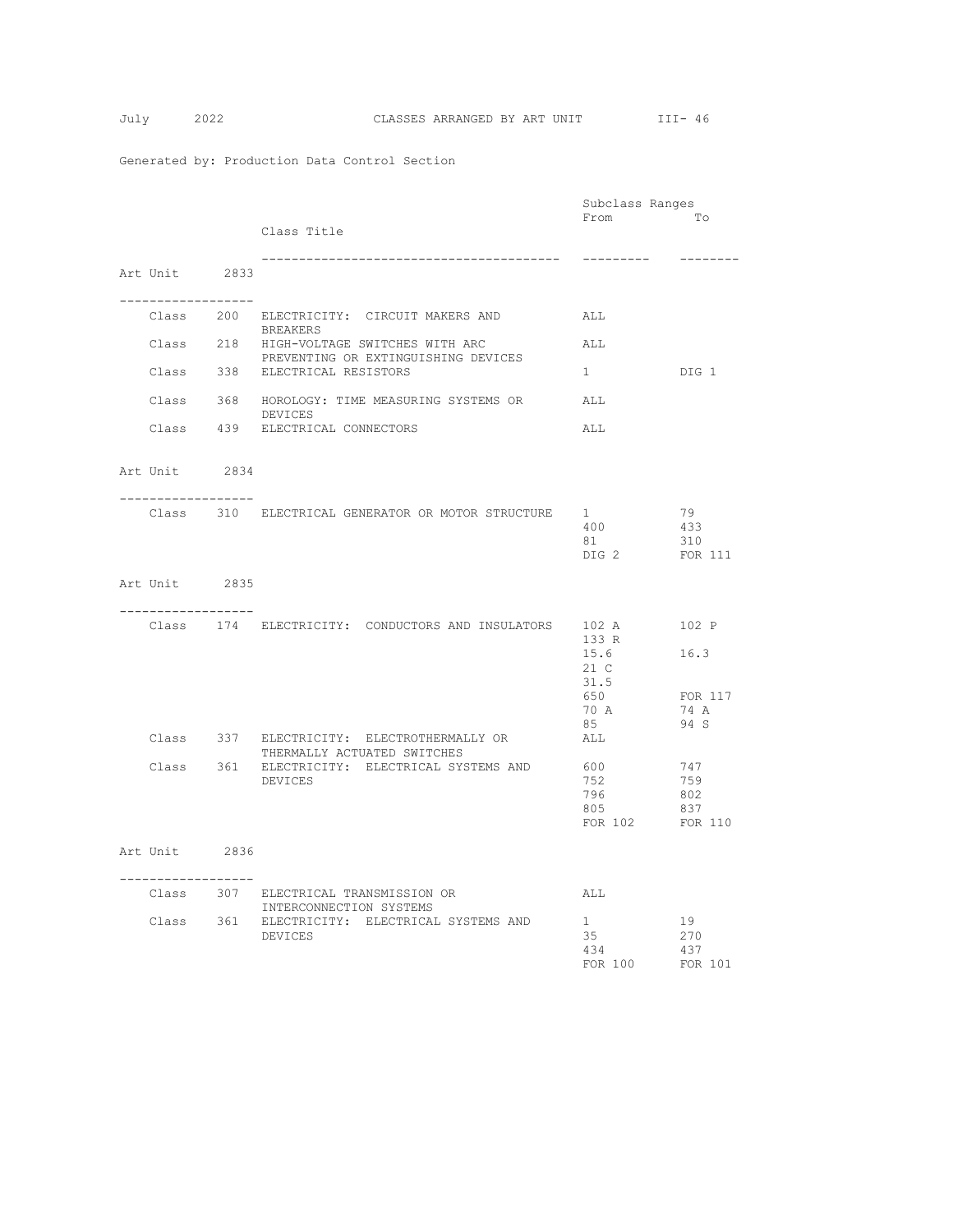Generated by: Production Data Control Section

## Art Unit 2833

| Class | Class Title | Subclass Ranges From | To |
|---|---|---|---|
| Class 200 | ELECTRICITY: CIRCUIT MAKERS AND BREAKERS | ALL | |
| Class 218 | HIGH-VOLTAGE SWITCHES WITH ARC PREVENTING OR EXTINGUISHING DEVICES | ALL | |
| Class 338 | ELECTRICAL RESISTORS | 1 | DIG 1 |
| Class 368 | HOROLOGY: TIME MEASURING SYSTEMS OR DEVICES | ALL | |
| Class 439 | ELECTRICAL CONNECTORS | ALL | |

## Art Unit 2834

| Class | Class Title | Subclass Ranges From | To |
|---|---|---|---|
| Class 310 | ELECTRICAL GENERATOR OR MOTOR STRUCTURE | 1 | 79 |
| | | 400 | 433 |
| | | 81 | 310 |
| | | DIG 2 | FOR 111 |

## Art Unit 2835

| Class | Class Title | Subclass Ranges From | To |
|---|---|---|---|
| Class 174 | ELECTRICITY: CONDUCTORS AND INSULATORS | 102 A | 102 P |
| | | 133 R | |
| | | 15.6 | 16.3 |
| | | 21 C | |
| | | 31.5 | |
| | | 650 | FOR 117 |
| | | 70 A | 74 A |
| | | 85 | 94 S |
| Class 337 | ELECTRICITY: ELECTROTHERMALLY OR THERMALLY ACTUATED SWITCHES | ALL | |
| Class 361 | ELECTRICITY: ELECTRICAL SYSTEMS AND DEVICES | 600 | 747 |
| | | 752 | 759 |
| | | 796 | 802 |
| | | 805 | 837 |
| | | FOR 102 | FOR 110 |

## Art Unit 2836

| Class | Class Title | Subclass Ranges From | To |
|---|---|---|---|
| Class 307 | ELECTRICAL TRANSMISSION OR INTERCONNECTION SYSTEMS | ALL | |
| Class 361 | ELECTRICITY: ELECTRICAL SYSTEMS AND DEVICES | 1 | 19 |
| | | 35 | 270 |
| | | 434 | 437 |
| | | FOR 100 | FOR 101 |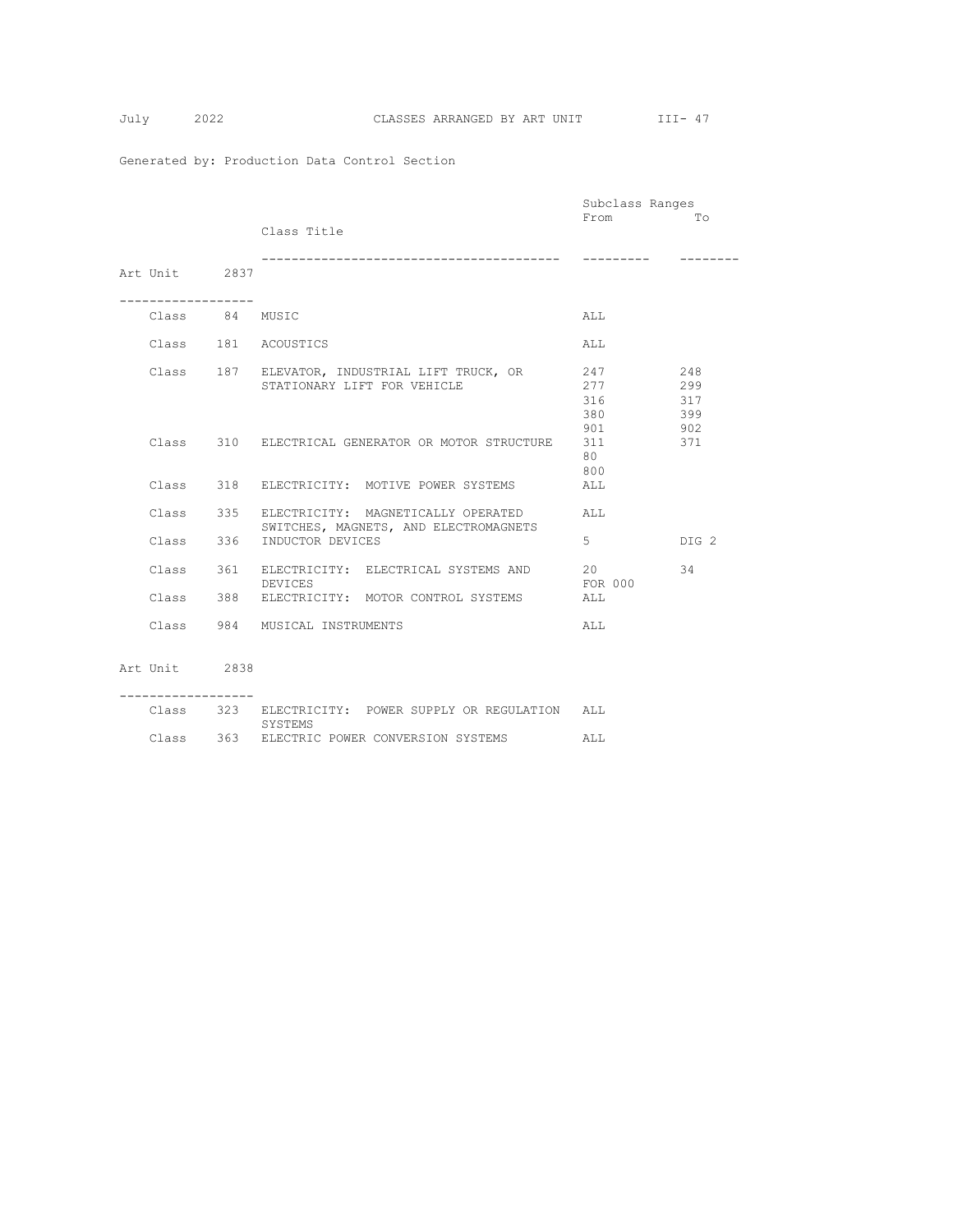Generated by: Production Data Control Section

## Art Unit 2837

| Class | Class Title | Subclass Ranges From | To |
|---|---|---|---|
| Class 84 | MUSIC | ALL | |
| Class 181 | ACOUSTICS | ALL | |
| Class 187 | ELEVATOR, INDUSTRIAL LIFT TRUCK, OR STATIONARY LIFT FOR VEHICLE | 247 | 248 |
| | | 277 | 299 |
| | | 316 | 317 |
| | | 380 | 399 |
| | | 901 | 902 |
| Class 310 | ELECTRICAL GENERATOR OR MOTOR STRUCTURE | 311 | 371 |
| | | 80 | |
| | | 800 | |
| Class 318 | ELECTRICITY: MOTIVE POWER SYSTEMS | ALL | |
| Class 335 | ELECTRICITY: MAGNETICALLY OPERATED SWITCHES, MAGNETS, AND ELECTROMAGNETS | ALL | |
| Class 336 | INDUCTOR DEVICES | 5 | DIG 2 |
| Class 361 | ELECTRICITY: ELECTRICAL SYSTEMS AND DEVICES | 20 | 34 |
| | | FOR 000 | |
| Class 388 | ELECTRICITY: MOTOR CONTROL SYSTEMS | ALL | |
| Class 984 | MUSICAL INSTRUMENTS | ALL | |

## Art Unit 2838

| Class | Class Title | Subclass Ranges From | To |
|---|---|---|---|
| Class 323 | ELECTRICITY: POWER SUPPLY OR REGULATION SYSTEMS | ALL | |
| Class 363 | ELECTRIC POWER CONVERSION SYSTEMS | ALL | |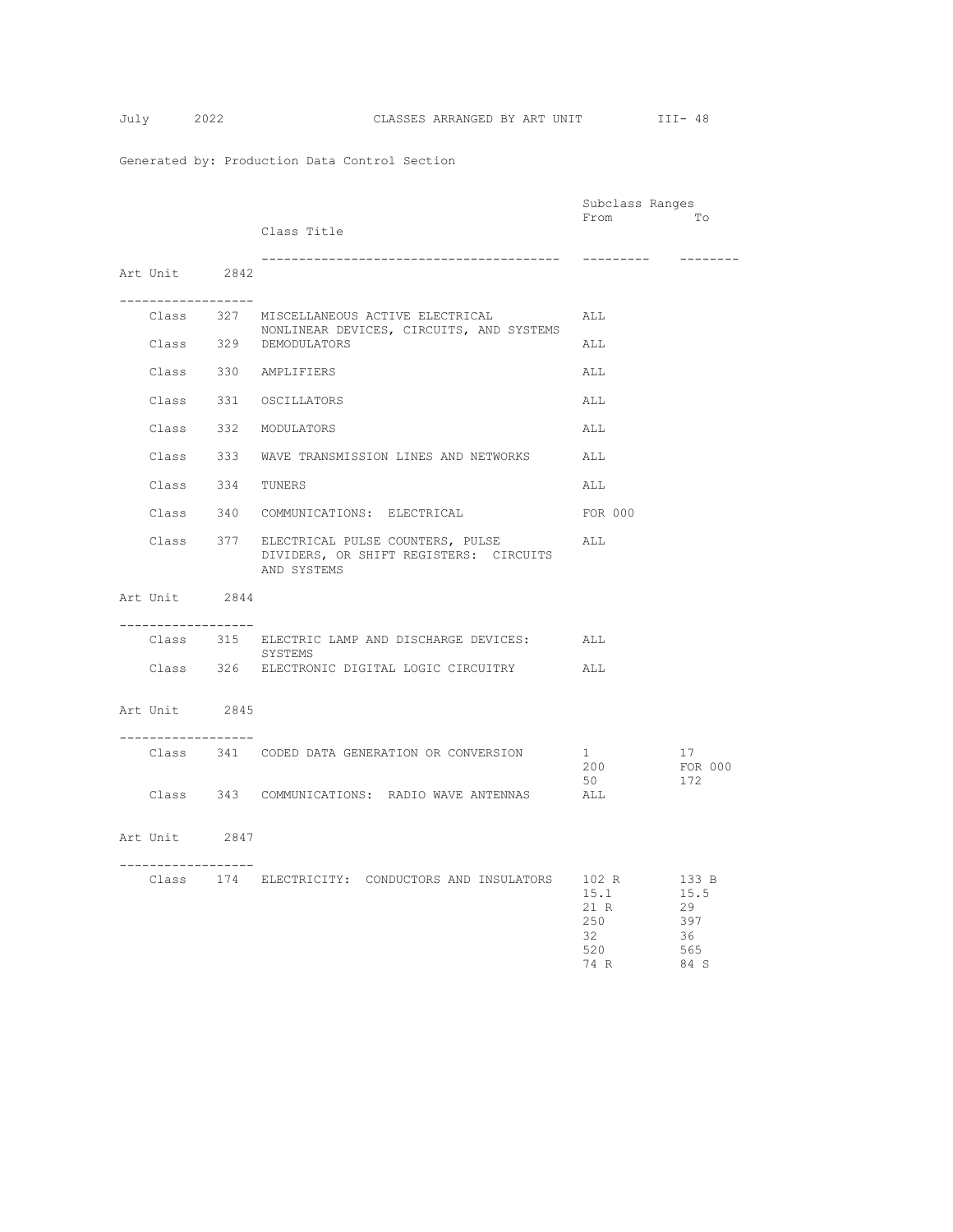Generated by: Production Data Control Section

## Art Unit 2842

| | | Class Title | Subclass Ranges From | To |
|---|---|---|---|---|
| Class | 327 | MISCELLANEOUS ACTIVE ELECTRICAL NONLINEAR DEVICES, CIRCUITS, AND SYSTEMS | ALL | |
| Class | 329 | DEMODULATORS | ALL | |
| Class | 330 | AMPLIFIERS | ALL | |
| Class | 331 | OSCILLATORS | ALL | |
| Class | 332 | MODULATORS | ALL | |
| Class | 333 | WAVE TRANSMISSION LINES AND NETWORKS | ALL | |
| Class | 334 | TUNERS | ALL | |
| Class | 340 | COMMUNICATIONS: ELECTRICAL | FOR 000 | |
| Class | 377 | ELECTRICAL PULSE COUNTERS, PULSE DIVIDERS, OR SHIFT REGISTERS: CIRCUITS AND SYSTEMS | ALL | |

## Art Unit 2844

| | | Class Title | Subclass Ranges From | To |
|---|---|---|---|---|
| Class | 315 | ELECTRIC LAMP AND DISCHARGE DEVICES: SYSTEMS | ALL | |
| Class | 326 | ELECTRONIC DIGITAL LOGIC CIRCUITRY | ALL | |

## Art Unit 2845

| | | Class Title | Subclass Ranges From | To |
|---|---|---|---|---|
| Class | 341 | CODED DATA GENERATION OR CONVERSION | 1 | 17 |
| | | | 200 | FOR 000 |
| | | | 50 | 172 |
| Class | 343 | COMMUNICATIONS: RADIO WAVE ANTENNAS | ALL | |

## Art Unit 2847

| | | Class Title | Subclass Ranges From | To |
|---|---|---|---|---|
| Class | 174 | ELECTRICITY: CONDUCTORS AND INSULATORS | 102 R | 133 B |
| | | | 15.1 | 15.5 |
| | | | 21 R | 29 |
| | | | 250 | 397 |
| | | | 32 | 36 |
| | | | 520 | 565 |
| | | | 74 R | 84 S |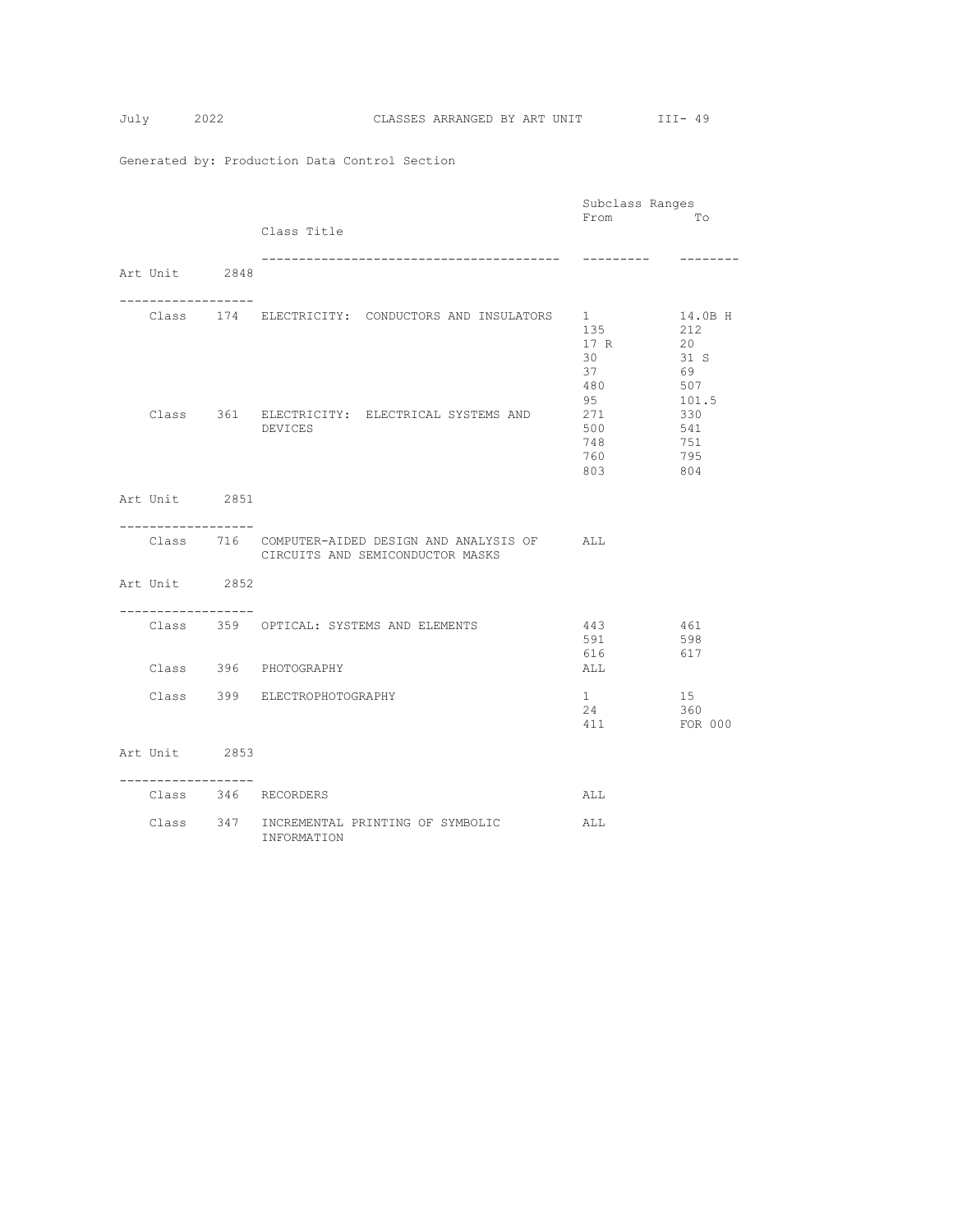Generated by: Production Data Control Section

## Art Unit 2848

| | Class Title | Subclass Ranges From | To |
|---|---|---|---|
| Class 174 | ELECTRICITY: CONDUCTORS AND INSULATORS | 1 | 14.0B H |
| | | 135 | 212 |
| | | 17 R | 20 |
| | | 30 | 31 S |
| | | 37 | 69 |
| | | 480 | 507 |
| | | 95 | 101.5 |
| Class 361 | ELECTRICITY: ELECTRICAL SYSTEMS AND DEVICES | 271 | 330 |
| | | 500 | 541 |
| | | 748 | 751 |
| | | 760 | 795 |
| | | 803 | 804 |

## Art Unit 2851

| | Class Title | Subclass Ranges From | To |
|---|---|---|---|
| Class 716 | COMPUTER-AIDED DESIGN AND ANALYSIS OF CIRCUITS AND SEMICONDUCTOR MASKS | ALL | |

## Art Unit 2852

| | Class Title | Subclass Ranges From | To |
|---|---|---|---|
| Class 359 | OPTICAL: SYSTEMS AND ELEMENTS | 443 | 461 |
| | | 591 | 598 |
| | | 616 | 617 |
| Class 396 | PHOTOGRAPHY | ALL | |
| Class 399 | ELECTROPHOTOGRAPHY | 1 | 15 |
| | | 24 | 360 |
| | | 411 | FOR 000 |

## Art Unit 2853

| | Class Title | Subclass Ranges From | To |
|---|---|---|---|
| Class 346 | RECORDERS | ALL | |
| Class 347 | INCREMENTAL PRINTING OF SYMBOLIC INFORMATION | ALL | |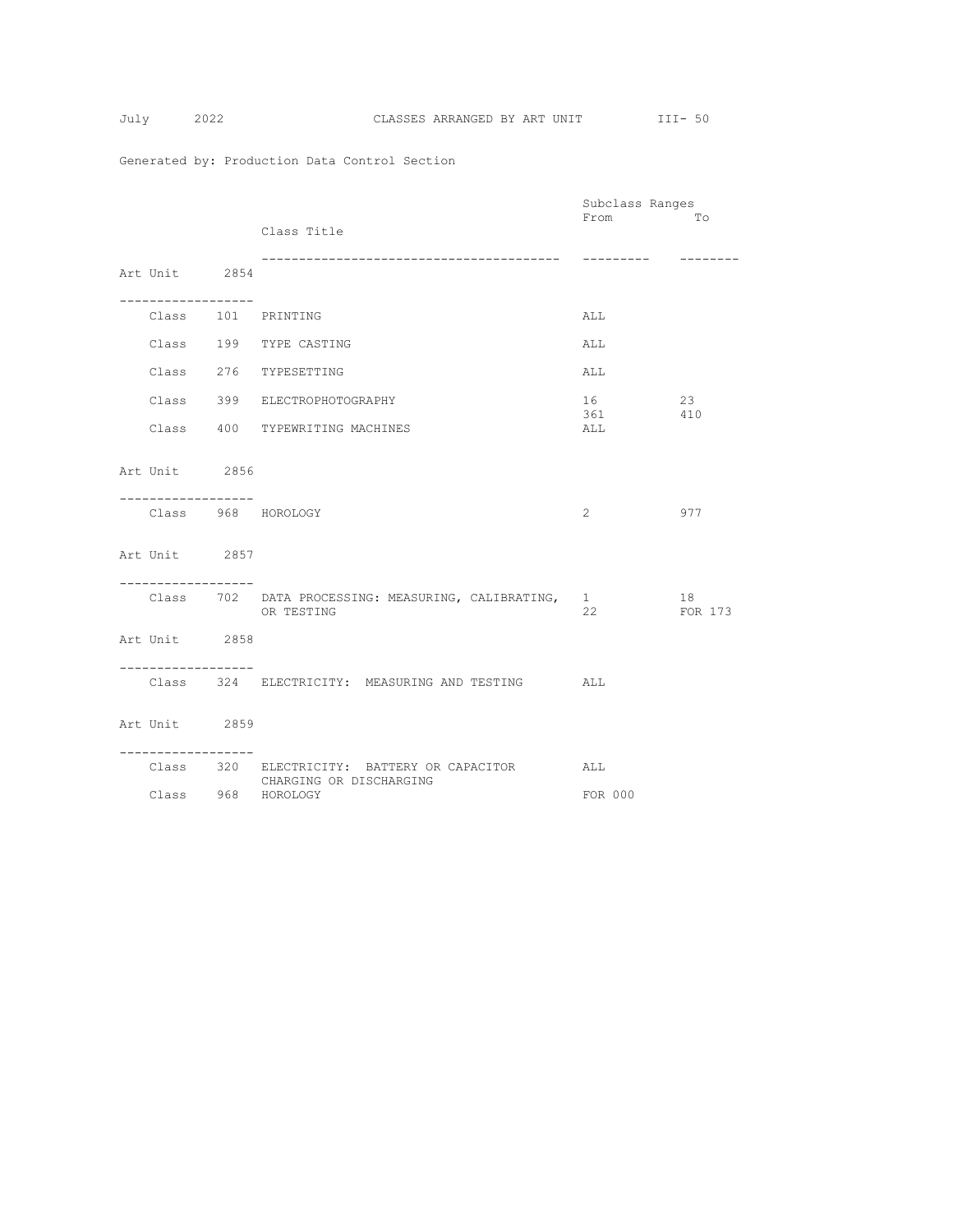Generated by: Production Data Control Section

| | Class Title | Subclass Ranges From | To |
|---|---|---|---|
| **Art Unit 2854** | | | |
| Class 101 | PRINTING | ALL | |
| Class 199 | TYPE CASTING | ALL | |
| Class 276 | TYPESETTING | ALL | |
| Class 399 | ELECTROPHOTOGRAPHY | 16 | 23 |
| | | 361 | 410 |
| Class 400 | TYPEWRITING MACHINES | ALL | |
| **Art Unit 2856** | | | |
| Class 968 | HOROLOGY | 2 | 977 |
| **Art Unit 2857** | | | |
| Class 702 | DATA PROCESSING: MEASURING, CALIBRATING, OR TESTING | 1 | 18 |
| | | 22 | FOR 173 |
| **Art Unit 2858** | | | |
| Class 324 | ELECTRICITY: MEASURING AND TESTING | ALL | |
| **Art Unit 2859** | | | |
| Class 320 | ELECTRICITY: BATTERY OR CAPACITOR CHARGING OR DISCHARGING | ALL | |
| Class 968 | HOROLOGY | FOR 000 | |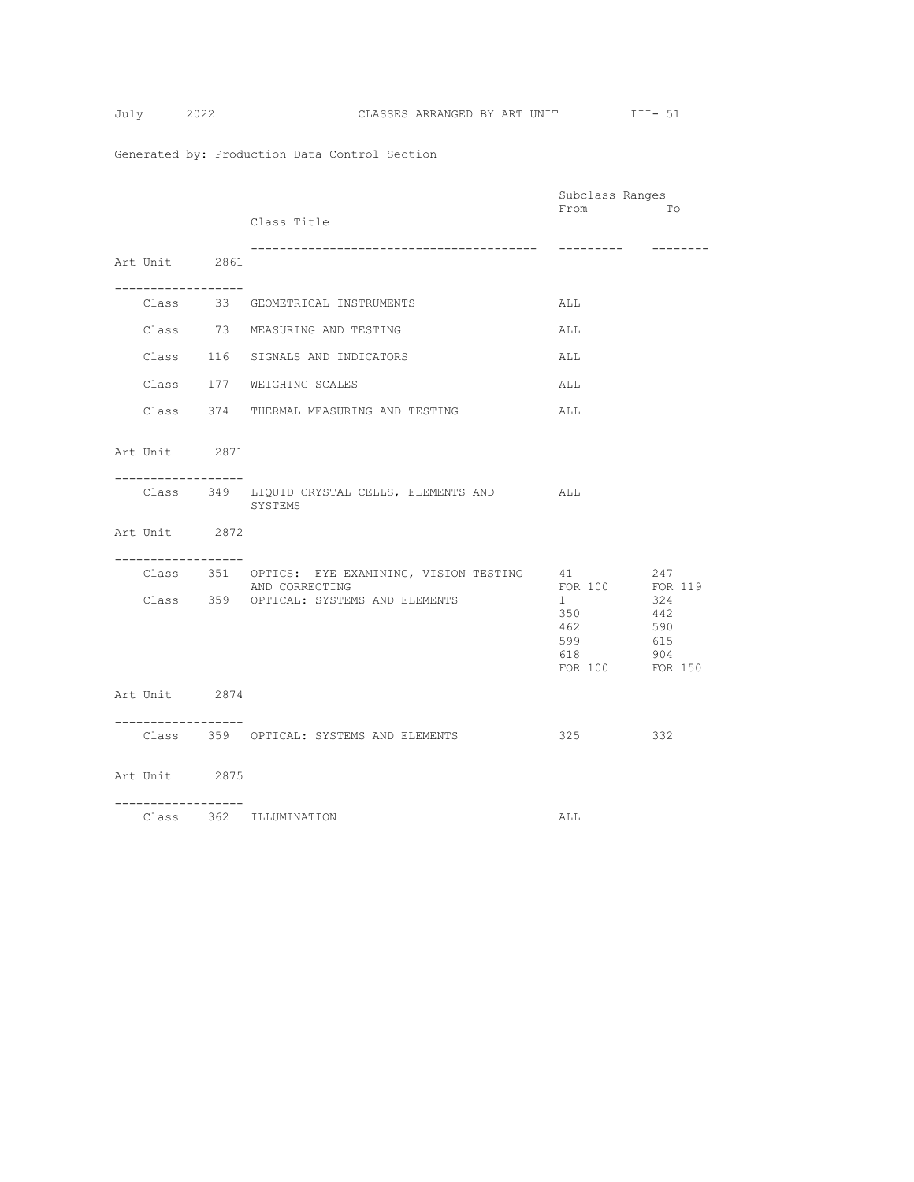Generated by: Production Data Control Section

| | | Class Title | Subclass Ranges From | To |
|---|---|---|---|---|
| **Art Unit 2861** | | | | |
| Class | 33 | GEOMETRICAL INSTRUMENTS | ALL | |
| Class | 73 | MEASURING AND TESTING | ALL | |
| Class | 116 | SIGNALS AND INDICATORS | ALL | |
| Class | 177 | WEIGHING SCALES | ALL | |
| Class | 374 | THERMAL MEASURING AND TESTING | ALL | |
| **Art Unit 2871** | | | | |
| Class | 349 | LIQUID CRYSTAL CELLS, ELEMENTS AND SYSTEMS | ALL | |
| **Art Unit 2872** | | | | |
| Class | 351 | OPTICS: EYE EXAMINING, VISION TESTING AND CORRECTING | 41 | 247 |
| | | | FOR 100 | FOR 119 |
| Class | 359 | OPTICAL: SYSTEMS AND ELEMENTS | 1 | 324 |
| | | | 350 | 442 |
| | | | 462 | 590 |
| | | | 599 | 615 |
| | | | 618 | 904 |
| | | | FOR 100 | FOR 150 |
| **Art Unit 2874** | | | | |
| Class | 359 | OPTICAL: SYSTEMS AND ELEMENTS | 325 | 332 |
| **Art Unit 2875** | | | | |
| Class | 362 | ILLUMINATION | ALL | |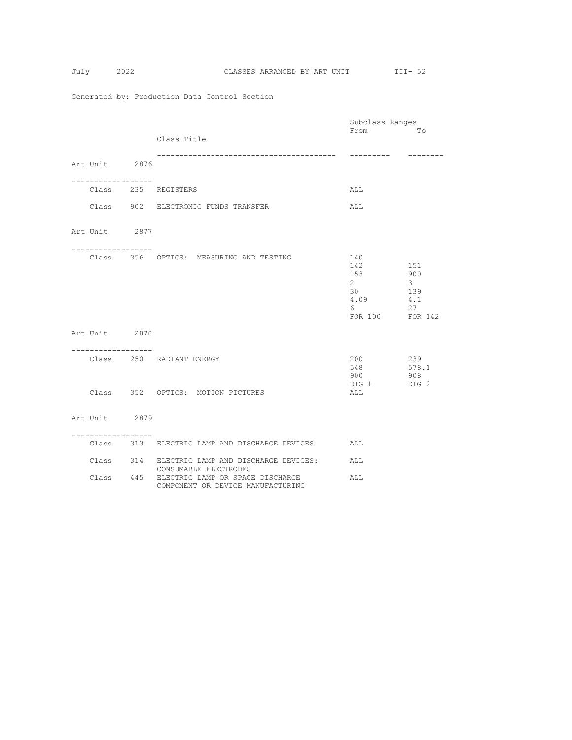Generated by: Production Data Control Section

| | | Class Title | Subclass Ranges From | To |
|---|---|---|---|---|
| **Art Unit 2876** | | | | |
| Class | 235 | REGISTERS | ALL | |
| Class | 902 | ELECTRONIC FUNDS TRANSFER | ALL | |
| **Art Unit 2877** | | | | |
| Class | 356 | OPTICS: MEASURING AND TESTING | 140 | |
| | | | 142 | 151 |
| | | | 153 | 900 |
| | | | 2 | 3 |
| | | | 30 | 139 |
| | | | 4.09 | 4.1 |
| | | | 6 | 27 |
| | | | FOR 100 | FOR 142 |
| **Art Unit 2878** | | | | |
| Class | 250 | RADIANT ENERGY | 200 | 239 |
| | | | 548 | 578.1 |
| | | | 900 | 908 |
| | | | DIG 1 | DIG 2 |
| Class | 352 | OPTICS: MOTION PICTURES | ALL | |
| **Art Unit 2879** | | | | |
| Class | 313 | ELECTRIC LAMP AND DISCHARGE DEVICES | ALL | |
| Class | 314 | ELECTRIC LAMP AND DISCHARGE DEVICES: CONSUMABLE ELECTRODES | ALL | |
| Class | 445 | ELECTRIC LAMP OR SPACE DISCHARGE COMPONENT OR DEVICE MANUFACTURING | ALL | |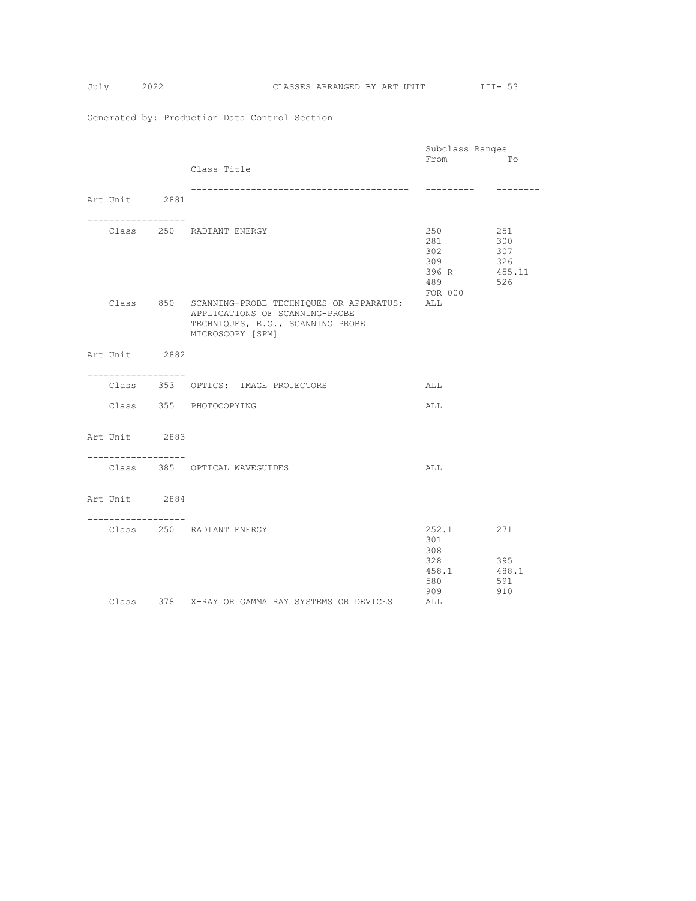Generated by: Production Data Control Section

## Art Unit 2881

| Class | Class Title | Subclass Ranges From | To |
|---|---|---|---|
| Class 250 | RADIANT ENERGY | 250 | 251 |
| | | 281 | 300 |
| | | 302 | 307 |
| | | 309 | 326 |
| | | 396 R | 455.11 |
| | | 489 | 526 |
| | | FOR 000 | |
| Class 850 | SCANNING-PROBE TECHNIQUES OR APPARATUS; APPLICATIONS OF SCANNING-PROBE TECHNIQUES, E.G., SCANNING PROBE MICROSCOPY [SPM] | ALL | |

## Art Unit 2882

| Class | Class Title | Subclass Ranges From | To |
|---|---|---|---|
| Class 353 | OPTICS: IMAGE PROJECTORS | ALL | |
| Class 355 | PHOTOCOPYING | ALL | |

## Art Unit 2883

| Class | Class Title | Subclass Ranges From | To |
|---|---|---|---|
| Class 385 | OPTICAL WAVEGUIDES | ALL | |

## Art Unit 2884

| Class | Class Title | Subclass Ranges From | To |
|---|---|---|---|
| Class 250 | RADIANT ENERGY | 252.1 | 271 |
| | | 301 | |
| | | 308 | |
| | | 328 | 395 |
| | | 458.1 | 488.1 |
| | | 580 | 591 |
| | | 909 | 910 |
| Class 378 | X-RAY OR GAMMA RAY SYSTEMS OR DEVICES | ALL | |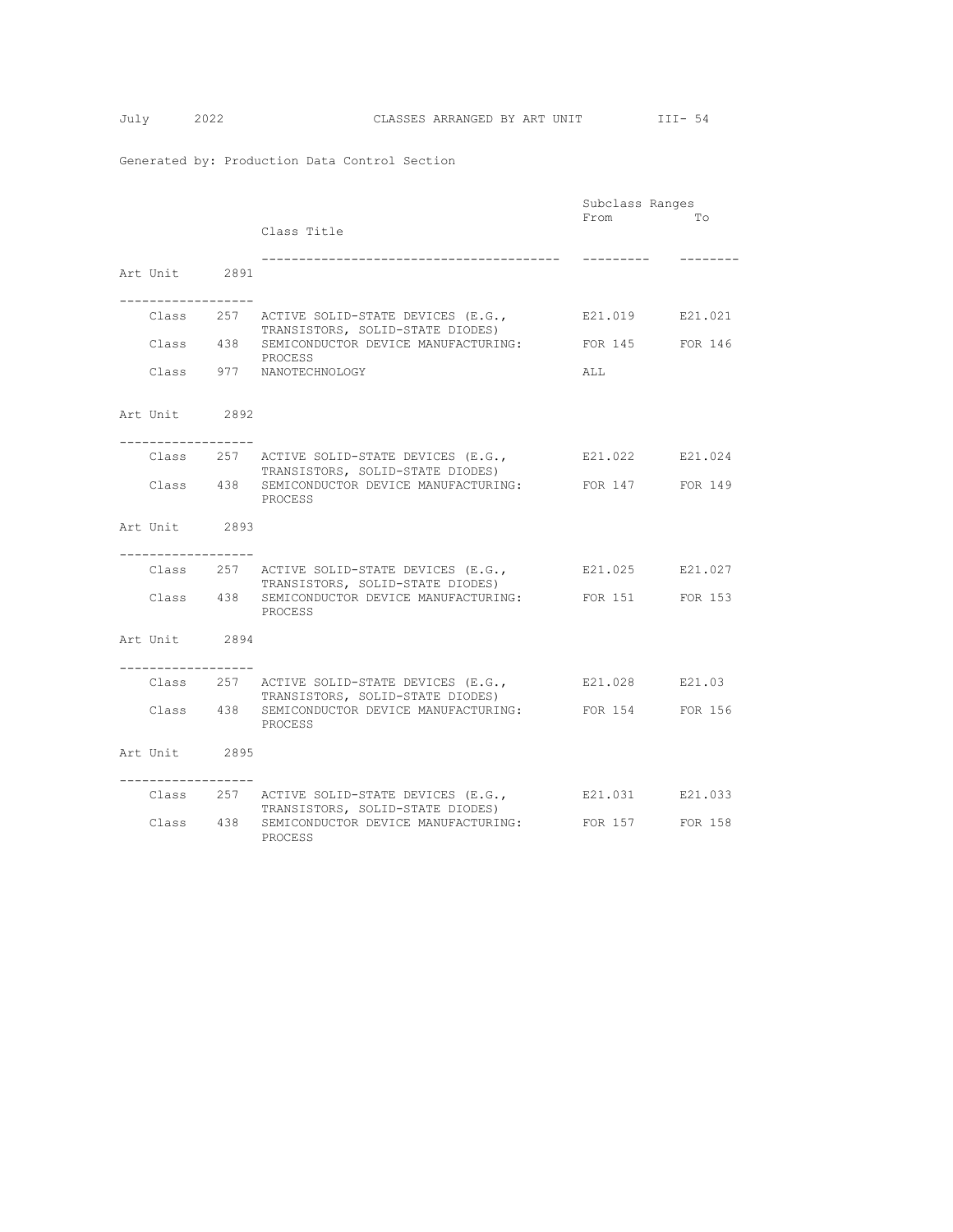Generated by: Production Data Control Section

## CLASSES ARRANGED BY ART UNIT

### Art Unit 2891

| | Class Title | Subclass Ranges From | To |
|---|---|---|---|
| Class 257 | ACTIVE SOLID-STATE DEVICES (E.G., TRANSISTORS, SOLID-STATE DIODES) | E21.019 | E21.021 |
| Class 438 | SEMICONDUCTOR DEVICE MANUFACTURING: PROCESS | FOR 145 | FOR 146 |
| Class 977 | NANOTECHNOLOGY | ALL | |

### Art Unit 2892

| | Class Title | Subclass Ranges From | To |
|---|---|---|---|
| Class 257 | ACTIVE SOLID-STATE DEVICES (E.G., TRANSISTORS, SOLID-STATE DIODES) | E21.022 | E21.024 |
| Class 438 | SEMICONDUCTOR DEVICE MANUFACTURING: PROCESS | FOR 147 | FOR 149 |

### Art Unit 2893

| | Class Title | Subclass Ranges From | To |
|---|---|---|---|
| Class 257 | ACTIVE SOLID-STATE DEVICES (E.G., TRANSISTORS, SOLID-STATE DIODES) | E21.025 | E21.027 |
| Class 438 | SEMICONDUCTOR DEVICE MANUFACTURING: PROCESS | FOR 151 | FOR 153 |

### Art Unit 2894

| | Class Title | Subclass Ranges From | To |
|---|---|---|---|
| Class 257 | ACTIVE SOLID-STATE DEVICES (E.G., TRANSISTORS, SOLID-STATE DIODES) | E21.028 | E21.03 |
| Class 438 | SEMICONDUCTOR DEVICE MANUFACTURING: PROCESS | FOR 154 | FOR 156 |

### Art Unit 2895

| | Class Title | Subclass Ranges From | To |
|---|---|---|---|
| Class 257 | ACTIVE SOLID-STATE DEVICES (E.G., TRANSISTORS, SOLID-STATE DIODES) | E21.031 | E21.033 |
| Class 438 | SEMICONDUCTOR DEVICE MANUFACTURING: PROCESS | FOR 157 | FOR 158 |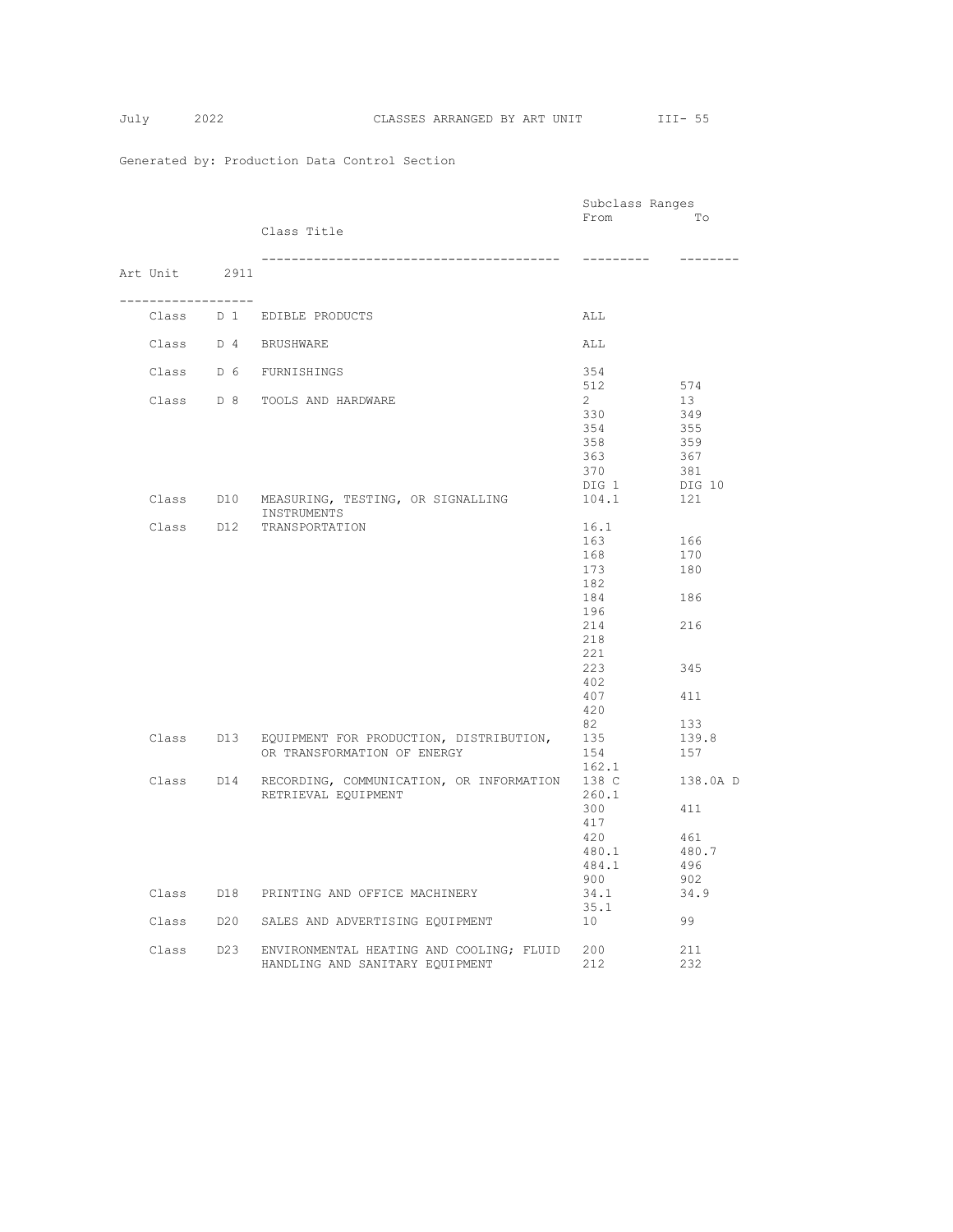Generated by: Production Data Control Section

## Art Unit 2911

| Class | | Class Title | Subclass Ranges From | To |
|---|---|---|---|---|
| Class | D 1 | EDIBLE PRODUCTS | ALL | |
| Class | D 4 | BRUSHWARE | ALL | |
| Class | D 6 | FURNISHINGS | 354 | |
| | | | 512 | 574 |
| Class | D 8 | TOOLS AND HARDWARE | 2 | 13 |
| | | | 330 | 349 |
| | | | 354 | 355 |
| | | | 358 | 359 |
| | | | 363 | 367 |
| | | | 370 | 381 |
| | | | DIG 1 | DIG 10 |
| Class | D10 | MEASURING, TESTING, OR SIGNALLING INSTRUMENTS | 104.1 | 121 |
| Class | D12 | TRANSPORTATION | 16.1 | |
| | | | 163 | 166 |
| | | | 168 | 170 |
| | | | 173 | 180 |
| | | | 182 | |
| | | | 184 | 186 |
| | | | 196 | |
| | | | 214 | 216 |
| | | | 218 | |
| | | | 221 | |
| | | | 223 | 345 |
| | | | 402 | |
| | | | 407 | 411 |
| | | | 420 | |
| | | | 82 | 133 |
| Class | D13 | EQUIPMENT FOR PRODUCTION, DISTRIBUTION, OR TRANSFORMATION OF ENERGY | 135 | 139.8 |
| | | | 154 | 157 |
| | | | 162.1 | |
| Class | D14 | RECORDING, COMMUNICATION, OR INFORMATION RETRIEVAL EQUIPMENT | 138 C | 138.0A D |
| | | | 260.1 | |
| | | | 300 | 411 |
| | | | 417 | |
| | | | 420 | 461 |
| | | | 480.1 | 480.7 |
| | | | 484.1 | 496 |
| | | | 900 | 902 |
| Class | D18 | PRINTING AND OFFICE MACHINERY | 34.1 | 34.9 |
| | | | 35.1 | |
| Class | D20 | SALES AND ADVERTISING EQUIPMENT | 10 | 99 |
| Class | D23 | ENVIRONMENTAL HEATING AND COOLING; FLUID HANDLING AND SANITARY EQUIPMENT | 200 | 211 |
| | | | 212 | 232 |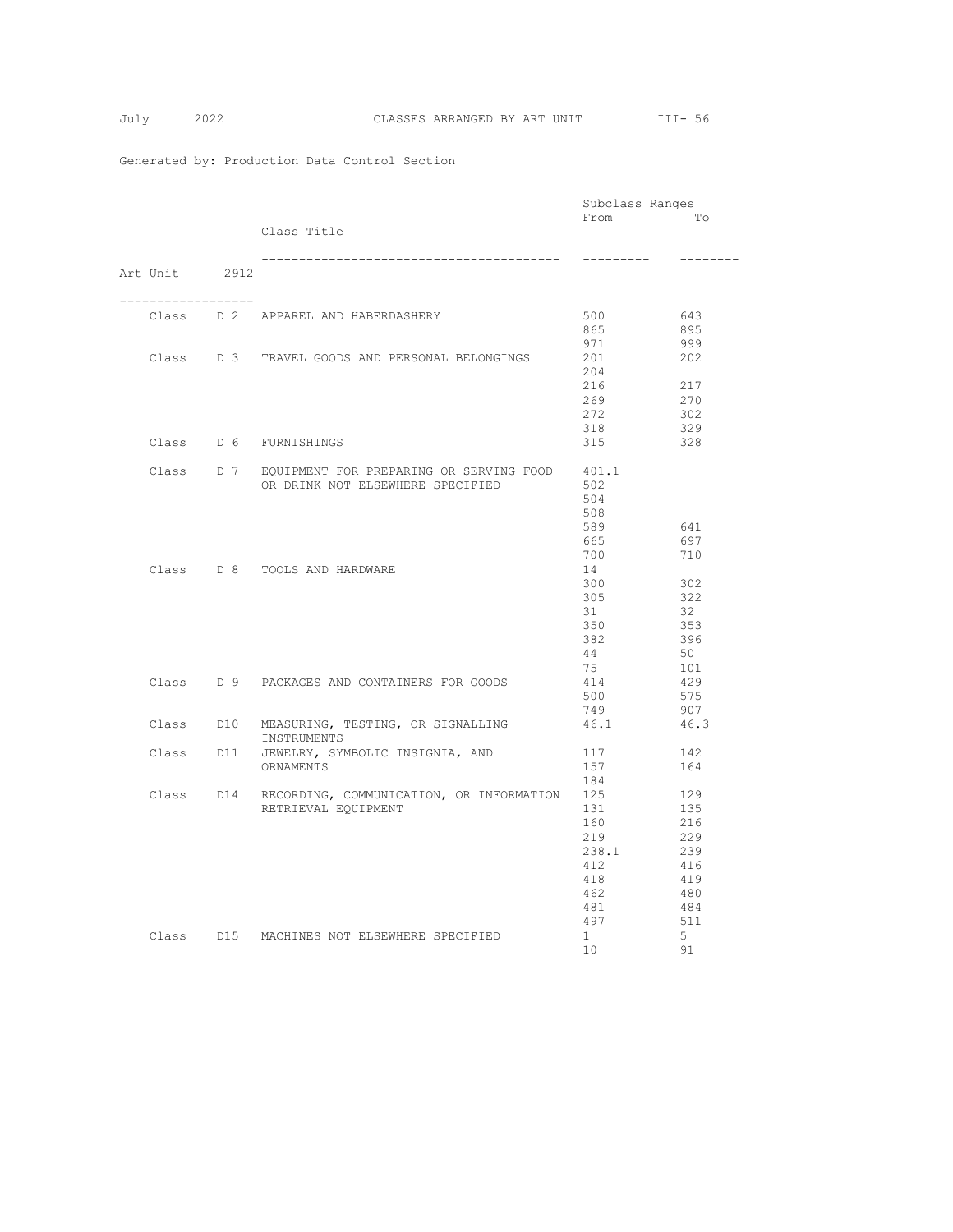Generated by: Production Data Control Section

## Art Unit 2912

| Class | | Class Title | Subclass Ranges From | To |
|---|---|---|---|---|
| Class | D 2 | APPAREL AND HABERDASHERY | 500 | 643 |
| | | | 865 | 895 |
| | | | 971 | 999 |
| Class | D 3 | TRAVEL GOODS AND PERSONAL BELONGINGS | 201 | 202 |
| | | | 204 | |
| | | | 216 | 217 |
| | | | 269 | 270 |
| | | | 272 | 302 |
| | | | 318 | 329 |
| Class | D 6 | FURNISHINGS | 315 | 328 |
| Class | D 7 | EQUIPMENT FOR PREPARING OR SERVING FOOD OR DRINK NOT ELSEWHERE SPECIFIED | 401.1 | |
| | | | 502 | |
| | | | 504 | |
| | | | 508 | |
| | | | 589 | 641 |
| | | | 665 | 697 |
| | | | 700 | 710 |
| Class | D 8 | TOOLS AND HARDWARE | 14 | |
| | | | 300 | 302 |
| | | | 305 | 322 |
| | | | 31 | 32 |
| | | | 350 | 353 |
| | | | 382 | 396 |
| | | | 44 | 50 |
| | | | 75 | 101 |
| Class | D 9 | PACKAGES AND CONTAINERS FOR GOODS | 414 | 429 |
| | | | 500 | 575 |
| | | | 749 | 907 |
| Class | D10 | MEASURING, TESTING, OR SIGNALLING INSTRUMENTS | 46.1 | 46.3 |
| Class | D11 | JEWELRY, SYMBOLIC INSIGNIA, AND ORNAMENTS | 117 | 142 |
| | | | 157 | 164 |
| | | | 184 | |
| Class | D14 | RECORDING, COMMUNICATION, OR INFORMATION RETRIEVAL EQUIPMENT | 125 | 129 |
| | | | 131 | 135 |
| | | | 160 | 216 |
| | | | 219 | 229 |
| | | | 238.1 | 239 |
| | | | 412 | 416 |
| | | | 418 | 419 |
| | | | 462 | 480 |
| | | | 481 | 484 |
| | | | 497 | 511 |
| Class | D15 | MACHINES NOT ELSEWHERE SPECIFIED | 1 | 5 |
| | | | 10 | 91 |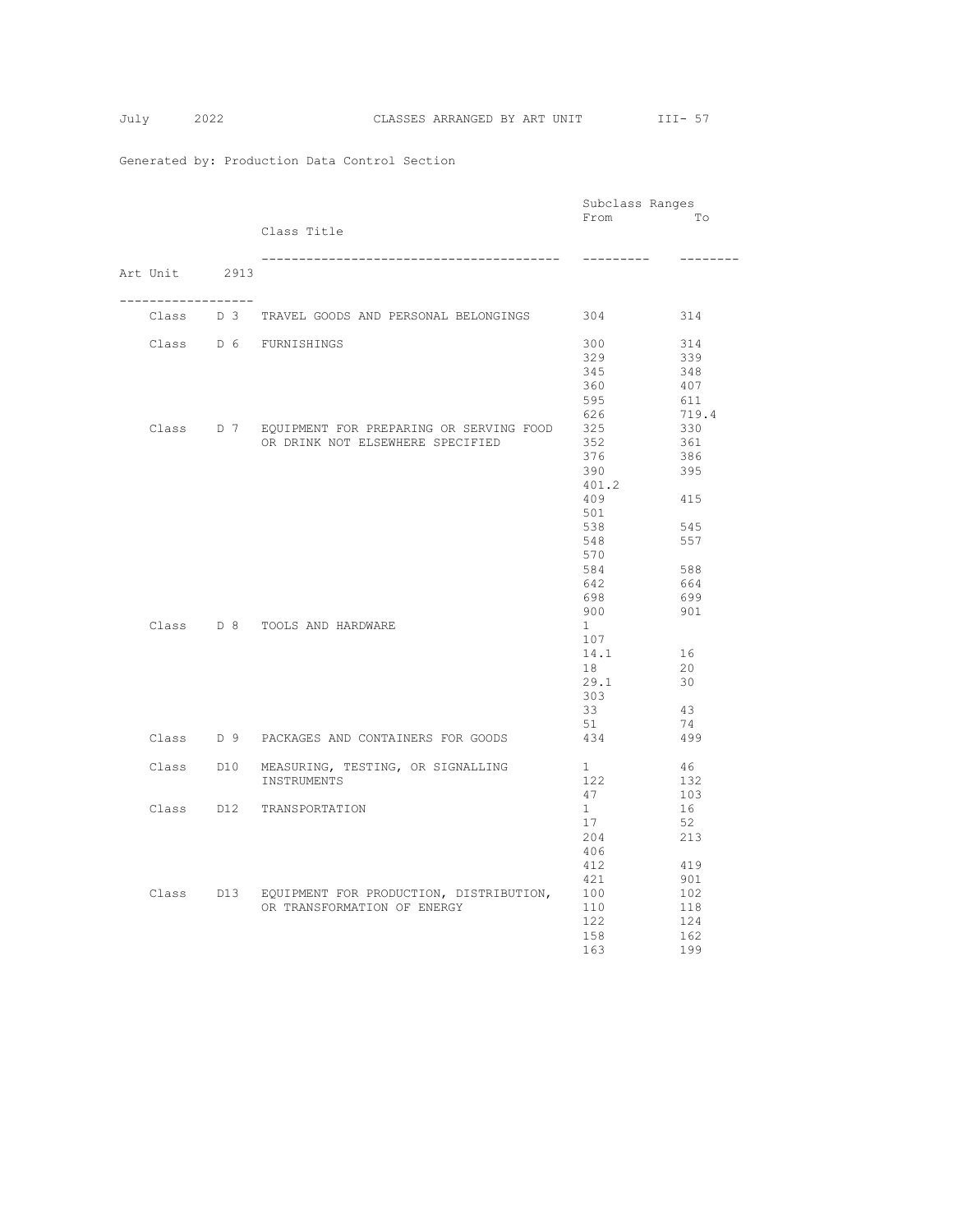Generated by: Production Data Control Section

## Art Unit 2913

| Class | | Class Title | Subclass Ranges From | To |
|---|---|---|---|---|
| Class | D 3 | TRAVEL GOODS AND PERSONAL BELONGINGS | 304 | 314 |
| Class | D 6 | FURNISHINGS | 300 | 314 |
| | | | 329 | 339 |
| | | | 345 | 348 |
| | | | 360 | 407 |
| | | | 595 | 611 |
| | | | 626 | 719.4 |
| Class | D 7 | EQUIPMENT FOR PREPARING OR SERVING FOOD OR DRINK NOT ELSEWHERE SPECIFIED | 325 | 330 |
| | | | 352 | 361 |
| | | | 376 | 386 |
| | | | 390 | 395 |
| | | | 401.2 | |
| | | | 409 | 415 |
| | | | 501 | |
| | | | 538 | 545 |
| | | | 548 | 557 |
| | | | 570 | |
| | | | 584 | 588 |
| | | | 642 | 664 |
| | | | 698 | 699 |
| | | | 900 | 901 |
| Class | D 8 | TOOLS AND HARDWARE | 1 | |
| | | | 107 | |
| | | | 14.1 | 16 |
| | | | 18 | 20 |
| | | | 29.1 | 30 |
| | | | 303 | |
| | | | 33 | 43 |
| | | | 51 | 74 |
| Class | D 9 | PACKAGES AND CONTAINERS FOR GOODS | 434 | 499 |
| Class | D10 | MEASURING, TESTING, OR SIGNALLING INSTRUMENTS | 1 | 46 |
| | | | 122 | 132 |
| | | | 47 | 103 |
| Class | D12 | TRANSPORTATION | 1 | 16 |
| | | | 17 | 52 |
| | | | 204 | 213 |
| | | | 406 | |
| | | | 412 | 419 |
| | | | 421 | 901 |
| Class | D13 | EQUIPMENT FOR PRODUCTION, DISTRIBUTION, OR TRANSFORMATION OF ENERGY | 100 | 102 |
| | | | 110 | 118 |
| | | | 122 | 124 |
| | | | 158 | 162 |
| | | | 163 | 199 |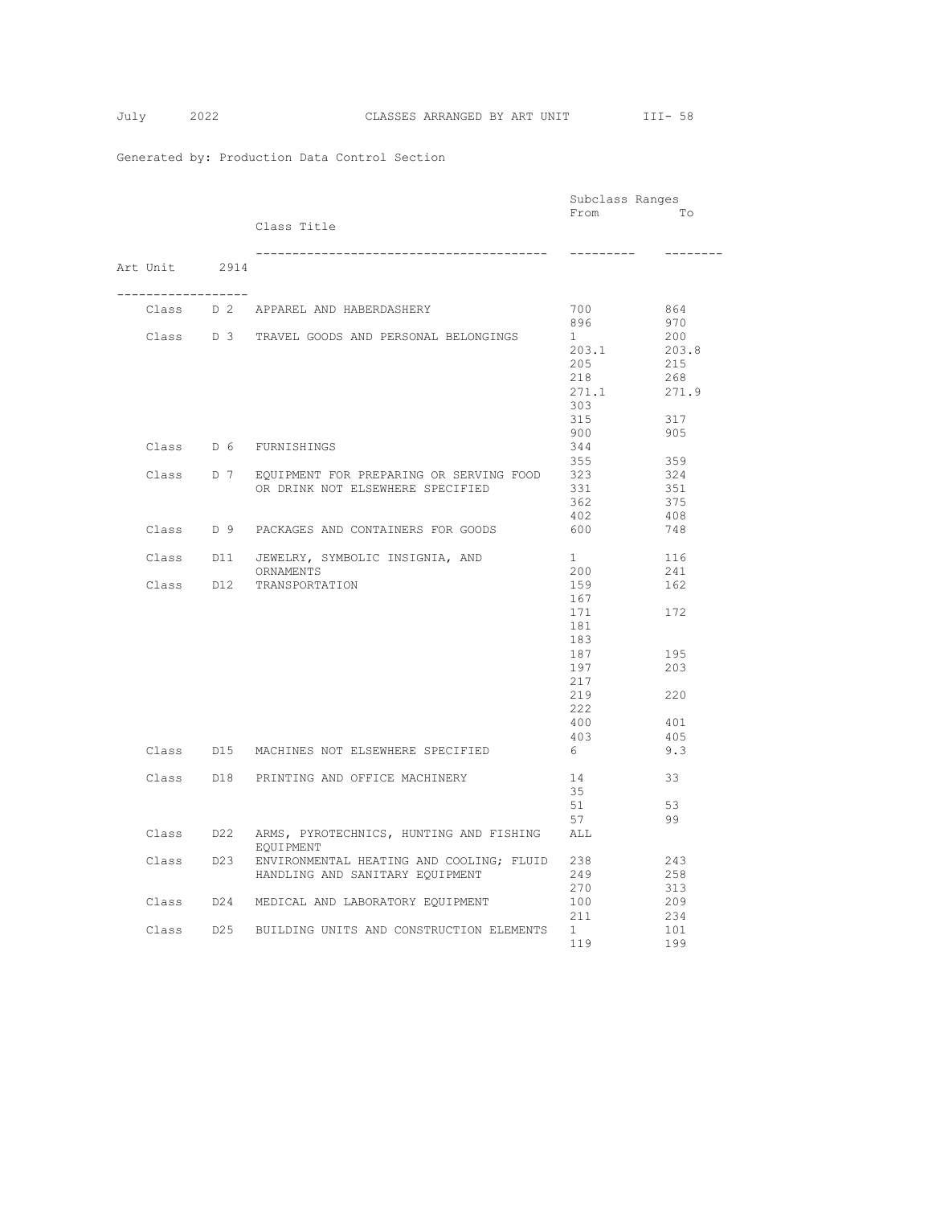Generated by: Production Data Control Section

## Art Unit 2914

| | | Class Title | Subclass Ranges From | To |
|---|---|---|---|---|
| Class | D 2 | APPAREL AND HABERDASHERY | 700 | 864 |
| | | | 896 | 970 |
| Class | D 3 | TRAVEL GOODS AND PERSONAL BELONGINGS | 1 | 200 |
| | | | 203.1 | 203.8 |
| | | | 205 | 215 |
| | | | 218 | 268 |
| | | | 271.1 | 271.9 |
| | | | 303 | |
| | | | 315 | 317 |
| | | | 900 | 905 |
| Class | D 6 | FURNISHINGS | 344 | |
| | | | 355 | 359 |
| Class | D 7 | EQUIPMENT FOR PREPARING OR SERVING FOOD OR DRINK NOT ELSEWHERE SPECIFIED | 323 | 324 |
| | | | 331 | 351 |
| | | | 362 | 375 |
| | | | 402 | 408 |
| Class | D 9 | PACKAGES AND CONTAINERS FOR GOODS | 600 | 748 |
| Class | D11 | JEWELRY, SYMBOLIC INSIGNIA, AND ORNAMENTS | 1 | 116 |
| | | | 200 | 241 |
| Class | D12 | TRANSPORTATION | 159 | 162 |
| | | | 167 | |
| | | | 171 | 172 |
| | | | 181 | |
| | | | 183 | |
| | | | 187 | 195 |
| | | | 197 | 203 |
| | | | 217 | |
| | | | 219 | 220 |
| | | | 222 | |
| | | | 400 | 401 |
| | | | 403 | 405 |
| Class | D15 | MACHINES NOT ELSEWHERE SPECIFIED | 6 | 9.3 |
| Class | D18 | PRINTING AND OFFICE MACHINERY | 14 | 33 |
| | | | 35 | |
| | | | 51 | 53 |
| | | | 57 | 99 |
| Class | D22 | ARMS, PYROTECHNICS, HUNTING AND FISHING EQUIPMENT | ALL | |
| Class | D23 | ENVIRONMENTAL HEATING AND COOLING; FLUID HANDLING AND SANITARY EQUIPMENT | 238 | 243 |
| | | | 249 | 258 |
| | | | 270 | 313 |
| Class | D24 | MEDICAL AND LABORATORY EQUIPMENT | 100 | 209 |
| | | | 211 | 234 |
| Class | D25 | BUILDING UNITS AND CONSTRUCTION ELEMENTS | 1 | 101 |
| | | | 119 | 199 |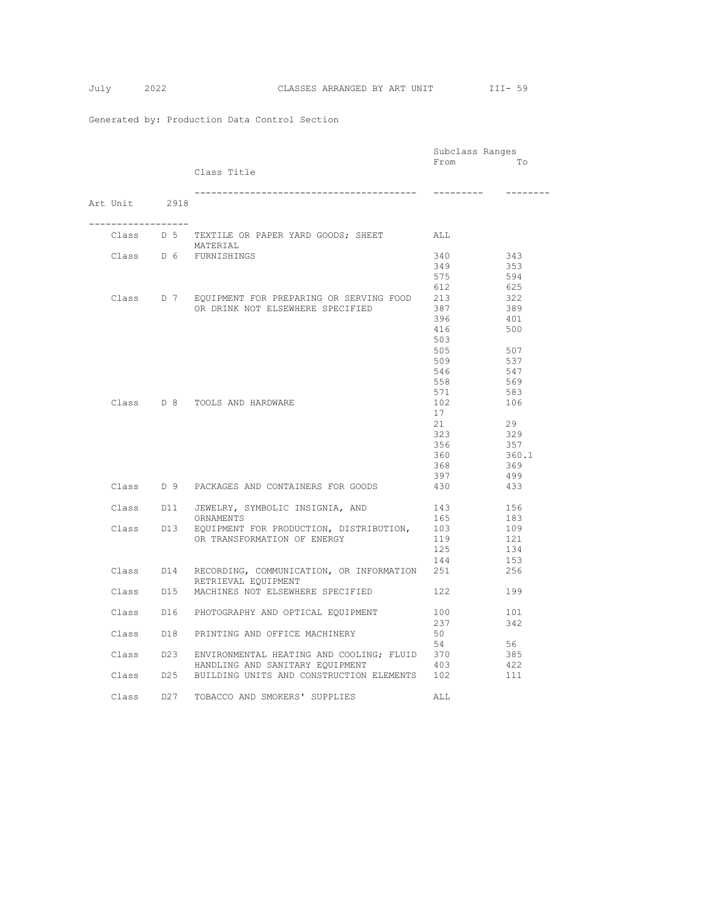Generated by: Production Data Control Section

## Art Unit 2918

| Class | | Class Title | Subclass Ranges From | To |
|---|---|---|---|---|
| Class | D 5 | TEXTILE OR PAPER YARD GOODS; SHEET MATERIAL | ALL | |
| Class | D 6 | FURNISHINGS | 340 | 343 |
| | | | 349 | 353 |
| | | | 575 | 594 |
| | | | 612 | 625 |
| Class | D 7 | EQUIPMENT FOR PREPARING OR SERVING FOOD OR DRINK NOT ELSEWHERE SPECIFIED | 213 | 322 |
| | | | 387 | 389 |
| | | | 396 | 401 |
| | | | 416 | 500 |
| | | | 503 | |
| | | | 505 | 507 |
| | | | 509 | 537 |
| | | | 546 | 547 |
| | | | 558 | 569 |
| | | | 571 | 583 |
| Class | D 8 | TOOLS AND HARDWARE | 102 | 106 |
| | | | 17 | |
| | | | 21 | 29 |
| | | | 323 | 329 |
| | | | 356 | 357 |
| | | | 360 | 360.1 |
| | | | 368 | 369 |
| | | | 397 | 499 |
| Class | D 9 | PACKAGES AND CONTAINERS FOR GOODS | 430 | 433 |
| Class | D11 | JEWELRY, SYMBOLIC INSIGNIA, AND ORNAMENTS | 143 | 156 |
| | | | 165 | 183 |
| Class | D13 | EQUIPMENT FOR PRODUCTION, DISTRIBUTION, OR TRANSFORMATION OF ENERGY | 103 | 109 |
| | | | 119 | 121 |
| | | | 125 | 134 |
| | | | 144 | 153 |
| Class | D14 | RECORDING, COMMUNICATION, OR INFORMATION RETRIEVAL EQUIPMENT | 251 | 256 |
| Class | D15 | MACHINES NOT ELSEWHERE SPECIFIED | 122 | 199 |
| Class | D16 | PHOTOGRAPHY AND OPTICAL EQUIPMENT | 100 | 101 |
| | | | 237 | 342 |
| Class | D18 | PRINTING AND OFFICE MACHINERY | 50 | |
| | | | 54 | 56 |
| Class | D23 | ENVIRONMENTAL HEATING AND COOLING; FLUID HANDLING AND SANITARY EQUIPMENT | 370 | 385 |
| | | | 403 | 422 |
| Class | D25 | BUILDING UNITS AND CONSTRUCTION ELEMENTS | 102 | 111 |
| Class | D27 | TOBACCO AND SMOKERS' SUPPLIES | ALL | |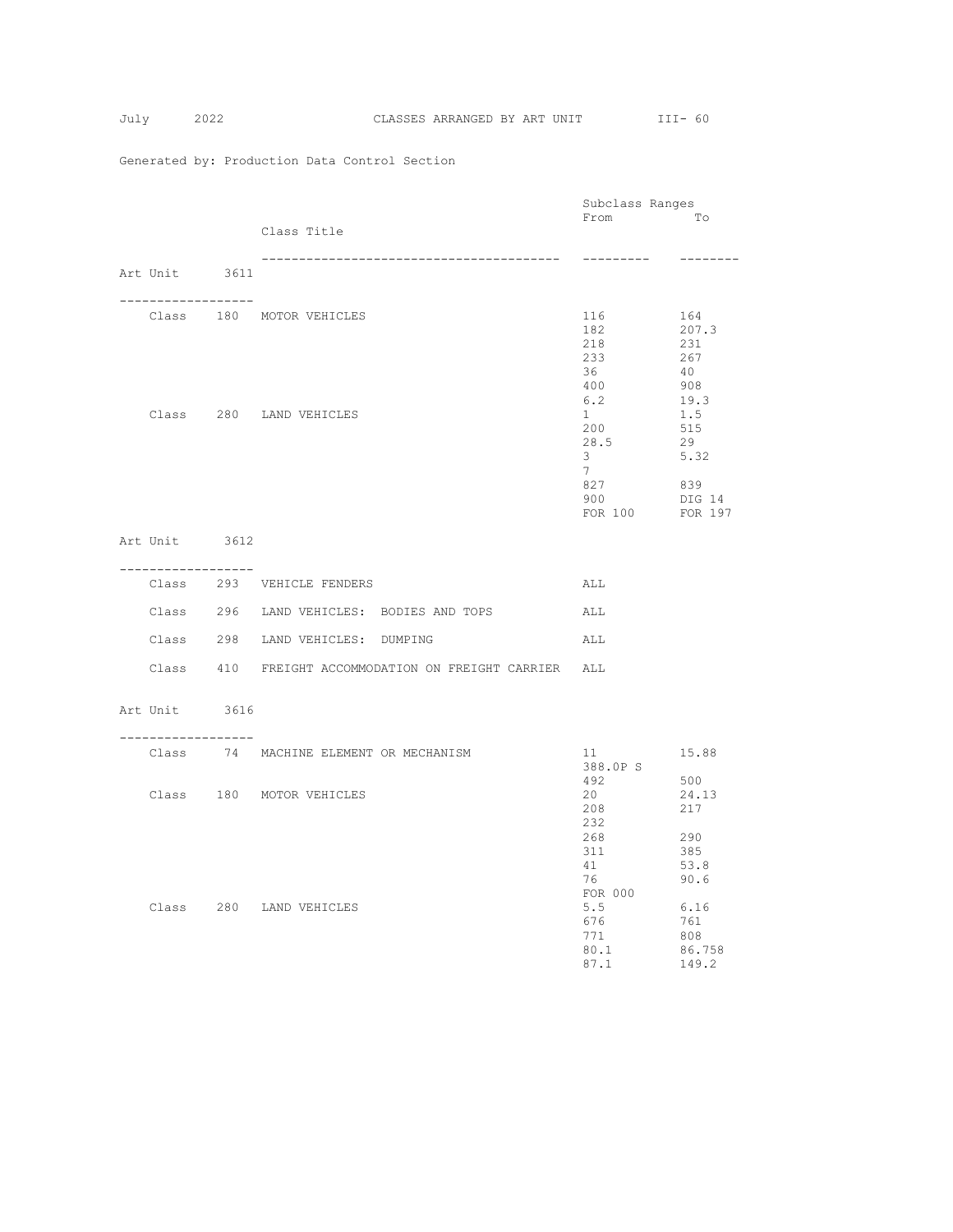Generated by: Production Data Control Section

## Art Unit 3611

| Class | | Class Title | Subclass Ranges From | To |
|---|---|---|---|---|
| Class | 180 | MOTOR VEHICLES | 116 | 164 |
| | | | 182 | 207.3 |
| | | | 218 | 231 |
| | | | 233 | 267 |
| | | | 36 | 40 |
| | | | 400 | 908 |
| | | | 6.2 | 19.3 |
| Class | 280 | LAND VEHICLES | 1 | 1.5 |
| | | | 200 | 515 |
| | | | 28.5 | 29 |
| | | | 3 | 5.32 |
| | | | 7 | |
| | | | 827 | 839 |
| | | | 900 | DIG 14 |
| | | | FOR 100 | FOR 197 |

## Art Unit 3612

| Class | | Class Title | Subclass Ranges From | To |
|---|---|---|---|---|
| Class | 293 | VEHICLE FENDERS | ALL | |
| Class | 296 | LAND VEHICLES: BODIES AND TOPS | ALL | |
| Class | 298 | LAND VEHICLES: DUMPING | ALL | |
| Class | 410 | FREIGHT ACCOMMODATION ON FREIGHT CARRIER | ALL | |

## Art Unit 3616

| Class | | Class Title | Subclass Ranges From | To |
|---|---|---|---|---|
| Class | 74 | MACHINE ELEMENT OR MECHANISM | 11 | 15.88 |
| | | | 388.0P S | |
| | | | 492 | 500 |
| Class | 180 | MOTOR VEHICLES | 20 | 24.13 |
| | | | 208 | 217 |
| | | | 232 | |
| | | | 268 | 290 |
| | | | 311 | 385 |
| | | | 41 | 53.8 |
| | | | 76 | 90.6 |
| | | | FOR 000 | |
| Class | 280 | LAND VEHICLES | 5.5 | 6.16 |
| | | | 676 | 761 |
| | | | 771 | 808 |
| | | | 80.1 | 86.758 |
| | | | 87.1 | 149.2 |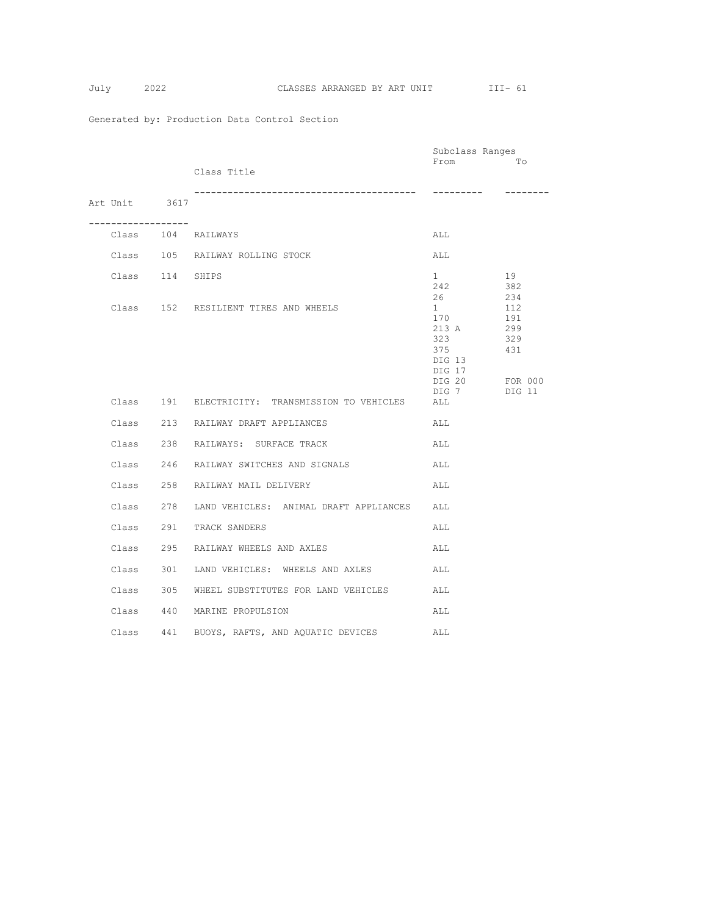Generated by: Production Data Control Section

## Art Unit 3617

| | | Class Title | Subclass Ranges From | To |
|---|---|---|---|---|
| Class | 104 | RAILWAYS | ALL | |
| Class | 105 | RAILWAY ROLLING STOCK | ALL | |
| Class | 114 | SHIPS | 1 | 19 |
| | | | 242 | 382 |
| | | | 26 | 234 |
| Class | 152 | RESILIENT TIRES AND WHEELS | 1 | 112 |
| | | | 170 | 191 |
| | | | 213 A | 299 |
| | | | 323 | 329 |
| | | | 375 | 431 |
| | | | DIG 13 | |
| | | | DIG 17 | |
| | | | DIG 20 | FOR 000 |
| | | | DIG 7 | DIG 11 |
| Class | 191 | ELECTRICITY: TRANSMISSION TO VEHICLES | ALL | |
| Class | 213 | RAILWAY DRAFT APPLIANCES | ALL | |
| Class | 238 | RAILWAYS: SURFACE TRACK | ALL | |
| Class | 246 | RAILWAY SWITCHES AND SIGNALS | ALL | |
| Class | 258 | RAILWAY MAIL DELIVERY | ALL | |
| Class | 278 | LAND VEHICLES: ANIMAL DRAFT APPLIANCES | ALL | |
| Class | 291 | TRACK SANDERS | ALL | |
| Class | 295 | RAILWAY WHEELS AND AXLES | ALL | |
| Class | 301 | LAND VEHICLES: WHEELS AND AXLES | ALL | |
| Class | 305 | WHEEL SUBSTITUTES FOR LAND VEHICLES | ALL | |
| Class | 440 | MARINE PROPULSION | ALL | |
| Class | 441 | BUOYS, RAFTS, AND AQUATIC DEVICES | ALL | |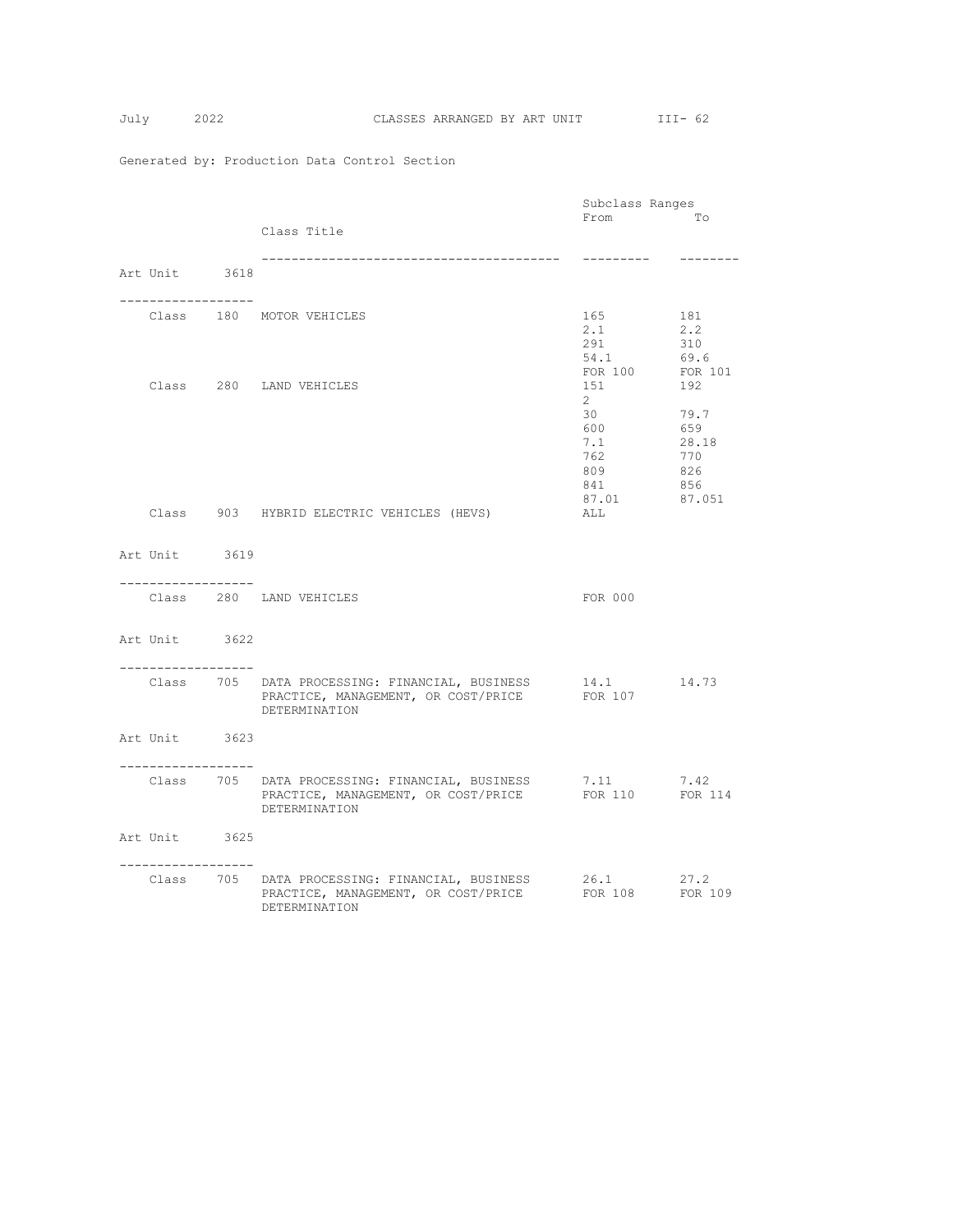Generated by: Production Data Control Section

| | | Class Title | Subclass Ranges From | To |
|---|---|---|---|---|
| **Art Unit 3618** | | | | |
| Class | 180 | MOTOR VEHICLES | 165 | 181 |
| | | | 2.1 | 2.2 |
| | | | 291 | 310 |
| | | | 54.1 | 69.6 |
| | | | FOR 100 | FOR 101 |
| Class | 280 | LAND VEHICLES | 151 | 192 |
| | | | 2 | |
| | | | 30 | 79.7 |
| | | | 600 | 659 |
| | | | 7.1 | 28.18 |
| | | | 762 | 770 |
| | | | 809 | 826 |
| | | | 841 | 856 |
| | | | 87.01 | 87.051 |
| Class | 903 | HYBRID ELECTRIC VEHICLES (HEVS) | ALL | |
| **Art Unit 3619** | | | | |
| Class | 280 | LAND VEHICLES | FOR 000 | |
| **Art Unit 3622** | | | | |
| Class | 705 | DATA PROCESSING: FINANCIAL, BUSINESS PRACTICE, MANAGEMENT, OR COST/PRICE DETERMINATION | 14.1 | 14.73 |
| | | | FOR 107 | |
| **Art Unit 3623** | | | | |
| Class | 705 | DATA PROCESSING: FINANCIAL, BUSINESS PRACTICE, MANAGEMENT, OR COST/PRICE DETERMINATION | 7.11 | 7.42 |
| | | | FOR 110 | FOR 114 |
| **Art Unit 3625** | | | | |
| Class | 705 | DATA PROCESSING: FINANCIAL, BUSINESS PRACTICE, MANAGEMENT, OR COST/PRICE DETERMINATION | 26.1 | 27.2 |
| | | | FOR 108 | FOR 109 |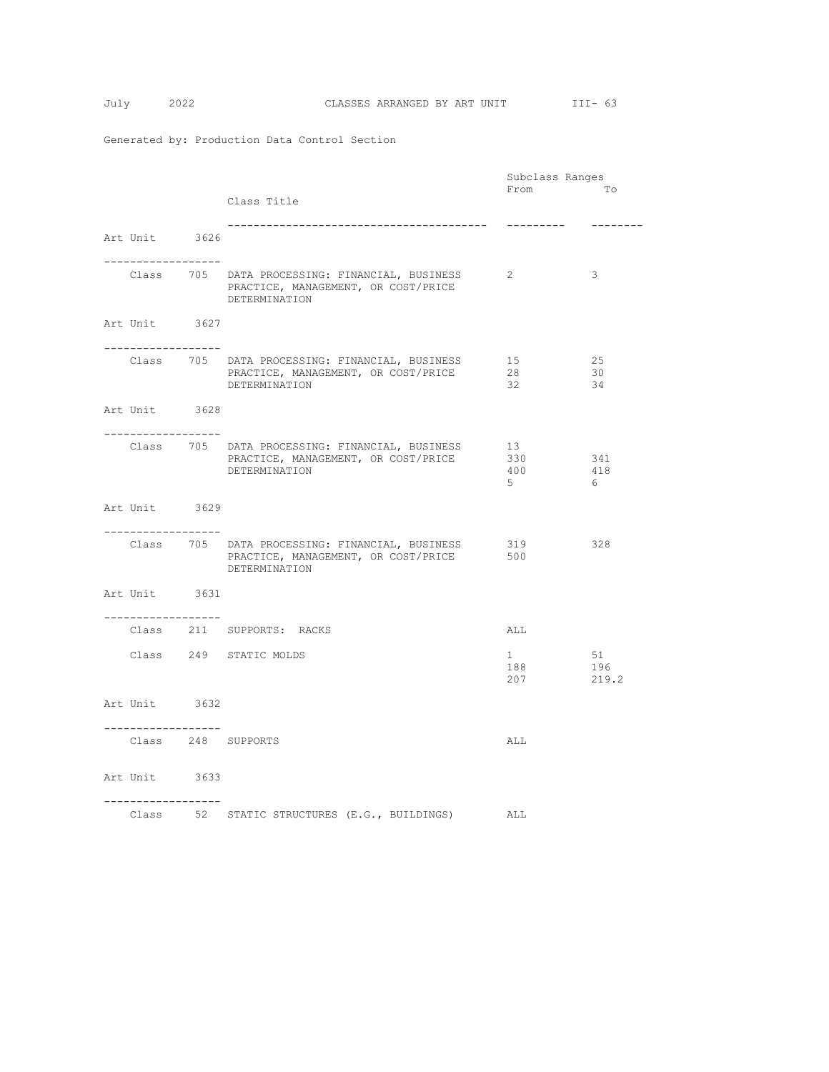CLASSES ARRANGED BY ART UNIT

Generated by: Production Data Control Section

| Art Unit | Class | Class Title | Subclass Ranges From | To |
|---|---|---|---|---|
| Art Unit 3626 | | | | |
| | Class 705 | DATA PROCESSING: FINANCIAL, BUSINESS PRACTICE, MANAGEMENT, OR COST/PRICE DETERMINATION | 2 | 3 |
| Art Unit 3627 | | | | |
| | Class 705 | DATA PROCESSING: FINANCIAL, BUSINESS PRACTICE, MANAGEMENT, OR COST/PRICE DETERMINATION | 15 | 25 |
| | | | 28 | 30 |
| | | | 32 | 34 |
| Art Unit 3628 | | | | |
| | Class 705 | DATA PROCESSING: FINANCIAL, BUSINESS PRACTICE, MANAGEMENT, OR COST/PRICE DETERMINATION | 13 | |
| | | | 330 | 341 |
| | | | 400 | 418 |
| | | | 5 | 6 |
| Art Unit 3629 | | | | |
| | Class 705 | DATA PROCESSING: FINANCIAL, BUSINESS PRACTICE, MANAGEMENT, OR COST/PRICE DETERMINATION | 319 | 328 |
| | | | 500 | |
| Art Unit 3631 | | | | |
| | Class 211 | SUPPORTS: RACKS | ALL | |
| | Class 249 | STATIC MOLDS | 1 | 51 |
| | | | 188 | 196 |
| | | | 207 | 219.2 |
| Art Unit 3632 | | | | |
| | Class 248 | SUPPORTS | ALL | |
| Art Unit 3633 | | | | |
| | Class 52 | STATIC STRUCTURES (E.G., BUILDINGS) | ALL | |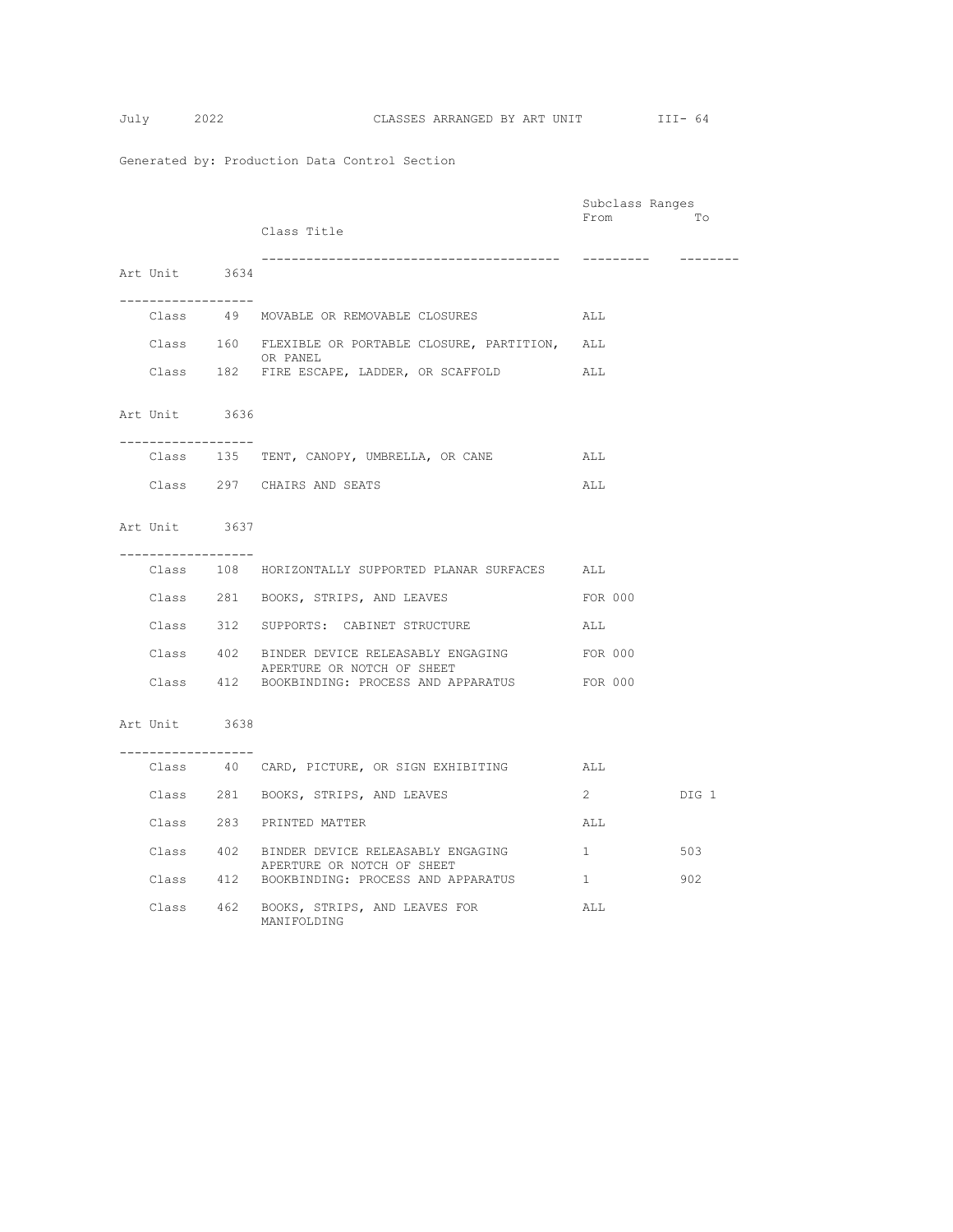Generated by: Production Data Control Section

## Art Unit 3634

| | | Class Title | Subclass Ranges From | To |
|---|---|---|---|---|
| Class | 49 | MOVABLE OR REMOVABLE CLOSURES | ALL | |
| Class | 160 | FLEXIBLE OR PORTABLE CLOSURE, PARTITION, OR PANEL | ALL | |
| Class | 182 | FIRE ESCAPE, LADDER, OR SCAFFOLD | ALL | |

## Art Unit 3636

| | | Class Title | Subclass Ranges From | To |
|---|---|---|---|---|
| Class | 135 | TENT, CANOPY, UMBRELLA, OR CANE | ALL | |
| Class | 297 | CHAIRS AND SEATS | ALL | |

## Art Unit 3637

| | | Class Title | Subclass Ranges From | To |
|---|---|---|---|---|
| Class | 108 | HORIZONTALLY SUPPORTED PLANAR SURFACES | ALL | |
| Class | 281 | BOOKS, STRIPS, AND LEAVES | FOR 000 | |
| Class | 312 | SUPPORTS: CABINET STRUCTURE | ALL | |
| Class | 402 | BINDER DEVICE RELEASABLY ENGAGING APERTURE OR NOTCH OF SHEET | FOR 000 | |
| Class | 412 | BOOKBINDING: PROCESS AND APPARATUS | FOR 000 | |

## Art Unit 3638

| | | Class Title | Subclass Ranges From | To |
|---|---|---|---|---|
| Class | 40 | CARD, PICTURE, OR SIGN EXHIBITING | ALL | |
| Class | 281 | BOOKS, STRIPS, AND LEAVES | 2 | DIG 1 |
| Class | 283 | PRINTED MATTER | ALL | |
| Class | 402 | BINDER DEVICE RELEASABLY ENGAGING APERTURE OR NOTCH OF SHEET | 1 | 503 |
| Class | 412 | BOOKBINDING: PROCESS AND APPARATUS | 1 | 902 |
| Class | 462 | BOOKS, STRIPS, AND LEAVES FOR MANIFOLDING | ALL | |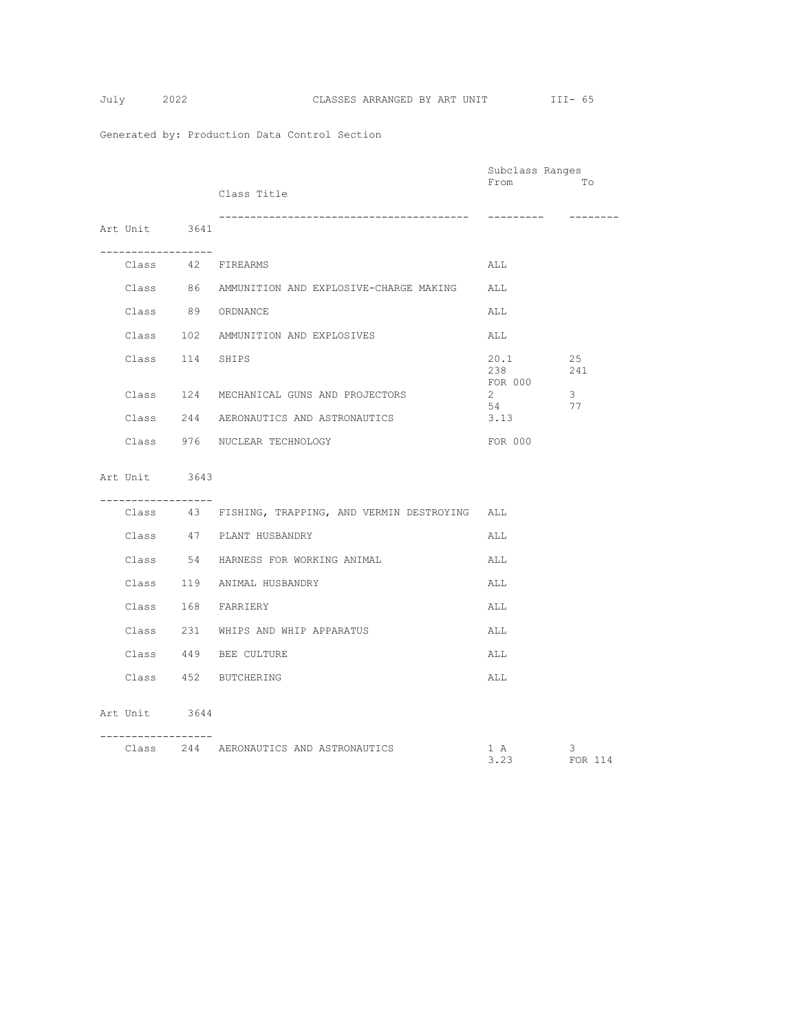Generated by: Production Data Control Section

## Art Unit 3641

| | | Class Title | Subclass Ranges From | To |
|---|---|---|---|---|
| Class | 42 | FIREARMS | ALL | |
| Class | 86 | AMMUNITION AND EXPLOSIVE-CHARGE MAKING | ALL | |
| Class | 89 | ORDNANCE | ALL | |
| Class | 102 | AMMUNITION AND EXPLOSIVES | ALL | |
| Class | 114 | SHIPS | 20.1 | 25 |
| | | | 238 | 241 |
| | | | FOR 000 | |
| Class | 124 | MECHANICAL GUNS AND PROJECTORS | 2 | 3 |
| | | | 54 | 77 |
| Class | 244 | AERONAUTICS AND ASTRONAUTICS | 3.13 | |
| Class | 976 | NUCLEAR TECHNOLOGY | FOR 000 | |

## Art Unit 3643

| | | Class Title | Subclass Ranges From | To |
|---|---|---|---|---|
| Class | 43 | FISHING, TRAPPING, AND VERMIN DESTROYING | ALL | |
| Class | 47 | PLANT HUSBANDRY | ALL | |
| Class | 54 | HARNESS FOR WORKING ANIMAL | ALL | |
| Class | 119 | ANIMAL HUSBANDRY | ALL | |
| Class | 168 | FARRIERY | ALL | |
| Class | 231 | WHIPS AND WHIP APPARATUS | ALL | |
| Class | 449 | BEE CULTURE | ALL | |
| Class | 452 | BUTCHERING | ALL | |

## Art Unit 3644

| | | Class Title | Subclass Ranges From | To |
|---|---|---|---|---|
| Class | 244 | AERONAUTICS AND ASTRONAUTICS | 1 A | 3 |
| | | | 3.23 | FOR 114 |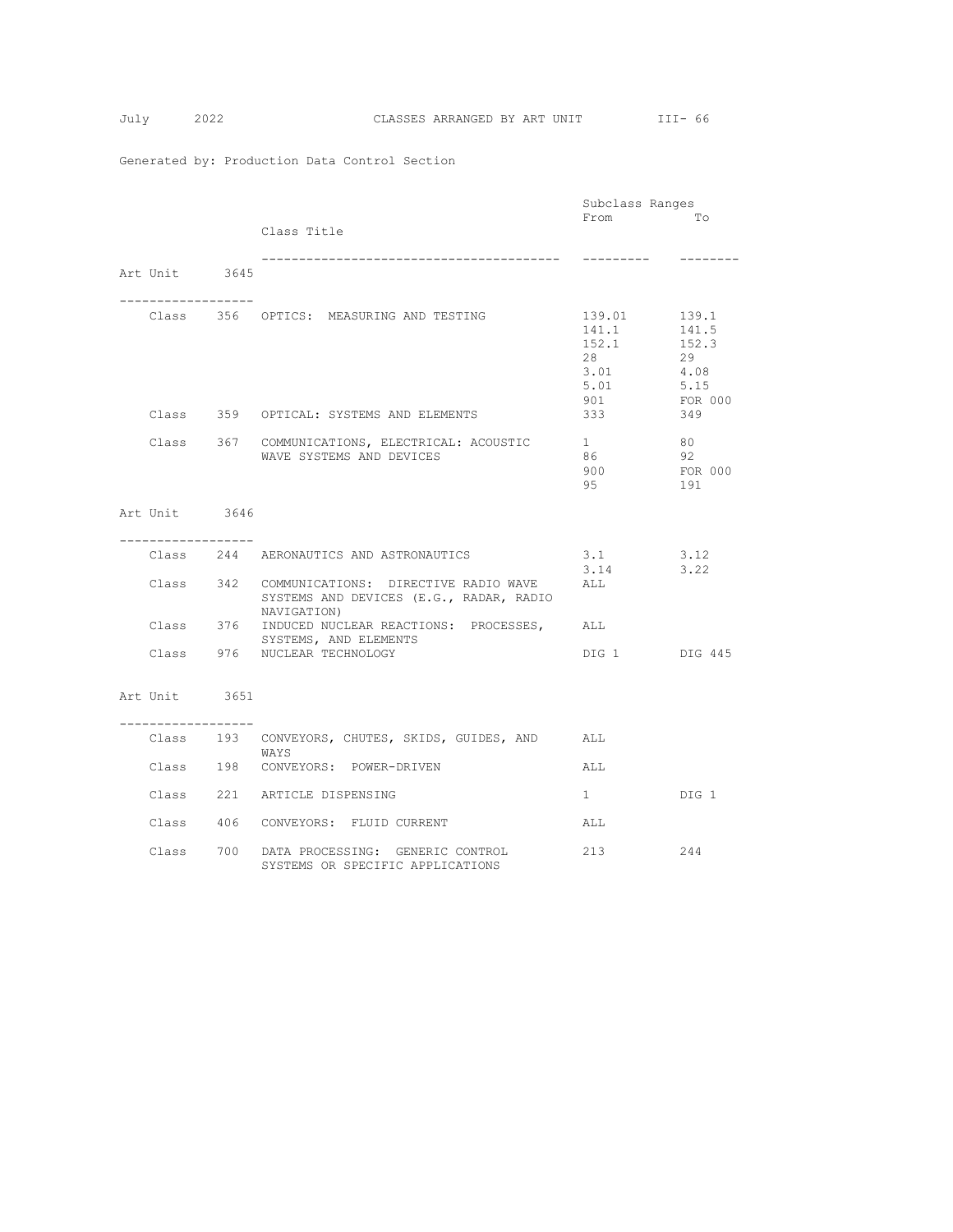Generated by: Production Data Control Section

## Art Unit 3645

| Class | | Class Title | Subclass Ranges From | To |
|---|---|---|---|---|
| Class | 356 | OPTICS: MEASURING AND TESTING | 139.01 | 139.1 |
| | | | 141.1 | 141.5 |
| | | | 152.1 | 152.3 |
| | | | 28 | 29 |
| | | | 3.01 | 4.08 |
| | | | 5.01 | 5.15 |
| | | | 901 | FOR 000 |
| Class | 359 | OPTICAL: SYSTEMS AND ELEMENTS | 333 | 349 |
| Class | 367 | COMMUNICATIONS, ELECTRICAL: ACOUSTIC WAVE SYSTEMS AND DEVICES | 1 | 80 |
| | | | 86 | 92 |
| | | | 900 | FOR 000 |
| | | | 95 | 191 |

## Art Unit 3646

| Class | | Class Title | Subclass Ranges From | To |
|---|---|---|---|---|
| Class | 244 | AERONAUTICS AND ASTRONAUTICS | 3.1 | 3.12 |
| | | | 3.14 | 3.22 |
| Class | 342 | COMMUNICATIONS: DIRECTIVE RADIO WAVE SYSTEMS AND DEVICES (E.G., RADAR, RADIO NAVIGATION) | ALL | |
| Class | 376 | INDUCED NUCLEAR REACTIONS: PROCESSES, SYSTEMS, AND ELEMENTS | ALL | |
| Class | 976 | NUCLEAR TECHNOLOGY | DIG 1 | DIG 445 |

## Art Unit 3651

| Class | | Class Title | Subclass Ranges From | To |
|---|---|---|---|---|
| Class | 193 | CONVEYORS, CHUTES, SKIDS, GUIDES, AND WAYS | ALL | |
| Class | 198 | CONVEYORS: POWER-DRIVEN | ALL | |
| Class | 221 | ARTICLE DISPENSING | 1 | DIG 1 |
| Class | 406 | CONVEYORS: FLUID CURRENT | ALL | |
| Class | 700 | DATA PROCESSING: GENERIC CONTROL SYSTEMS OR SPECIFIC APPLICATIONS | 213 | 244 |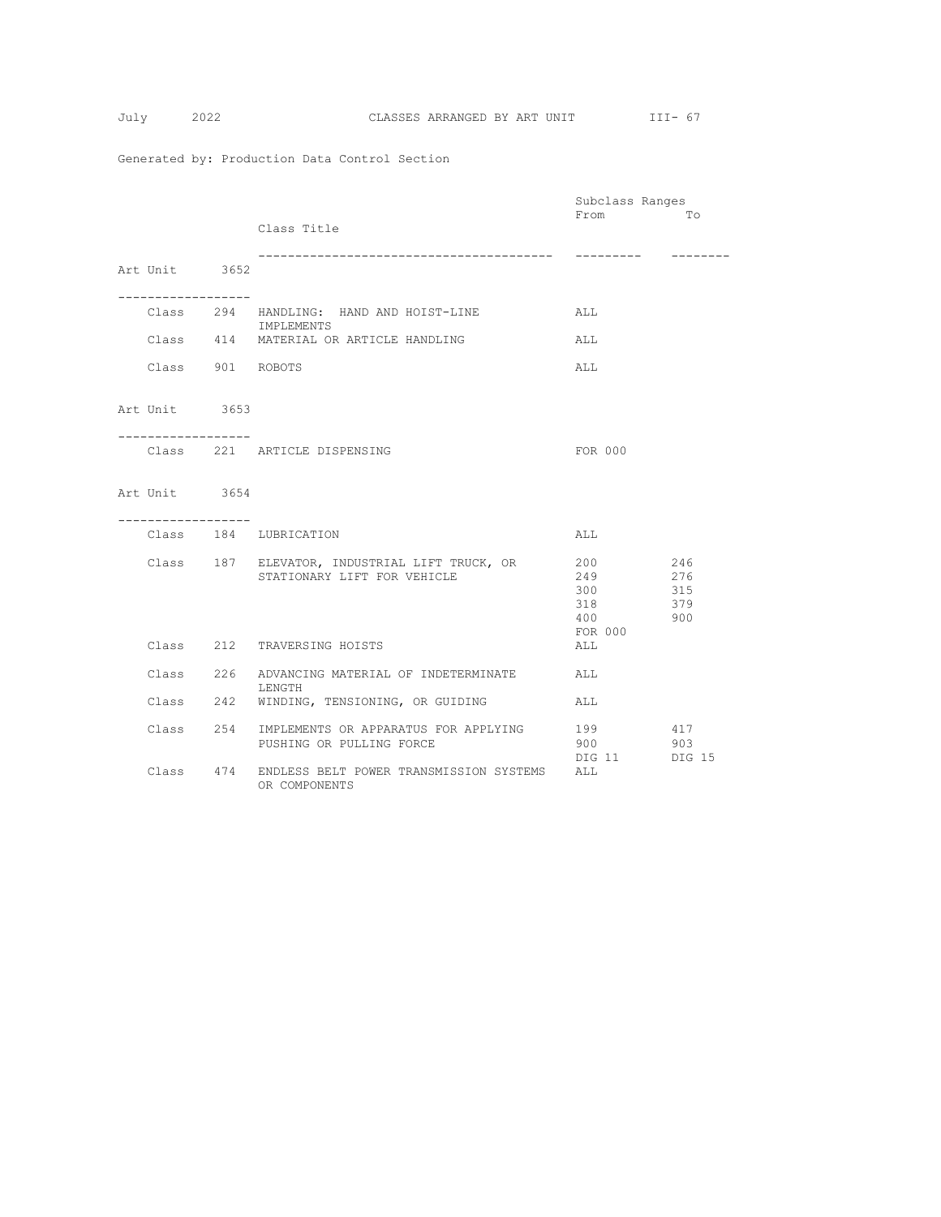Generated by: Production Data Control Section

| | Class Title | Subclass Ranges From | To |
|---|---|---|---|
| **Art Unit 3652** | | | |
| Class 294 | HANDLING: HAND AND HOIST-LINE IMPLEMENTS | ALL | |
| Class 414 | MATERIAL OR ARTICLE HANDLING | ALL | |
| Class 901 | ROBOTS | ALL | |
| **Art Unit 3653** | | | |
| Class 221 | ARTICLE DISPENSING | FOR 000 | |
| **Art Unit 3654** | | | |
| Class 184 | LUBRICATION | ALL | |
| Class 187 | ELEVATOR, INDUSTRIAL LIFT TRUCK, OR STATIONARY LIFT FOR VEHICLE | 200 | 246 |
| | | 249 | 276 |
| | | 300 | 315 |
| | | 318 | 379 |
| | | 400 | 900 |
| | | FOR 000 | |
| Class 212 | TRAVERSING HOISTS | ALL | |
| Class 226 | ADVANCING MATERIAL OF INDETERMINATE LENGTH | ALL | |
| Class 242 | WINDING, TENSIONING, OR GUIDING | ALL | |
| Class 254 | IMPLEMENTS OR APPARATUS FOR APPLYING PUSHING OR PULLING FORCE | 199 | 417 |
| | | 900 | 903 |
| | | DIG 11 | DIG 15 |
| Class 474 | ENDLESS BELT POWER TRANSMISSION SYSTEMS OR COMPONENTS | ALL | |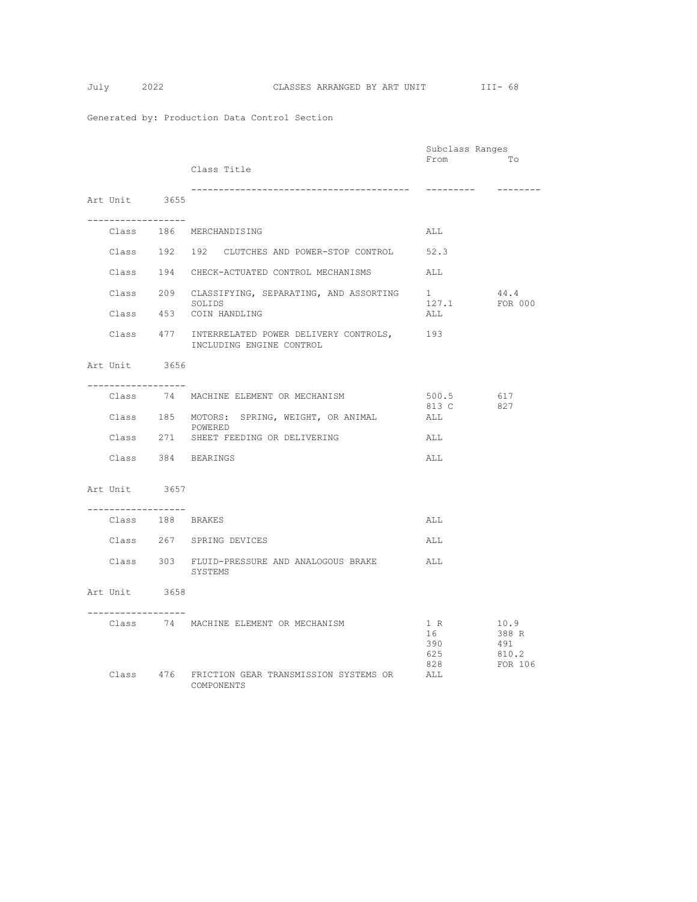Generated by: Production Data Control Section

| Art Unit | Class | Class Title | Subclass Ranges From | To |
|---|---|---|---|---|
| **Art Unit 3655** | | | | |
| | Class 186 | MERCHANDISING | ALL | |
| | Class 192 | 192 CLUTCHES AND POWER-STOP CONTROL | 52.3 | |
| | Class 194 | CHECK-ACTUATED CONTROL MECHANISMS | ALL | |
| | Class 209 | CLASSIFYING, SEPARATING, AND ASSORTING SOLIDS | 1 | 44.4 |
| | | | 127.1 | FOR 000 |
| | Class 453 | COIN HANDLING | ALL | |
| | Class 477 | INTERRELATED POWER DELIVERY CONTROLS, INCLUDING ENGINE CONTROL | 193 | |
| **Art Unit 3656** | | | | |
| | Class 74 | MACHINE ELEMENT OR MECHANISM | 500.5 | 617 |
| | | | 813 C | 827 |
| | Class 185 | MOTORS: SPRING, WEIGHT, OR ANIMAL POWERED | ALL | |
| | Class 271 | SHEET FEEDING OR DELIVERING | ALL | |
| | Class 384 | BEARINGS | ALL | |
| **Art Unit 3657** | | | | |
| | Class 188 | BRAKES | ALL | |
| | Class 267 | SPRING DEVICES | ALL | |
| | Class 303 | FLUID-PRESSURE AND ANALOGOUS BRAKE SYSTEMS | ALL | |
| **Art Unit 3658** | | | | |
| | Class 74 | MACHINE ELEMENT OR MECHANISM | 1 R | 10.9 |
| | | | 16 | 388 R |
| | | | 390 | 491 |
| | | | 625 | 810.2 |
| | | | 828 | FOR 106 |
| | Class 476 | FRICTION GEAR TRANSMISSION SYSTEMS OR COMPONENTS | ALL | |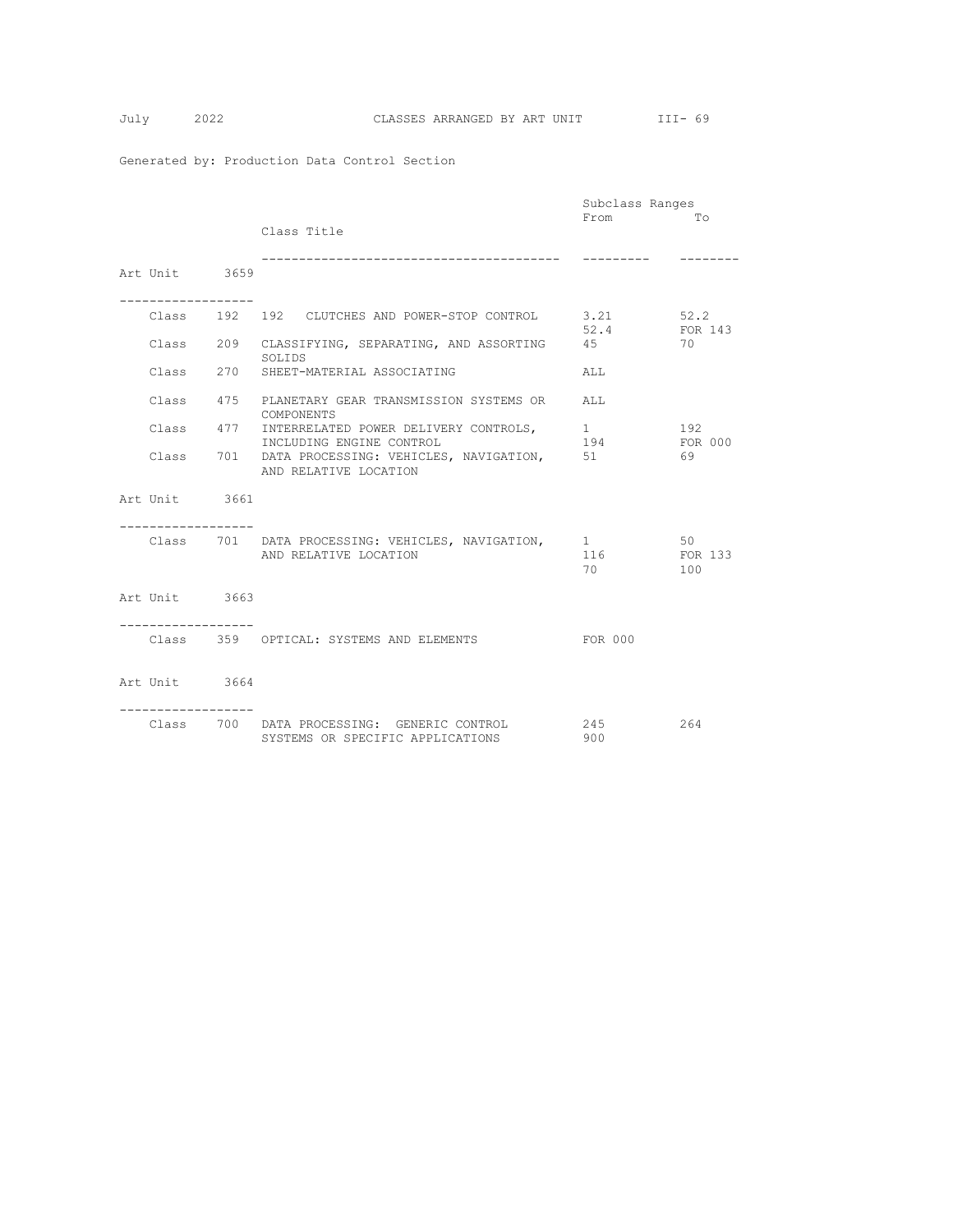Generated by: Production Data Control Section

| | | Class Title | Subclass Ranges From | To |
|---|---|---|---|---|
| **Art Unit 3659** | | | | |
| Class | 192 | 192 CLUTCHES AND POWER-STOP CONTROL | 3.21 | 52.2 |
| | | | 52.4 | FOR 143 |
| Class | 209 | CLASSIFYING, SEPARATING, AND ASSORTING SOLIDS | 45 | 70 |
| Class | 270 | SHEET-MATERIAL ASSOCIATING | ALL | |
| Class | 475 | PLANETARY GEAR TRANSMISSION SYSTEMS OR COMPONENTS | ALL | |
| Class | 477 | INTERRELATED POWER DELIVERY CONTROLS, INCLUDING ENGINE CONTROL | 1 | 192 |
| | | | 194 | FOR 000 |
| Class | 701 | DATA PROCESSING: VEHICLES, NAVIGATION, AND RELATIVE LOCATION | 51 | 69 |
| **Art Unit 3661** | | | | |
| Class | 701 | DATA PROCESSING: VEHICLES, NAVIGATION, AND RELATIVE LOCATION | 1 | 50 |
| | | | 116 | FOR 133 |
| | | | 70 | 100 |
| **Art Unit 3663** | | | | |
| Class | 359 | OPTICAL: SYSTEMS AND ELEMENTS | FOR 000 | |
| **Art Unit 3664** | | | | |
| Class | 700 | DATA PROCESSING: GENERIC CONTROL SYSTEMS OR SPECIFIC APPLICATIONS | 245 | 264 |
| | | | 900 | |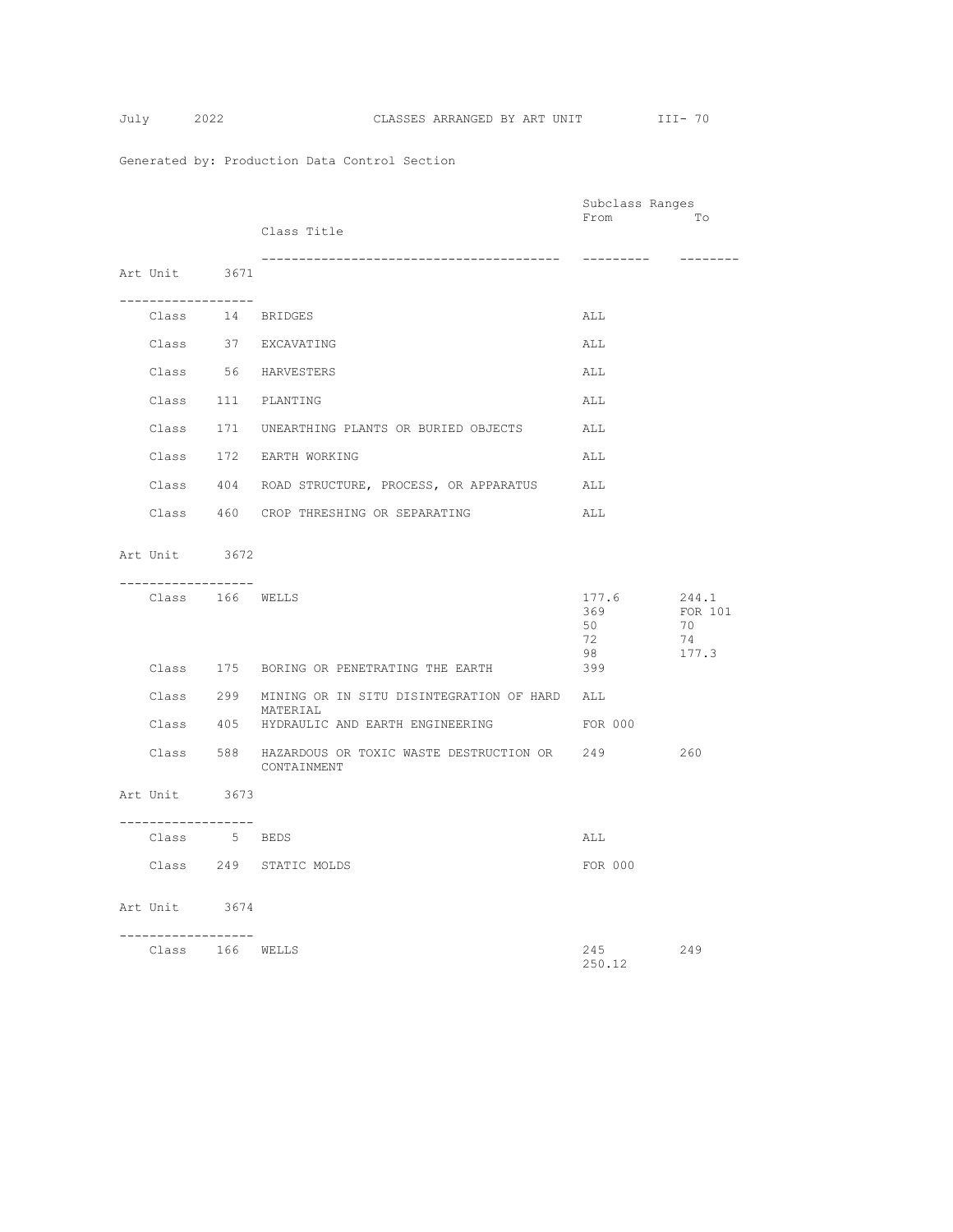Generated by: Production Data Control Section

## CLASSES ARRANGED BY ART UNIT

### Art Unit 3671

| | Class Title | Subclass Ranges From | To |
|---|---|---|---|
| Class 14 | BRIDGES | ALL | |
| Class 37 | EXCAVATING | ALL | |
| Class 56 | HARVESTERS | ALL | |
| Class 111 | PLANTING | ALL | |
| Class 171 | UNEARTHING PLANTS OR BURIED OBJECTS | ALL | |
| Class 172 | EARTH WORKING | ALL | |
| Class 404 | ROAD STRUCTURE, PROCESS, OR APPARATUS | ALL | |
| Class 460 | CROP THRESHING OR SEPARATING | ALL | |

### Art Unit 3672

| | Class Title | Subclass Ranges From | To |
|---|---|---|---|
| Class 166 | WELLS | 177.6 | 244.1 |
| | | 369 | FOR 101 |
| | | 50 | 70 |
| | | 72 | 74 |
| | | 98 | 177.3 |
| Class 175 | BORING OR PENETRATING THE EARTH | 399 | |
| Class 299 | MINING OR IN SITU DISINTEGRATION OF HARD MATERIAL | ALL | |
| Class 405 | HYDRAULIC AND EARTH ENGINEERING | FOR 000 | |
| Class 588 | HAZARDOUS OR TOXIC WASTE DESTRUCTION OR CONTAINMENT | 249 | 260 |

### Art Unit 3673

| | Class Title | Subclass Ranges From | To |
|---|---|---|---|
| Class 5 | BEDS | ALL | |
| Class 249 | STATIC MOLDS | FOR 000 | |

### Art Unit 3674

| | Class Title | Subclass Ranges From | To |
|---|---|---|---|
| Class 166 | WELLS | 245 | 249 |
| | | 250.12 | |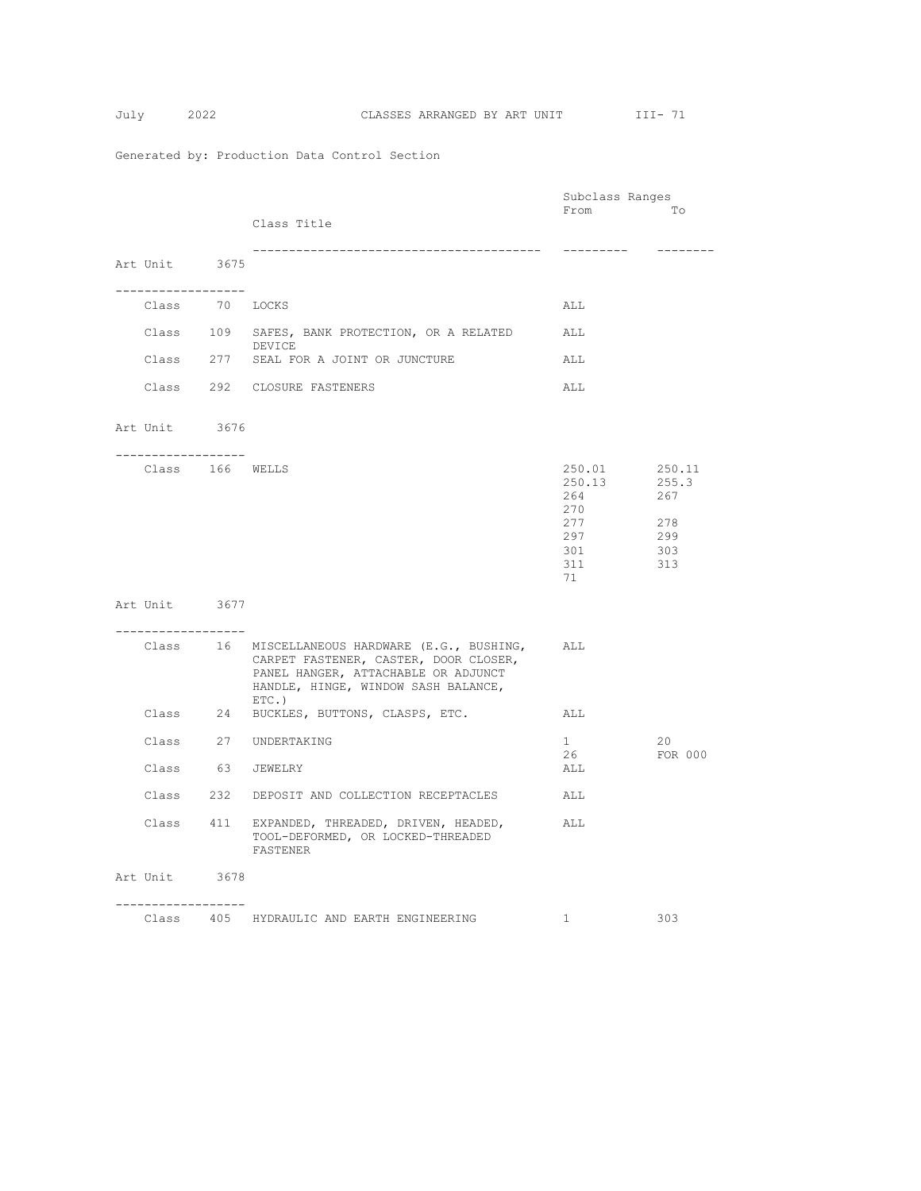Generated by: Production Data Control Section

| | | Class Title | Subclass Ranges From | To |
|---|---|---|---|---|
| **Art Unit 3675** | | | | |
| Class | 70 | LOCKS | ALL | |
| Class | 109 | SAFES, BANK PROTECTION, OR A RELATED DEVICE | ALL | |
| Class | 277 | SEAL FOR A JOINT OR JUNCTURE | ALL | |
| Class | 292 | CLOSURE FASTENERS | ALL | |
| **Art Unit 3676** | | | | |
| Class | 166 | WELLS | 250.01 | 250.11 |
| | | | 250.13 | 255.3 |
| | | | 264 | 267 |
| | | | 270 | |
| | | | 277 | 278 |
| | | | 297 | 299 |
| | | | 301 | 303 |
| | | | 311 | 313 |
| | | | 71 | |
| **Art Unit 3677** | | | | |
| Class | 16 | MISCELLANEOUS HARDWARE (E.G., BUSHING, CARPET FASTENER, CASTER, DOOR CLOSER, PANEL HANGER, ATTACHABLE OR ADJUNCT HANDLE, HINGE, WINDOW SASH BALANCE, ETC.) | ALL | |
| Class | 24 | BUCKLES, BUTTONS, CLASPS, ETC. | ALL | |
| Class | 27 | UNDERTAKING | 1 | 20 |
| | | | 26 | FOR 000 |
| Class | 63 | JEWELRY | ALL | |
| Class | 232 | DEPOSIT AND COLLECTION RECEPTACLES | ALL | |
| Class | 411 | EXPANDED, THREADED, DRIVEN, HEADED, TOOL-DEFORMED, OR LOCKED-THREADED FASTENER | ALL | |
| **Art Unit 3678** | | | | |
| Class | 405 | HYDRAULIC AND EARTH ENGINEERING | 1 | 303 |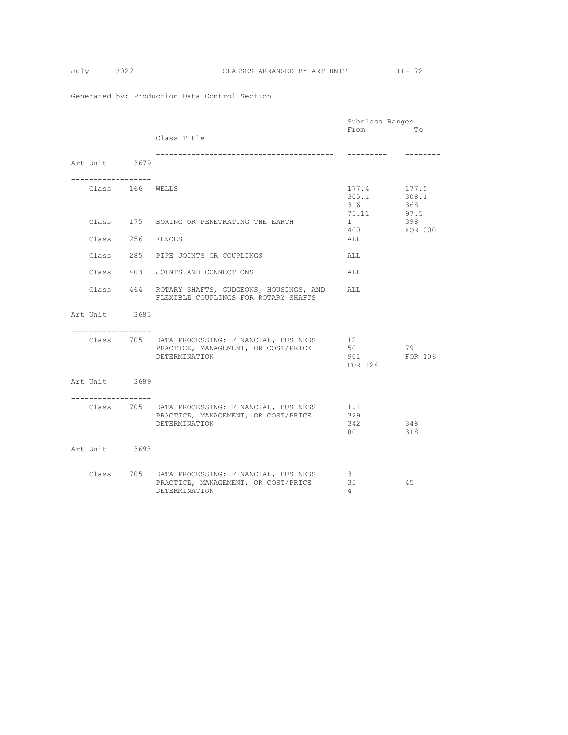Generated by: Production Data Control Section

| | | Class Title | Subclass Ranges From | To |
|---|---|---|---|---|
| **Art Unit 3679** | | | | |
| Class | 166 | WELLS | 177.4 | 177.5 |
| | | | 305.1 | 308.1 |
| | | | 316 | 368 |
| | | | 75.11 | 97.5 |
| Class | 175 | BORING OR PENETRATING THE EARTH | 1 | 398 |
| | | | 400 | FOR 000 |
| Class | 256 | FENCES | ALL | |
| Class | 285 | PIPE JOINTS OR COUPLINGS | ALL | |
| Class | 403 | JOINTS AND CONNECTIONS | ALL | |
| Class | 464 | ROTARY SHAFTS, GUDGEONS, HOUSINGS, AND FLEXIBLE COUPLINGS FOR ROTARY SHAFTS | ALL | |
| **Art Unit 3685** | | | | |
| Class | 705 | DATA PROCESSING: FINANCIAL, BUSINESS PRACTICE, MANAGEMENT, OR COST/PRICE DETERMINATION | 12 | |
| | | | 50 | 79 |
| | | | 901 | FOR 106 |
| | | | FOR 124 | |
| **Art Unit 3689** | | | | |
| Class | 705 | DATA PROCESSING: FINANCIAL, BUSINESS PRACTICE, MANAGEMENT, OR COST/PRICE DETERMINATION | 1.1 | |
| | | | 329 | |
| | | | 342 | 348 |
| | | | 80 | 318 |
| **Art Unit 3693** | | | | |
| Class | 705 | DATA PROCESSING: FINANCIAL, BUSINESS PRACTICE, MANAGEMENT, OR COST/PRICE DETERMINATION | 31 | |
| | | | 35 | 45 |
| | | | 4 | |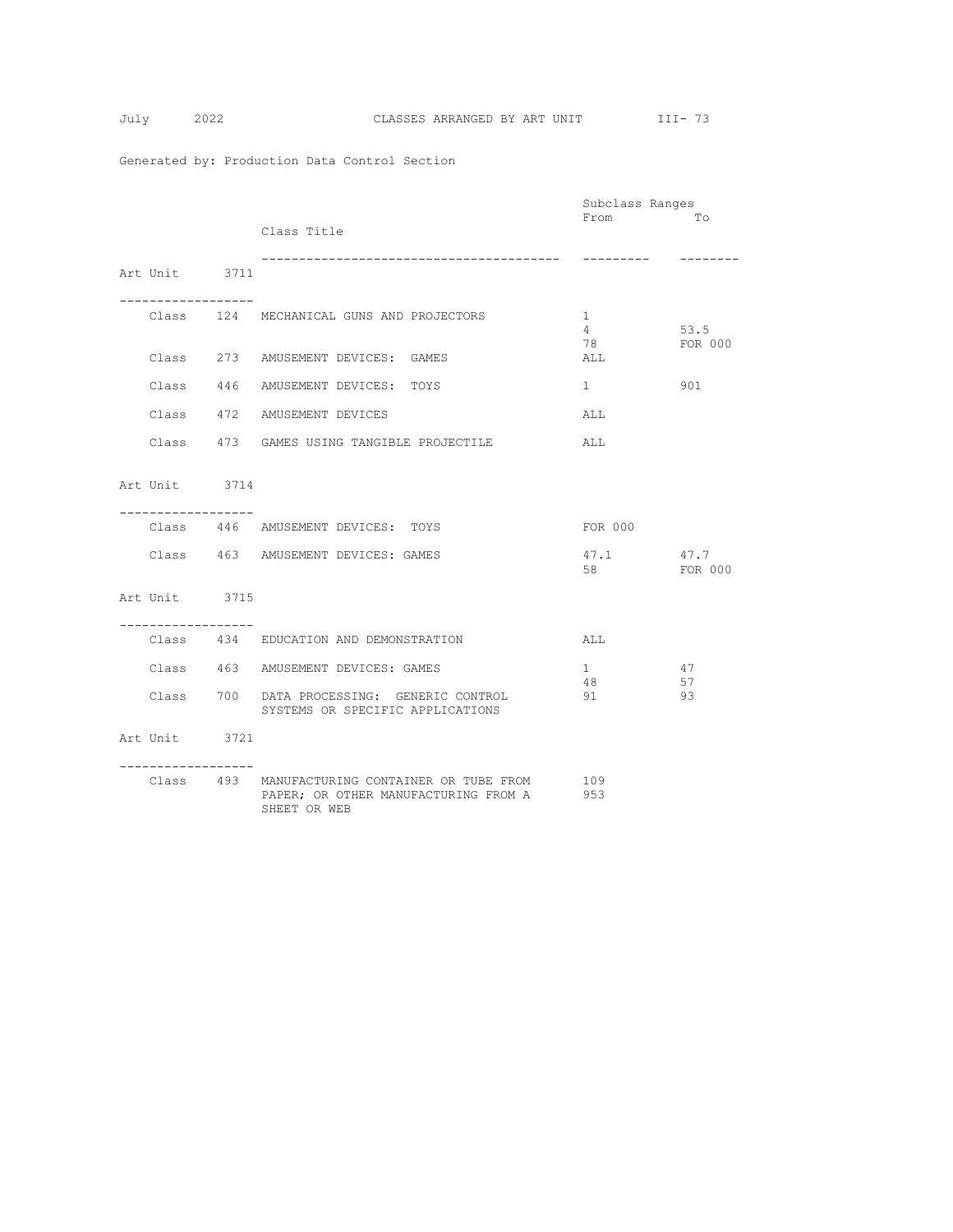Generated by: Production Data Control Section

CLASSES ARRANGED BY ART UNIT

## Art Unit 3711

| Class | Class Title | Subclass Ranges From | To |
|---|---|---|---|
| Class 124 | MECHANICAL GUNS AND PROJECTORS | 1 | |
| | | 4 | 53.5 |
| | | 78 | FOR 000 |
| Class 273 | AMUSEMENT DEVICES: GAMES | ALL | |
| Class 446 | AMUSEMENT DEVICES: TOYS | 1 | 901 |
| Class 472 | AMUSEMENT DEVICES | ALL | |
| Class 473 | GAMES USING TANGIBLE PROJECTILE | ALL | |

## Art Unit 3714

| Class | Class Title | Subclass Ranges From | To |
|---|---|---|---|
| Class 446 | AMUSEMENT DEVICES: TOYS | FOR 000 | |
| Class 463 | AMUSEMENT DEVICES: GAMES | 47.1 | 47.7 |
| | | 58 | FOR 000 |

## Art Unit 3715

| Class | Class Title | Subclass Ranges From | To |
|---|---|---|---|
| Class 434 | EDUCATION AND DEMONSTRATION | ALL | |
| Class 463 | AMUSEMENT DEVICES: GAMES | 1 | 47 |
| | | 48 | 57 |
| Class 700 | DATA PROCESSING: GENERIC CONTROL SYSTEMS OR SPECIFIC APPLICATIONS | 91 | 93 |

## Art Unit 3721

| Class | Class Title | Subclass Ranges From | To |
|---|---|---|---|
| Class 493 | MANUFACTURING CONTAINER OR TUBE FROM PAPER; OR OTHER MANUFACTURING FROM A SHEET OR WEB | 109 | |
| | | 953 | |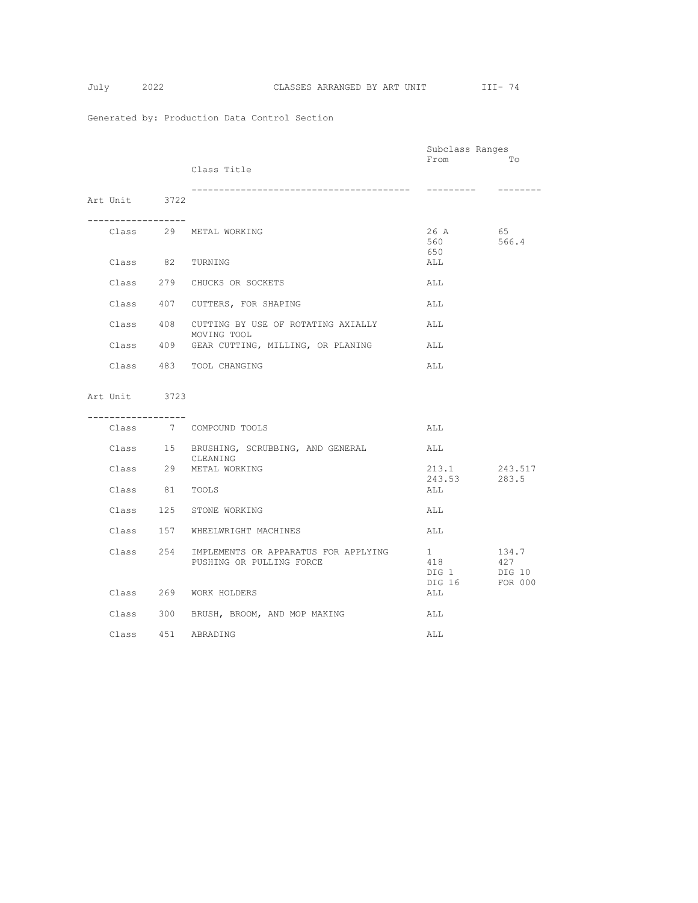Generated by: Production Data Control Section

## Art Unit 3722

| Class | Class Title | Subclass Ranges From | To |
|---|---|---|---|
| Class 29 | METAL WORKING | 26 A | 65 |
| | | 560 | 566.4 |
| | | 650 | |
| Class 82 | TURNING | ALL | |
| Class 279 | CHUCKS OR SOCKETS | ALL | |
| Class 407 | CUTTERS, FOR SHAPING | ALL | |
| Class 408 | CUTTING BY USE OF ROTATING AXIALLY MOVING TOOL | ALL | |
| Class 409 | GEAR CUTTING, MILLING, OR PLANING | ALL | |
| Class 483 | TOOL CHANGING | ALL | |

## Art Unit 3723

| Class | Class Title | Subclass Ranges From | To |
|---|---|---|---|
| Class 7 | COMPOUND TOOLS | ALL | |
| Class 15 | BRUSHING, SCRUBBING, AND GENERAL CLEANING | ALL | |
| Class 29 | METAL WORKING | 213.1 | 243.517 |
| | | 243.53 | 283.5 |
| Class 81 | TOOLS | ALL | |
| Class 125 | STONE WORKING | ALL | |
| Class 157 | WHEELWRIGHT MACHINES | ALL | |
| Class 254 | IMPLEMENTS OR APPARATUS FOR APPLYING PUSHING OR PULLING FORCE | 1 | 134.7 |
| | | 418 | 427 |
| | | DIG 1 | DIG 10 |
| | | DIG 16 | FOR 000 |
| Class 269 | WORK HOLDERS | ALL | |
| Class 300 | BRUSH, BROOM, AND MOP MAKING | ALL | |
| Class 451 | ABRADING | ALL | |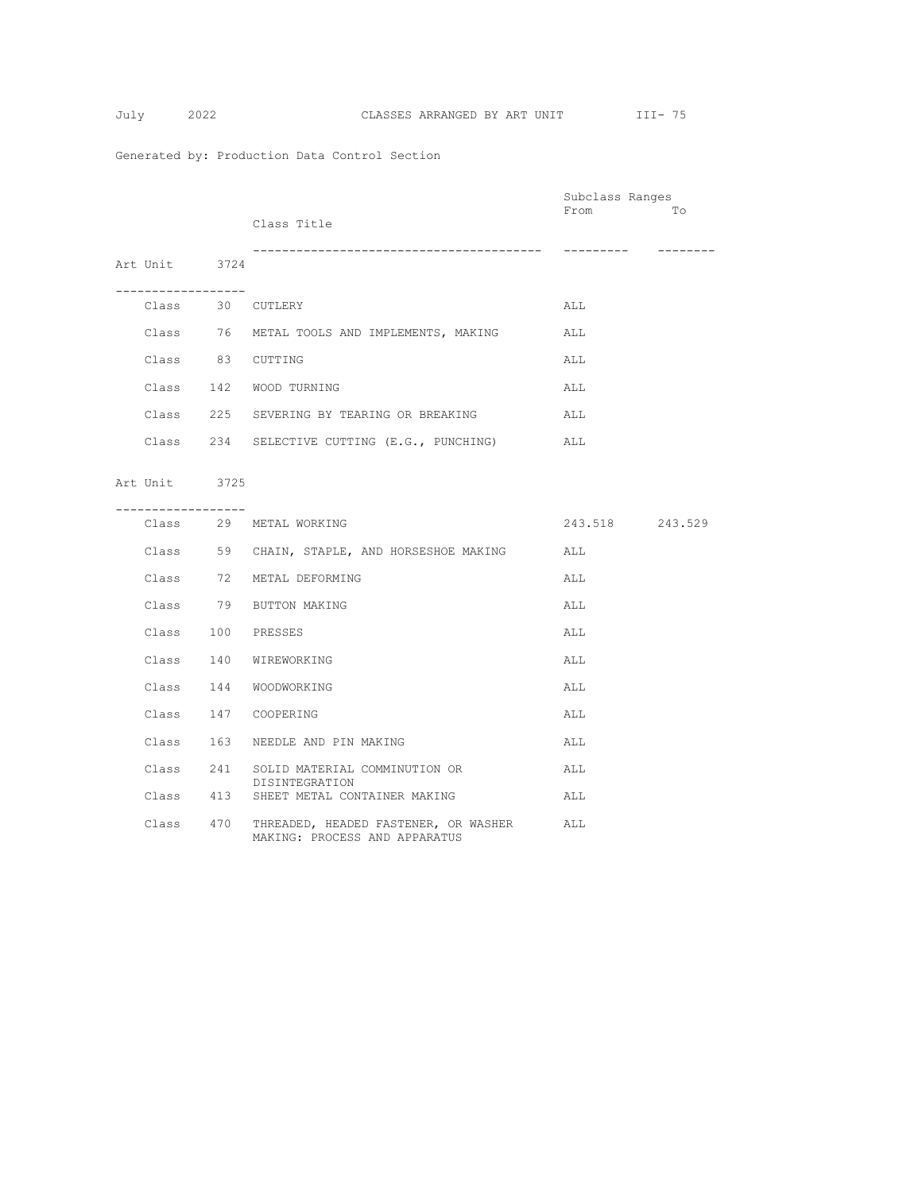Generated by: Production Data Control Section

## Art Unit 3724

| | | Class Title | Subclass Ranges From | To |
|---|---|---|---|---|
| Class | 30 | CUTLERY | ALL | |
| Class | 76 | METAL TOOLS AND IMPLEMENTS, MAKING | ALL | |
| Class | 83 | CUTTING | ALL | |
| Class | 142 | WOOD TURNING | ALL | |
| Class | 225 | SEVERING BY TEARING OR BREAKING | ALL | |
| Class | 234 | SELECTIVE CUTTING (E.G., PUNCHING) | ALL | |

## Art Unit 3725

| | | Class Title | Subclass Ranges From | To |
|---|---|---|---|---|
| Class | 29 | METAL WORKING | 243.518 | 243.529 |
| Class | 59 | CHAIN, STAPLE, AND HORSESHOE MAKING | ALL | |
| Class | 72 | METAL DEFORMING | ALL | |
| Class | 79 | BUTTON MAKING | ALL | |
| Class | 100 | PRESSES | ALL | |
| Class | 140 | WIREWORKING | ALL | |
| Class | 144 | WOODWORKING | ALL | |
| Class | 147 | COOPERING | ALL | |
| Class | 163 | NEEDLE AND PIN MAKING | ALL | |
| Class | 241 | SOLID MATERIAL COMMINUTION OR DISINTEGRATION | ALL | |
| Class | 413 | SHEET METAL CONTAINER MAKING | ALL | |
| Class | 470 | THREADED, HEADED FASTENER, OR WASHER MAKING: PROCESS AND APPARATUS | ALL | |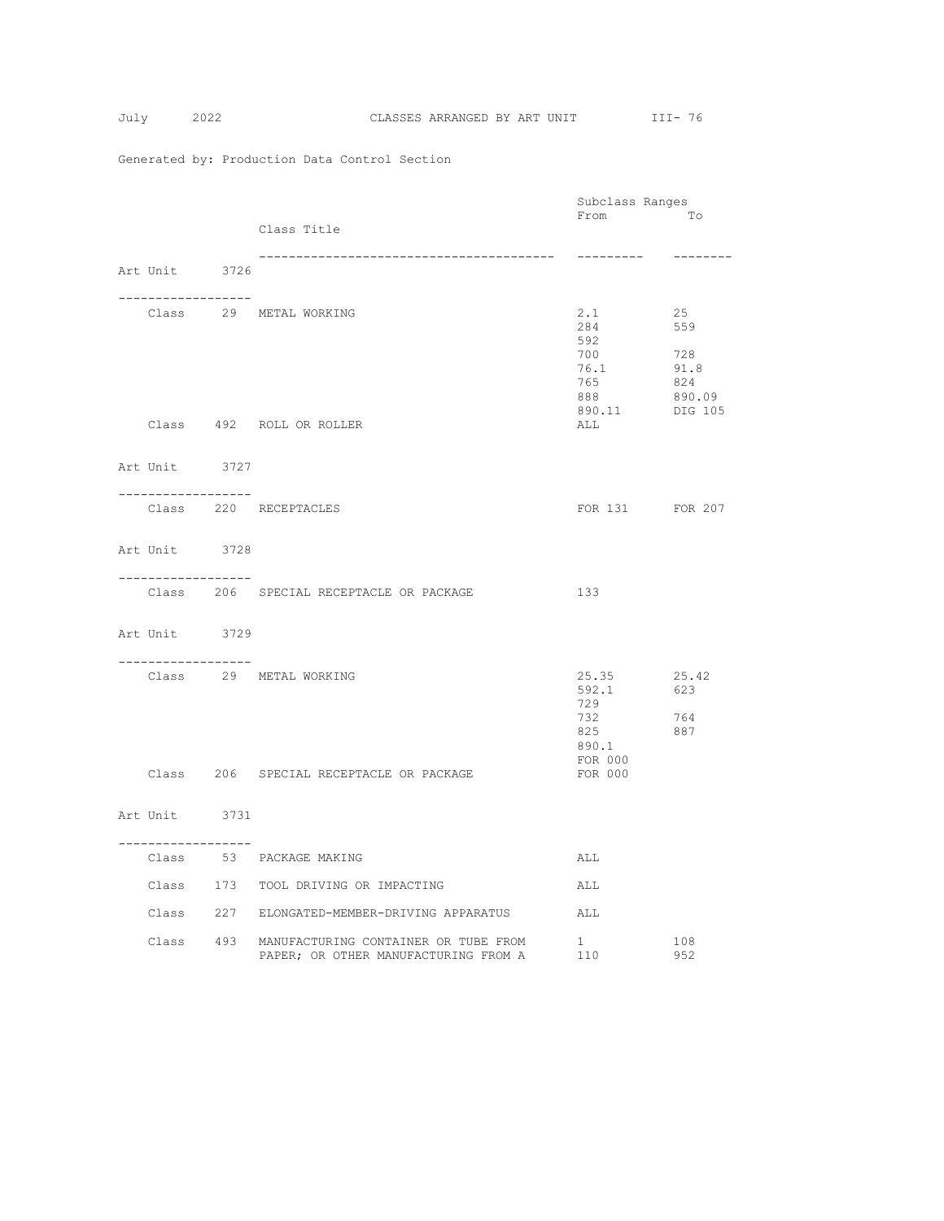Generated by: Production Data Control Section

| Art Unit | Class | Class Title | Subclass Ranges From | To |
|---|---|---|---|---|
| **Art Unit 3726** | | | | |
| | Class 29 | METAL WORKING | 2.1 | 25 |
| | | | 284 | 559 |
| | | | 592 | |
| | | | 700 | 728 |
| | | | 76.1 | 91.8 |
| | | | 765 | 824 |
| | | | 888 | 890.09 |
| | | | 890.11 | DIG 105 |
| | Class 492 | ROLL OR ROLLER | ALL | |
| **Art Unit 3727** | | | | |
| | Class 220 | RECEPTACLES | FOR 131 | FOR 207 |
| **Art Unit 3728** | | | | |
| | Class 206 | SPECIAL RECEPTACLE OR PACKAGE | 133 | |
| **Art Unit 3729** | | | | |
| | Class 29 | METAL WORKING | 25.35 | 25.42 |
| | | | 592.1 | 623 |
| | | | 729 | |
| | | | 732 | 764 |
| | | | 825 | 887 |
| | | | 890.1 | |
| | | | FOR 000 | |
| | Class 206 | SPECIAL RECEPTACLE OR PACKAGE | FOR 000 | |
| **Art Unit 3731** | | | | |
| | Class 53 | PACKAGE MAKING | ALL | |
| | Class 173 | TOOL DRIVING OR IMPACTING | ALL | |
| | Class 227 | ELONGATED-MEMBER-DRIVING APPARATUS | ALL | |
| | Class 493 | MANUFACTURING CONTAINER OR TUBE FROM PAPER; OR OTHER MANUFACTURING FROM A | 1 | 108 |
| | | | 110 | 952 |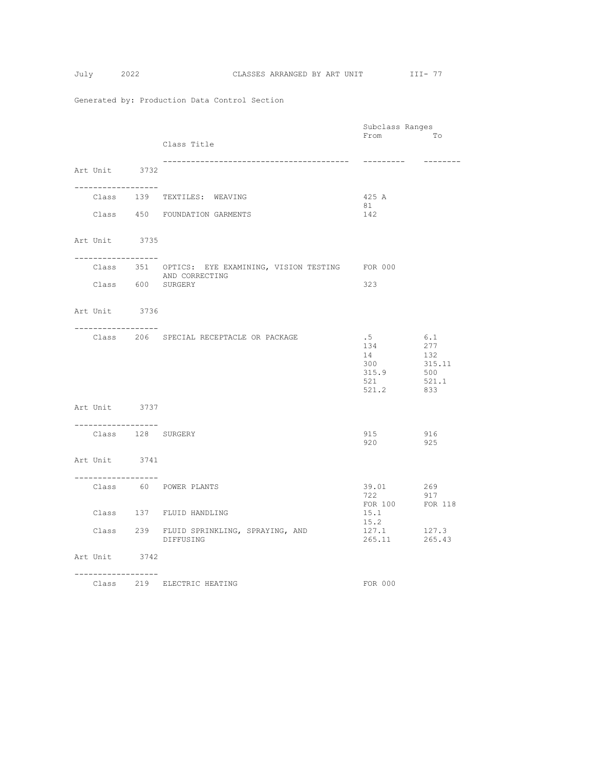Generated by: Production Data Control Section

## Art Unit 3732

| Class | Class Title | Subclass Ranges From | To |
|---|---|---|---|
| Class 139 | TEXTILES: WEAVING | 425 A | |
| | | 81 | |
| Class 450 | FOUNDATION GARMENTS | 142 | |

## Art Unit 3735

| Class | Class Title | Subclass Ranges From | To |
|---|---|---|---|
| Class 351 | OPTICS: EYE EXAMINING, VISION TESTING AND CORRECTING | FOR 000 | |
| Class 600 | SURGERY | 323 | |

## Art Unit 3736

| Class | Class Title | Subclass Ranges From | To |
|---|---|---|---|
| Class 206 | SPECIAL RECEPTACLE OR PACKAGE | .5 | 6.1 |
| | | 134 | 277 |
| | | 14 | 132 |
| | | 300 | 315.11 |
| | | 315.9 | 500 |
| | | 521 | 521.1 |
| | | 521.2 | 833 |

## Art Unit 3737

| Class | Class Title | Subclass Ranges From | To |
|---|---|---|---|
| Class 128 | SURGERY | 915 | 916 |
| | | 920 | 925 |

## Art Unit 3741

| Class | Class Title | Subclass Ranges From | To |
|---|---|---|---|
| Class 60 | POWER PLANTS | 39.01 | 269 |
| | | 722 | 917 |
| | | FOR 100 | FOR 118 |
| Class 137 | FLUID HANDLING | 15.1 | |
| | | 15.2 | |
| Class 239 | FLUID SPRINKLING, SPRAYING, AND DIFFUSING | 127.1 | 127.3 |
| | | 265.11 | 265.43 |

## Art Unit 3742

| Class | Class Title | Subclass Ranges From | To |
|---|---|---|---|
| Class 219 | ELECTRIC HEATING | FOR 000 | |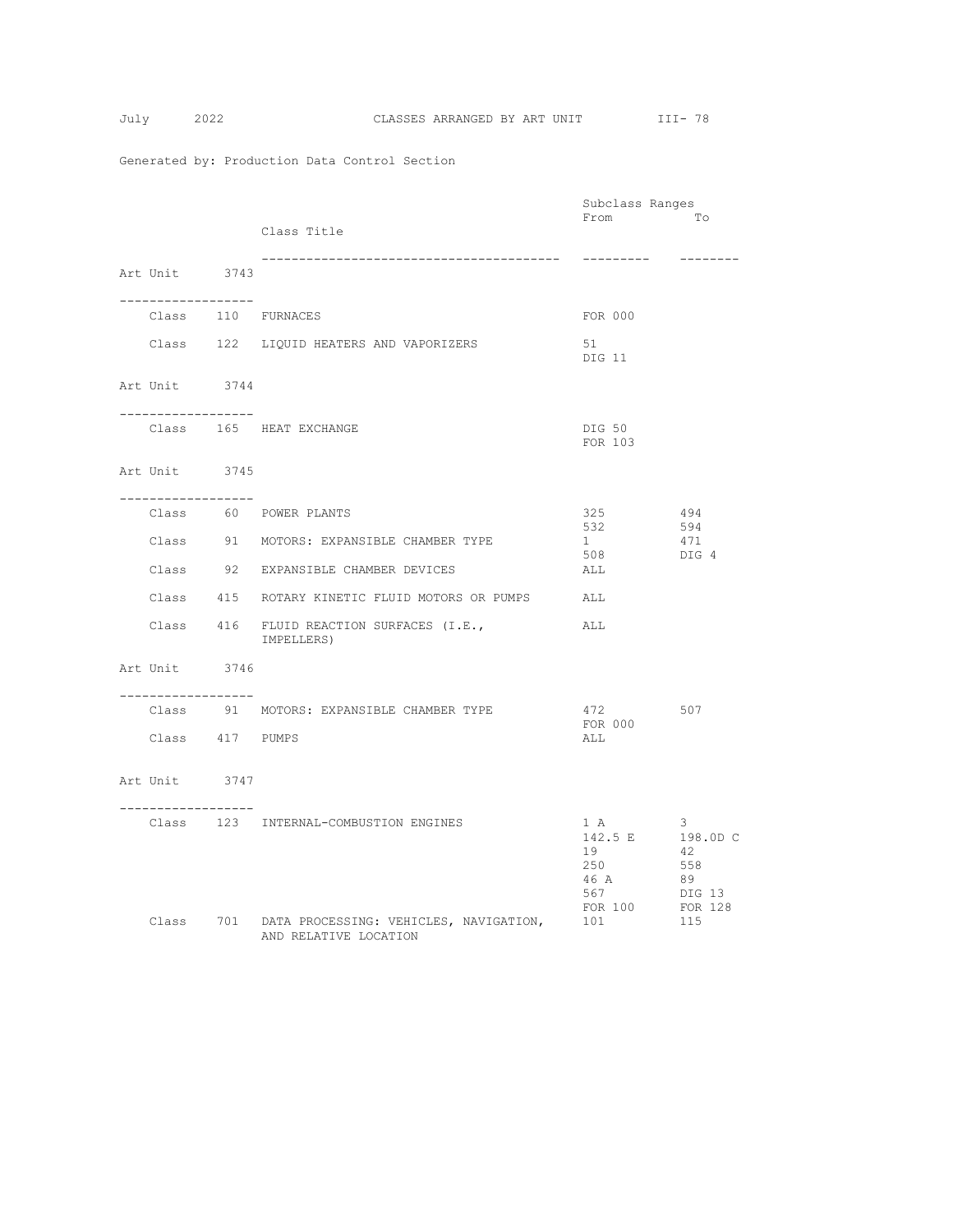Generated by: Production Data Control Section

| Art Unit | Class | Class Title | Subclass Ranges From | To |
|---|---|---|---|---|
| **Art Unit 3743** | | | | |
| | Class 110 | FURNACES | FOR 000 | |
| | Class 122 | LIQUID HEATERS AND VAPORIZERS | 51 | |
| | | | DIG 11 | |
| **Art Unit 3744** | | | | |
| | Class 165 | HEAT EXCHANGE | DIG 50 | |
| | | | FOR 103 | |
| **Art Unit 3745** | | | | |
| | Class 60 | POWER PLANTS | 325 | 494 |
| | | | 532 | 594 |
| | Class 91 | MOTORS: EXPANSIBLE CHAMBER TYPE | 1 | 471 |
| | | | 508 | DIG 4 |
| | Class 92 | EXPANSIBLE CHAMBER DEVICES | ALL | |
| | Class 415 | ROTARY KINETIC FLUID MOTORS OR PUMPS | ALL | |
| | Class 416 | FLUID REACTION SURFACES (I.E., IMPELLERS) | ALL | |
| **Art Unit 3746** | | | | |
| | Class 91 | MOTORS: EXPANSIBLE CHAMBER TYPE | 472 | 507 |
| | | | FOR 000 | |
| | Class 417 | PUMPS | ALL | |
| **Art Unit 3747** | | | | |
| | Class 123 | INTERNAL-COMBUSTION ENGINES | 1 A | 3 |
| | | | 142.5 E | 198.0D C |
| | | | 19 | 42 |
| | | | 250 | 558 |
| | | | 46 A | 89 |
| | | | 567 | DIG 13 |
| | | | FOR 100 | FOR 128 |
| | Class 701 | DATA PROCESSING: VEHICLES, NAVIGATION, AND RELATIVE LOCATION | 101 | 115 |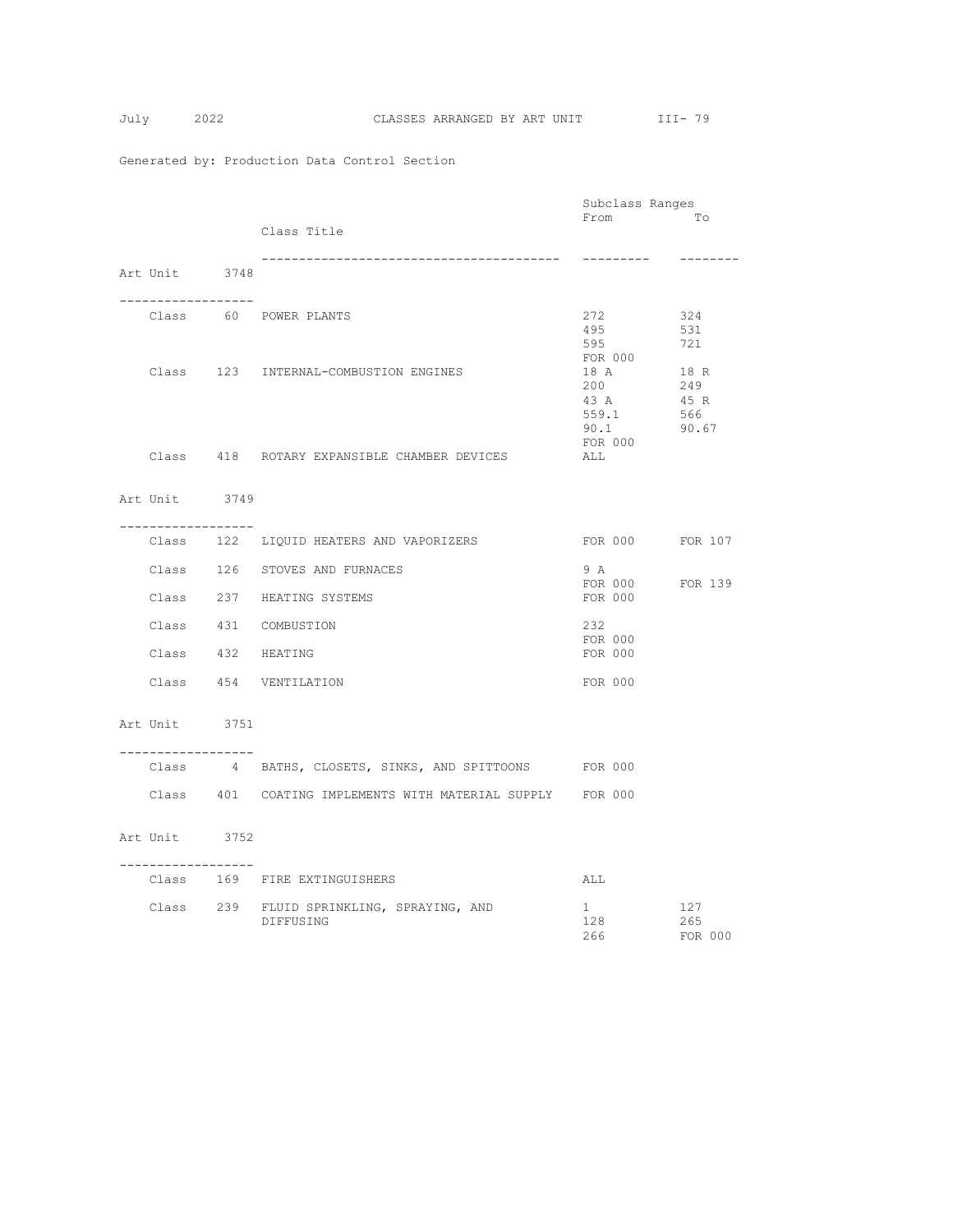Generated by: Production Data Control Section

## Art Unit 3748

| Class | Class Title | Subclass Ranges From | To |
|---|---|---|---|
| Class 60 | POWER PLANTS | 272 | 324 |
| | | 495 | 531 |
| | | 595 | 721 |
| | | FOR 000 | |
| Class 123 | INTERNAL-COMBUSTION ENGINES | 18 A | 18 R |
| | | 200 | 249 |
| | | 43 A | 45 R |
| | | 559.1 | 566 |
| | | 90.1 | 90.67 |
| | | FOR 000 | |
| Class 418 | ROTARY EXPANSIBLE CHAMBER DEVICES | ALL | |

## Art Unit 3749

| Class | Class Title | Subclass Ranges From | To |
|---|---|---|---|
| Class 122 | LIQUID HEATERS AND VAPORIZERS | FOR 000 | FOR 107 |
| Class 126 | STOVES AND FURNACES | 9 A | |
| | | FOR 000 | FOR 139 |
| Class 237 | HEATING SYSTEMS | FOR 000 | |
| Class 431 | COMBUSTION | 232 | |
| | | FOR 000 | |
| Class 432 | HEATING | FOR 000 | |
| Class 454 | VENTILATION | FOR 000 | |

## Art Unit 3751

| Class | Class Title | Subclass Ranges From | To |
|---|---|---|---|
| Class 4 | BATHS, CLOSETS, SINKS, AND SPITTOONS | FOR 000 | |
| Class 401 | COATING IMPLEMENTS WITH MATERIAL SUPPLY | FOR 000 | |

## Art Unit 3752

| Class | Class Title | Subclass Ranges From | To |
|---|---|---|---|
| Class 169 | FIRE EXTINGUISHERS | ALL | |
| Class 239 | FLUID SPRINKLING, SPRAYING, AND DIFFUSING | 1 | 127 |
| | | 128 | 265 |
| | | 266 | FOR 000 |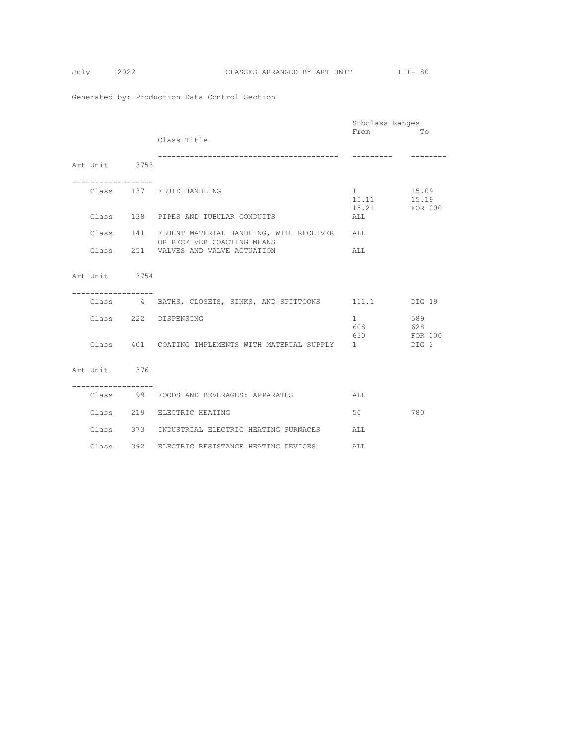Generated by: Production Data Control Section

| | | Class Title | Subclass Ranges From | To |
|---|---|---|---|---|
| **Art Unit 3753** | | | | |
| Class | 137 | FLUID HANDLING | 1 | 15.09 |
| | | | 15.11 | 15.19 |
| | | | 15.21 | FOR 000 |
| Class | 138 | PIPES AND TUBULAR CONDUITS | ALL | |
| Class | 141 | FLUENT MATERIAL HANDLING, WITH RECEIVER OR RECEIVER COACTING MEANS | ALL | |
| Class | 251 | VALVES AND VALVE ACTUATION | ALL | |
| **Art Unit 3754** | | | | |
| Class | 4 | BATHS, CLOSETS, SINKS, AND SPITTOONS | 111.1 | DIG 19 |
| Class | 222 | DISPENSING | 1 | 589 |
| | | | 608 | 628 |
| | | | 630 | FOR 000 |
| Class | 401 | COATING IMPLEMENTS WITH MATERIAL SUPPLY | 1 | DIG 3 |
| **Art Unit 3761** | | | | |
| Class | 99 | FOODS AND BEVERAGES: APPARATUS | ALL | |
| Class | 219 | ELECTRIC HEATING | 50 | 780 |
| Class | 373 | INDUSTRIAL ELECTRIC HEATING FURNACES | ALL | |
| Class | 392 | ELECTRIC RESISTANCE HEATING DEVICES | ALL | |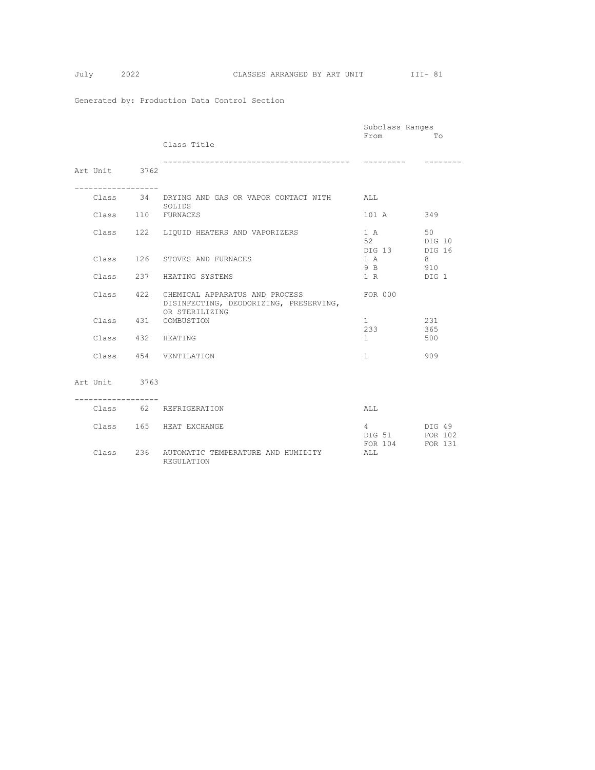Generated by: Production Data Control Section

## Art Unit 3762

| Class | | Class Title | Subclass Ranges From | To |
|---|---|---|---|---|
| Class | 34 | DRYING AND GAS OR VAPOR CONTACT WITH SOLIDS | ALL | |
| Class | 110 | FURNACES | 101 A | 349 |
| Class | 122 | LIQUID HEATERS AND VAPORIZERS | 1 A | 50 |
| | | | 52 | DIG 10 |
| | | | DIG 13 | DIG 16 |
| Class | 126 | STOVES AND FURNACES | 1 A | 8 |
| | | | 9 B | 910 |
| Class | 237 | HEATING SYSTEMS | 1 R | DIG 1 |
| Class | 422 | CHEMICAL APPARATUS AND PROCESS DISINFECTING, DEODORIZING, PRESERVING, OR STERILIZING | FOR 000 | |
| Class | 431 | COMBUSTION | 1 | 231 |
| | | | 233 | 365 |
| Class | 432 | HEATING | 1 | 500 |
| Class | 454 | VENTILATION | 1 | 909 |

## Art Unit 3763

| Class | | Class Title | Subclass Ranges From | To |
|---|---|---|---|---|
| Class | 62 | REFRIGERATION | ALL | |
| Class | 165 | HEAT EXCHANGE | 4 | DIG 49 |
| | | | DIG 51 | FOR 102 |
| | | | FOR 104 | FOR 131 |
| Class | 236 | AUTOMATIC TEMPERATURE AND HUMIDITY REGULATION | ALL | |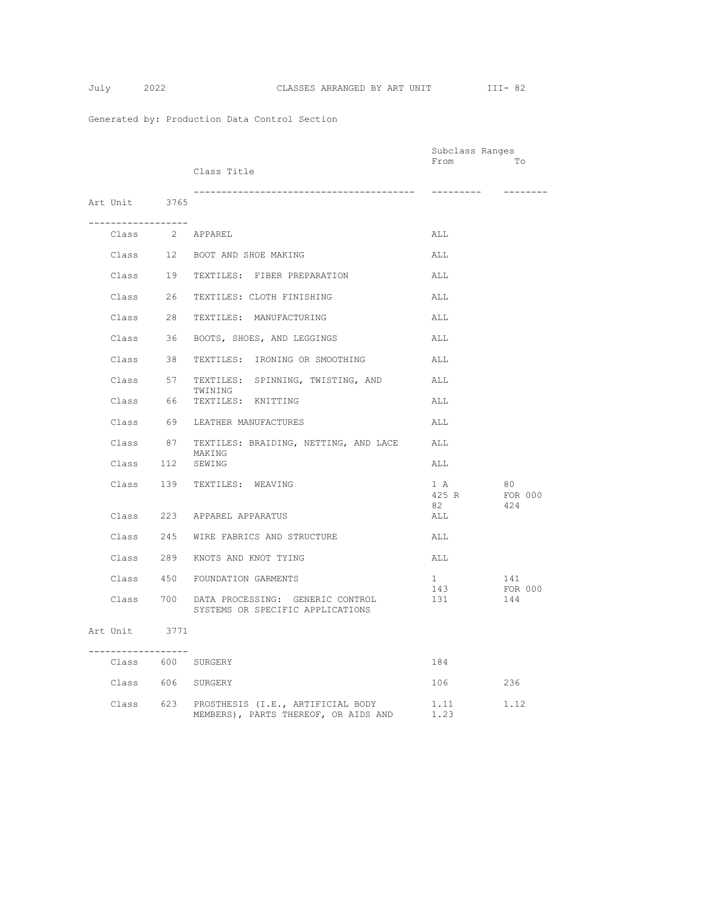Generated by: Production Data Control Section

## CLASSES ARRANGED BY ART UNIT

### Art Unit 3765

| | | Class Title | Subclass Ranges From | To |
|---|---|---|---|---|
| Class | 2 | APPAREL | ALL | |
| Class | 12 | BOOT AND SHOE MAKING | ALL | |
| Class | 19 | TEXTILES: FIBER PREPARATION | ALL | |
| Class | 26 | TEXTILES: CLOTH FINISHING | ALL | |
| Class | 28 | TEXTILES: MANUFACTURING | ALL | |
| Class | 36 | BOOTS, SHOES, AND LEGGINGS | ALL | |
| Class | 38 | TEXTILES: IRONING OR SMOOTHING | ALL | |
| Class | 57 | TEXTILES: SPINNING, TWISTING, AND TWINING | ALL | |
| Class | 66 | TEXTILES: KNITTING | ALL | |
| Class | 69 | LEATHER MANUFACTURES | ALL | |
| Class | 87 | TEXTILES: BRAIDING, NETTING, AND LACE MAKING | ALL | |
| Class | 112 | SEWING | ALL | |
| Class | 139 | TEXTILES: WEAVING | 1 A | 80 |
| | | | 425 R | FOR 000 |
| | | | 82 | 424 |
| Class | 223 | APPAREL APPARATUS | ALL | |
| Class | 245 | WIRE FABRICS AND STRUCTURE | ALL | |
| Class | 289 | KNOTS AND KNOT TYING | ALL | |
| Class | 450 | FOUNDATION GARMENTS | 1 | 141 |
| | | | 143 | FOR 000 |
| Class | 700 | DATA PROCESSING: GENERIC CONTROL SYSTEMS OR SPECIFIC APPLICATIONS | 131 | 144 |

### Art Unit 3771

| | | Class Title | Subclass Ranges From | To |
|---|---|---|---|---|
| Class | 600 | SURGERY | 184 | |
| Class | 606 | SURGERY | 106 | 236 |
| Class | 623 | PROSTHESIS (I.E., ARTIFICIAL BODY MEMBERS), PARTS THEREOF, OR AIDS AND | 1.11 | 1.12 |
| | | | 1.23 | |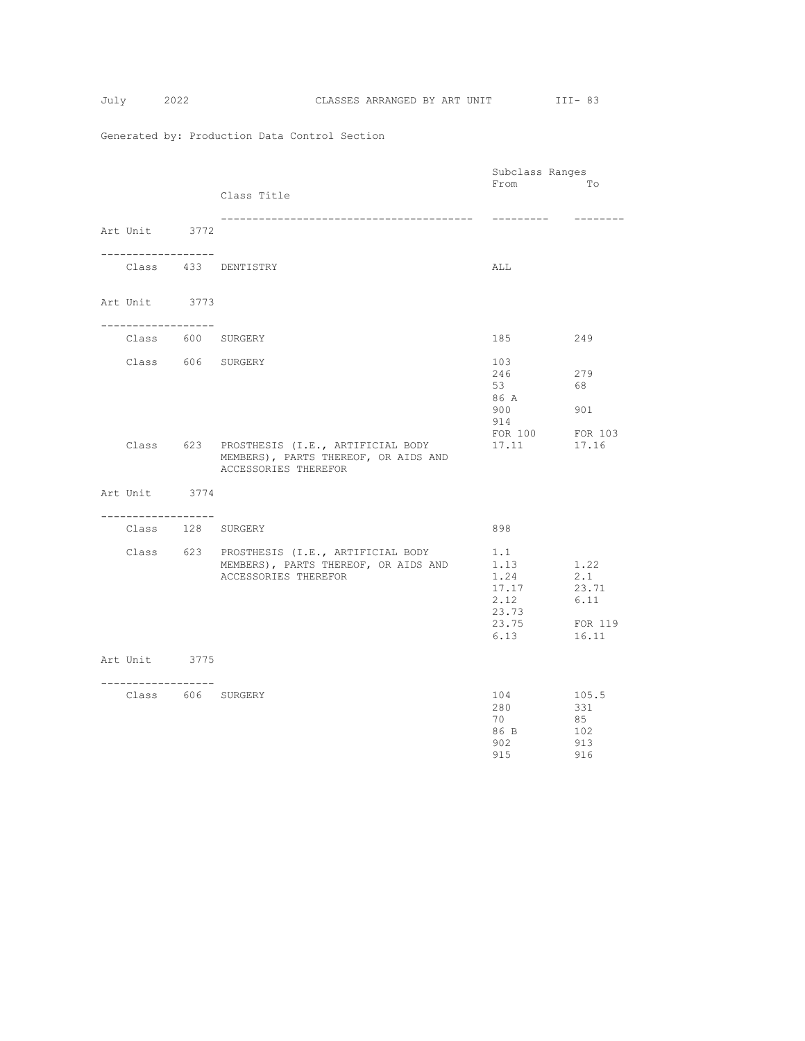Generated by: Production Data Control Section

| Art Unit | Class | Class Title | Subclass Ranges From | To |
|---|---|---|---|---|
| **Art Unit 3772** | | | | |
| | Class 433 | DENTISTRY | ALL | |
| **Art Unit 3773** | | | | |
| | Class 600 | SURGERY | 185 | 249 |
| | Class 606 | SURGERY | 103 | |
| | | | 246 | 279 |
| | | | 53 | 68 |
| | | | 86 A | |
| | | | 900 | 901 |
| | | | 914 | |
| | | | FOR 100 | FOR 103 |
| | Class 623 | PROSTHESIS (I.E., ARTIFICIAL BODY MEMBERS), PARTS THEREOF, OR AIDS AND ACCESSORIES THEREFOR | 17.11 | 17.16 |
| **Art Unit 3774** | | | | |
| | Class 128 | SURGERY | 898 | |
| | Class 623 | PROSTHESIS (I.E., ARTIFICIAL BODY MEMBERS), PARTS THEREOF, OR AIDS AND ACCESSORIES THEREFOR | 1.1 | |
| | | | 1.13 | 1.22 |
| | | | 1.24 | 2.1 |
| | | | 17.17 | 23.71 |
| | | | 2.12 | 6.11 |
| | | | 23.73 | |
| | | | 23.75 | FOR 119 |
| | | | 6.13 | 16.11 |
| **Art Unit 3775** | | | | |
| | Class 606 | SURGERY | 104 | 105.5 |
| | | | 280 | 331 |
| | | | 70 | 85 |
| | | | 86 B | 102 |
| | | | 902 | 913 |
| | | | 915 | 916 |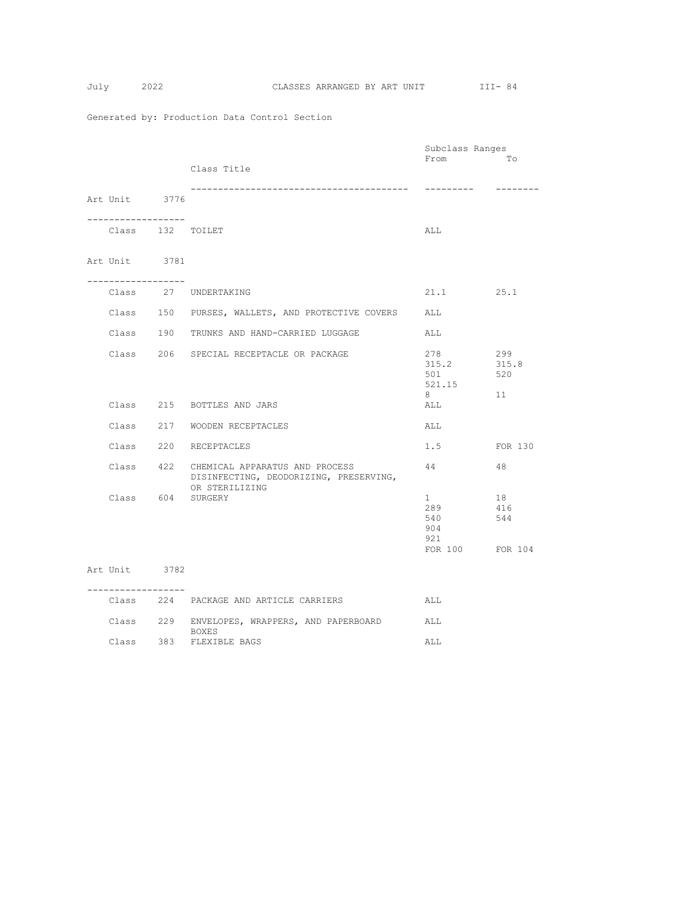Generated by: Production Data Control Section

| | | Class Title | Subclass Ranges From | To |
|---|---|---|---|---|
| **Art Unit 3776** | | | | |
| Class | 132 | TOILET | ALL | |
| **Art Unit 3781** | | | | |
| Class | 27 | UNDERTAKING | 21.1 | 25.1 |
| Class | 150 | PURSES, WALLETS, AND PROTECTIVE COVERS | ALL | |
| Class | 190 | TRUNKS AND HAND-CARRIED LUGGAGE | ALL | |
| Class | 206 | SPECIAL RECEPTACLE OR PACKAGE | 278 | 299 |
| | | | 315.2 | 315.8 |
| | | | 501 | 520 |
| | | | 521.15 | |
| | | | 8 | 11 |
| Class | 215 | BOTTLES AND JARS | ALL | |
| Class | 217 | WOODEN RECEPTACLES | ALL | |
| Class | 220 | RECEPTACLES | 1.5 | FOR 130 |
| Class | 422 | CHEMICAL APPARATUS AND PROCESS DISINFECTING, DEODORIZING, PRESERVING, OR STERILIZING | 44 | 48 |
| Class | 604 | SURGERY | 1 | 18 |
| | | | 289 | 416 |
| | | | 540 | 544 |
| | | | 904 | |
| | | | 921 | |
| | | | FOR 100 | FOR 104 |
| **Art Unit 3782** | | | | |
| Class | 224 | PACKAGE AND ARTICLE CARRIERS | ALL | |
| Class | 229 | ENVELOPES, WRAPPERS, AND PAPERBOARD BOXES | ALL | |
| Class | 383 | FLEXIBLE BAGS | ALL | |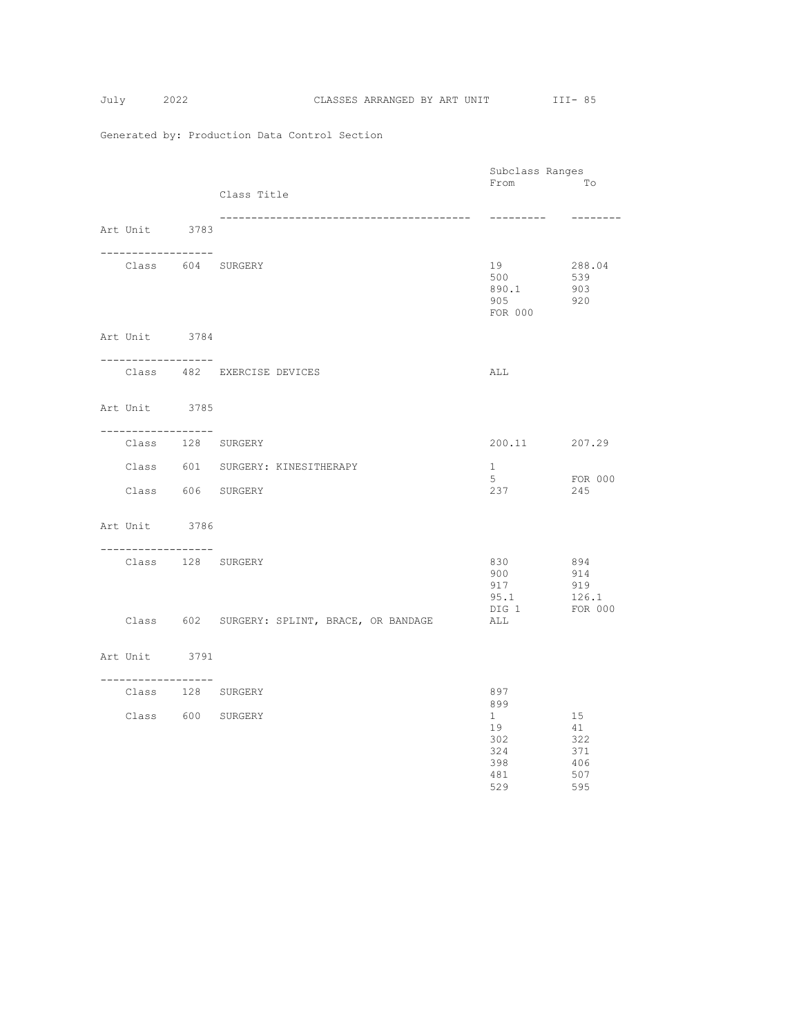Generated by: Production Data Control Section

| | | Class Title | Subclass Ranges From | To |
|---|---|---|---|---|
| **Art Unit 3783** | | | | |
| Class | 604 | SURGERY | 19 | 288.04 |
| | | | 500 | 539 |
| | | | 890.1 | 903 |
| | | | 905 | 920 |
| | | | FOR 000 | |
| **Art Unit 3784** | | | | |
| Class | 482 | EXERCISE DEVICES | ALL | |
| **Art Unit 3785** | | | | |
| Class | 128 | SURGERY | 200.11 | 207.29 |
| Class | 601 | SURGERY: KINESITHERAPY | 1 | |
| | | | 5 | FOR 000 |
| Class | 606 | SURGERY | 237 | 245 |
| **Art Unit 3786** | | | | |
| Class | 128 | SURGERY | 830 | 894 |
| | | | 900 | 914 |
| | | | 917 | 919 |
| | | | 95.1 | 126.1 |
| | | | DIG 1 | FOR 000 |
| Class | 602 | SURGERY: SPLINT, BRACE, OR BANDAGE | ALL | |
| **Art Unit 3791** | | | | |
| Class | 128 | SURGERY | 897 | |
| | | | 899 | |
| Class | 600 | SURGERY | 1 | 15 |
| | | | 19 | 41 |
| | | | 302 | 322 |
| | | | 324 | 371 |
| | | | 398 | 406 |
| | | | 481 | 507 |
| | | | 529 | 595 |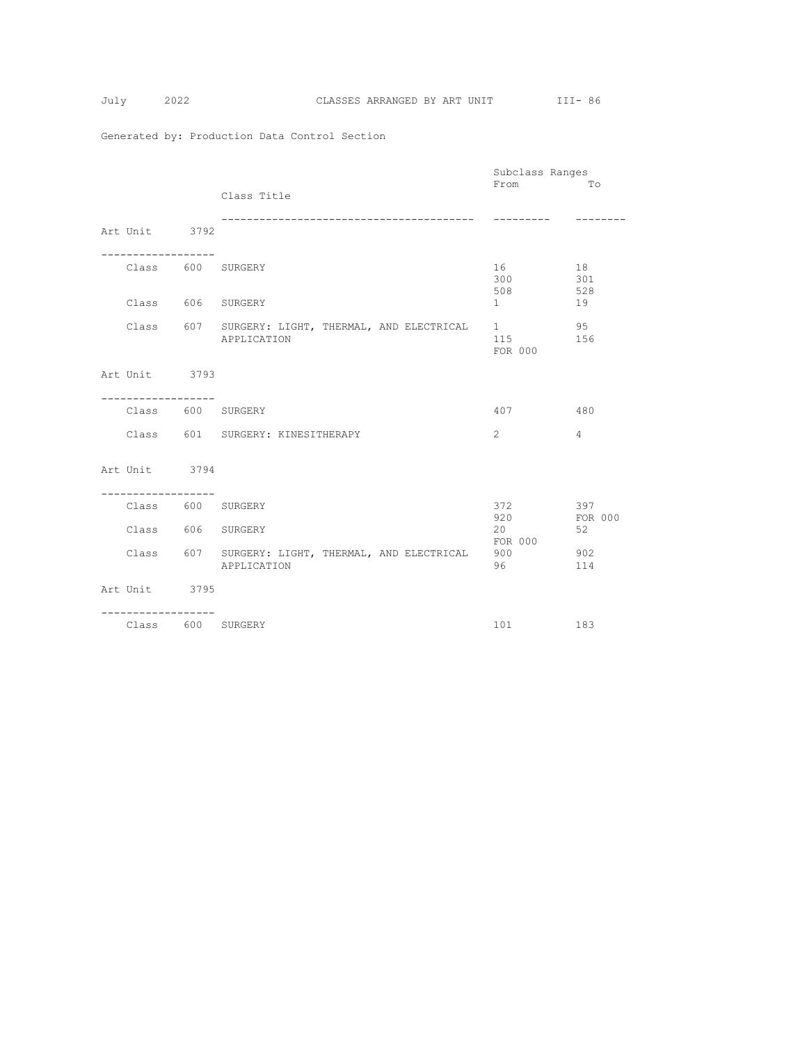Generated by: Production Data Control Section

| | | Class Title | Subclass Ranges From | To |
|---|---|---|---|---|
| **Art Unit 3792** | | | | |
| Class | 600 | SURGERY | 16 | 18 |
| | | | 300 | 301 |
| | | | 508 | 528 |
| Class | 606 | SURGERY | 1 | 19 |
| Class | 607 | SURGERY: LIGHT, THERMAL, AND ELECTRICAL APPLICATION | 1 | 95 |
| | | | 115 | 156 |
| | | | FOR 000 | |
| **Art Unit 3793** | | | | |
| Class | 600 | SURGERY | 407 | 480 |
| Class | 601 | SURGERY: KINESITHERAPY | 2 | 4 |
| **Art Unit 3794** | | | | |
| Class | 600 | SURGERY | 372 | 397 |
| | | | 920 | FOR 000 |
| Class | 606 | SURGERY | 20 | 52 |
| | | | FOR 000 | |
| Class | 607 | SURGERY: LIGHT, THERMAL, AND ELECTRICAL APPLICATION | 900 | 902 |
| | | | 96 | 114 |
| **Art Unit 3795** | | | | |
| Class | 600 | SURGERY | 101 | 183 |